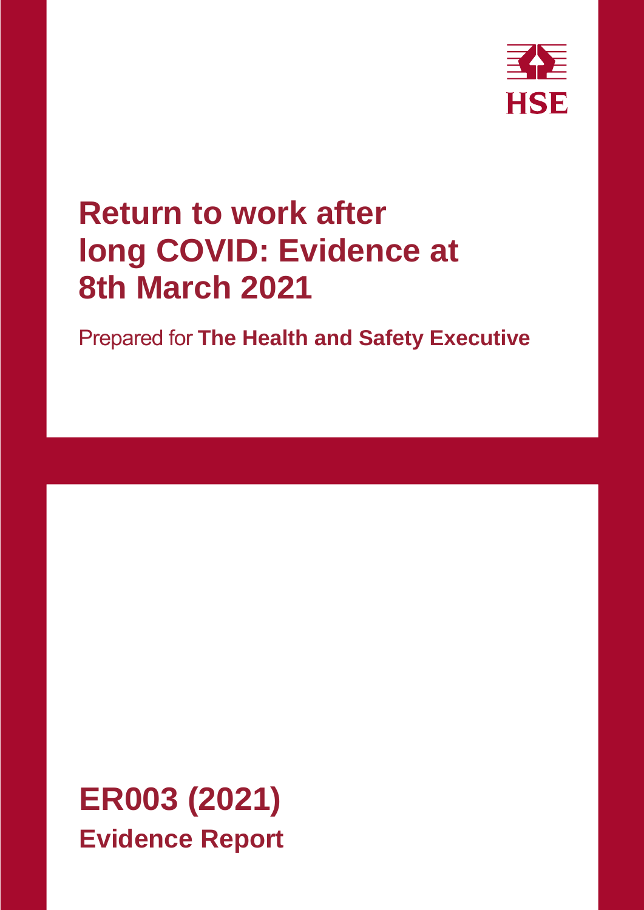HSE

# Return to work after long COVID: Evidence at 8th March 2021

Prepared for **The Health and Safety Executive**

## ER003 (2021)

**Evidence Report**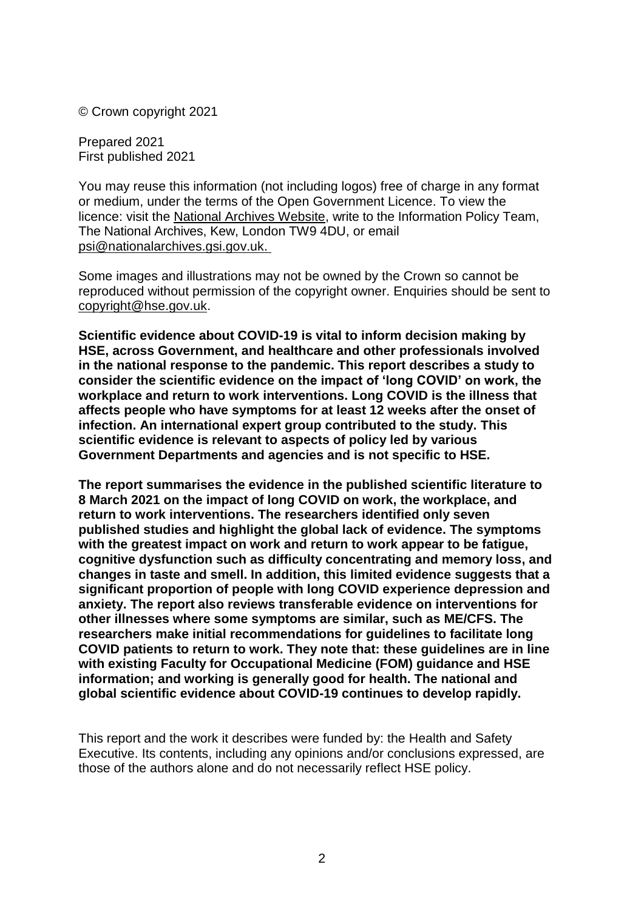© Crown copyright 2021

Prepared 2021
First published 2021

You may reuse this information (not including logos) free of charge in any format or medium, under the terms of the Open Government Licence. To view the licence: visit the National Archives Website, write to the Information Policy Team, The National Archives, Kew, London TW9 4DU, or email psi@nationalarchives.gsi.gov.uk.

Some images and illustrations may not be owned by the Crown so cannot be reproduced without permission of the copyright owner. Enquiries should be sent to copyright@hse.gov.uk.

**Scientific evidence about COVID-19 is vital to inform decision making by HSE, across Government, and healthcare and other professionals involved in the national response to the pandemic. This report describes a study to consider the scientific evidence on the impact of 'long COVID' on work, the workplace and return to work interventions. Long COVID is the illness that affects people who have symptoms for at least 12 weeks after the onset of infection. An international expert group contributed to the study. This scientific evidence is relevant to aspects of policy led by various Government Departments and agencies and is not specific to HSE.**

**The report summarises the evidence in the published scientific literature to 8 March 2021 on the impact of long COVID on work, the workplace, and return to work interventions. The researchers identified only seven published studies and highlight the global lack of evidence. The symptoms with the greatest impact on work and return to work appear to be fatigue, cognitive dysfunction such as difficulty concentrating and memory loss, and changes in taste and smell. In addition, this limited evidence suggests that a significant proportion of people with long COVID experience depression and anxiety. The report also reviews transferable evidence on interventions for other illnesses where some symptoms are similar, such as ME/CFS. The researchers make initial recommendations for guidelines to facilitate long COVID patients to return to work. They note that: these guidelines are in line with existing Faculty for Occupational Medicine (FOM) guidance and HSE information; and working is generally good for health. The national and global scientific evidence about COVID-19 continues to develop rapidly.**

This report and the work it describes were funded by: the Health and Safety Executive. Its contents, including any opinions and/or conclusions expressed, are those of the authors alone and do not necessarily reflect HSE policy.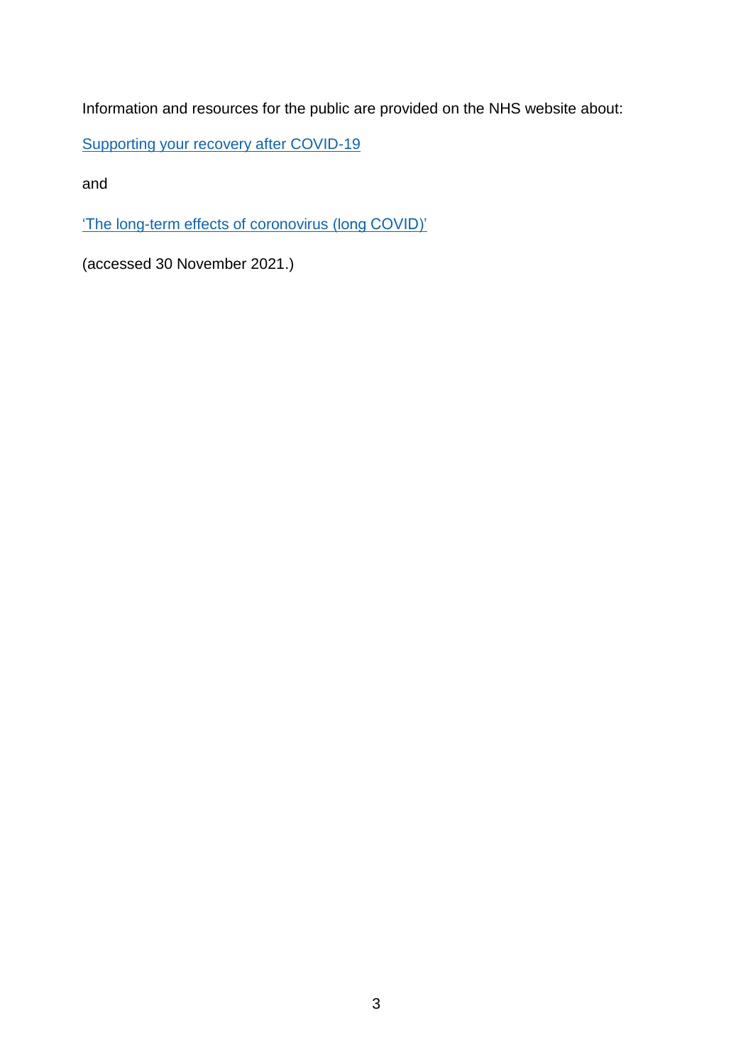Information and resources for the public are provided on the NHS website about:

Supporting your recovery after COVID-19

and

'The long-term effects of coronovirus (long COVID)'

(accessed 30 November 2021.)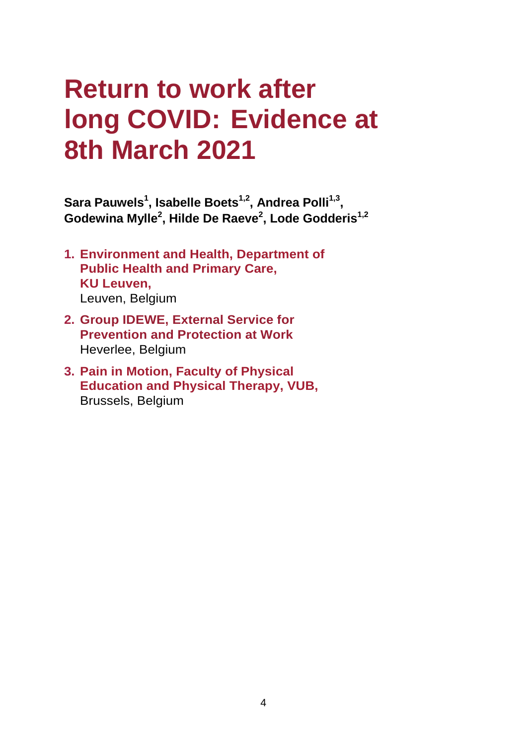# Return to work after long COVID: Evidence at 8th March 2021

**Sara Pauwels[1], Isabelle Boets[1,2], Andrea Polli[1,3], Godewina Mylle[2], Hilde De Raeve[2], Lode Godderis[1,2]**

1. **Environment and Health, Department of Public Health and Primary Care, KU Leuven,**
   Leuven, Belgium
2. **Group IDEWE, External Service for Prevention and Protection at Work**
   Heverlee, Belgium
3. **Pain in Motion, Faculty of Physical Education and Physical Therapy, VUB,**
   Brussels, Belgium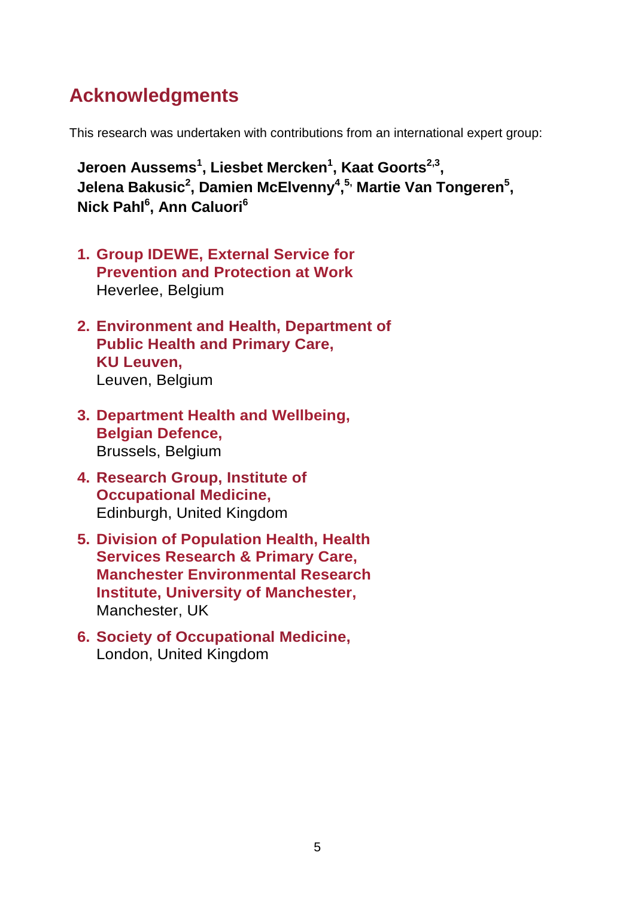## Acknowledgments

This research was undertaken with contributions from an international expert group:

**Jeroen Aussems[1], Liesbet Mercken[1], Kaat Goorts[2,3], Jelena Bakusic[2], Damien McElvenny[4,5], Martie Van Tongeren[5], Nick Pahl[6], Ann Caluori[6]**

1. **Group IDEWE, External Service for Prevention and Protection at Work**
   Heverlee, Belgium

2. **Environment and Health, Department of Public Health and Primary Care, KU Leuven,**
   Leuven, Belgium

3. **Department Health and Wellbeing, Belgian Defence,**
   Brussels, Belgium

4. **Research Group, Institute of Occupational Medicine,**
   Edinburgh, United Kingdom

5. **Division of Population Health, Health Services Research & Primary Care, Manchester Environmental Research Institute, University of Manchester,**
   Manchester, UK

6. **Society of Occupational Medicine,**
   London, United Kingdom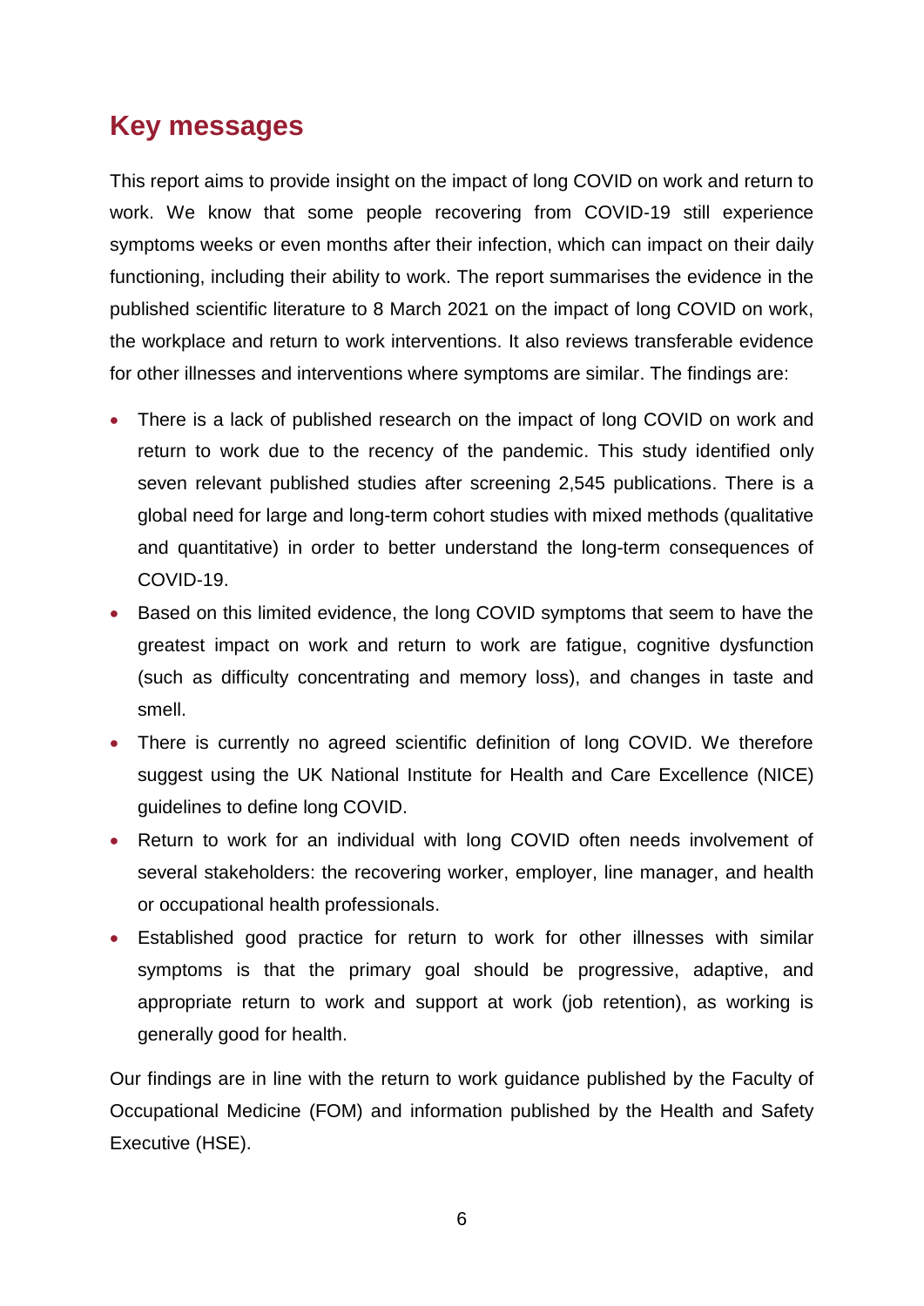## Key messages

This report aims to provide insight on the impact of long COVID on work and return to work. We know that some people recovering from COVID-19 still experience symptoms weeks or even months after their infection, which can impact on their daily functioning, including their ability to work. The report summarises the evidence in the published scientific literature to 8 March 2021 on the impact of long COVID on work, the workplace and return to work interventions. It also reviews transferable evidence for other illnesses and interventions where symptoms are similar. The findings are:

- There is a lack of published research on the impact of long COVID on work and return to work due to the recency of the pandemic. This study identified only seven relevant published studies after screening 2,545 publications. There is a global need for large and long-term cohort studies with mixed methods (qualitative and quantitative) in order to better understand the long-term consequences of COVID-19.
- Based on this limited evidence, the long COVID symptoms that seem to have the greatest impact on work and return to work are fatigue, cognitive dysfunction (such as difficulty concentrating and memory loss), and changes in taste and smell.
- There is currently no agreed scientific definition of long COVID. We therefore suggest using the UK National Institute for Health and Care Excellence (NICE) guidelines to define long COVID.
- Return to work for an individual with long COVID often needs involvement of several stakeholders: the recovering worker, employer, line manager, and health or occupational health professionals.
- Established good practice for return to work for other illnesses with similar symptoms is that the primary goal should be progressive, adaptive, and appropriate return to work and support at work (job retention), as working is generally good for health.

Our findings are in line with the return to work guidance published by the Faculty of Occupational Medicine (FOM) and information published by the Health and Safety Executive (HSE).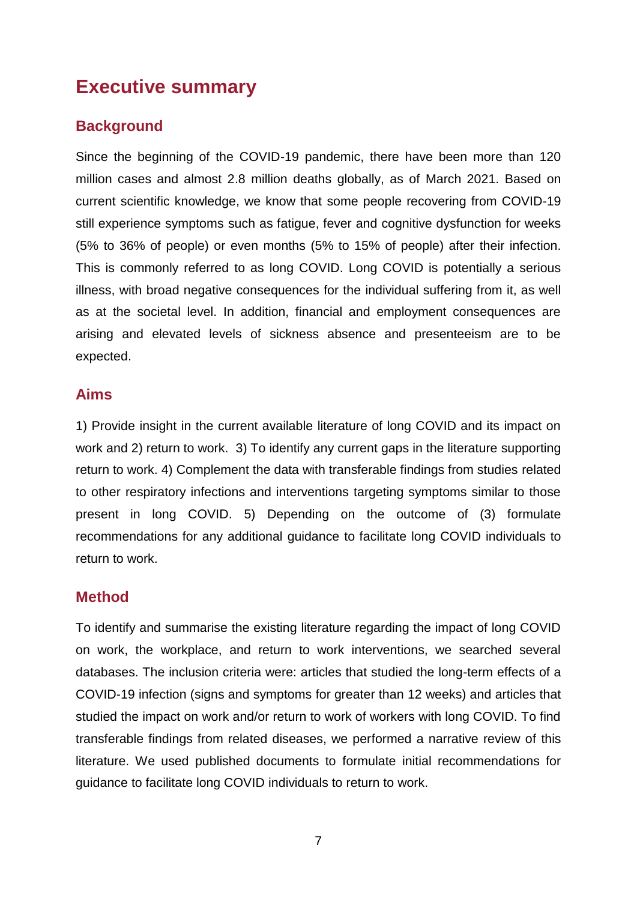# Executive summary

## Background

Since the beginning of the COVID-19 pandemic, there have been more than 120 million cases and almost 2.8 million deaths globally, as of March 2021. Based on current scientific knowledge, we know that some people recovering from COVID-19 still experience symptoms such as fatigue, fever and cognitive dysfunction for weeks (5% to 36% of people) or even months (5% to 15% of people) after their infection. This is commonly referred to as long COVID. Long COVID is potentially a serious illness, with broad negative consequences for the individual suffering from it, as well as at the societal level. In addition, financial and employment consequences are arising and elevated levels of sickness absence and presenteeism are to be expected.

## Aims

1) Provide insight in the current available literature of long COVID and its impact on work and 2) return to work. 3) To identify any current gaps in the literature supporting return to work. 4) Complement the data with transferable findings from studies related to other respiratory infections and interventions targeting symptoms similar to those present in long COVID. 5) Depending on the outcome of (3) formulate recommendations for any additional guidance to facilitate long COVID individuals to return to work.

## Method

To identify and summarise the existing literature regarding the impact of long COVID on work, the workplace, and return to work interventions, we searched several databases. The inclusion criteria were: articles that studied the long-term effects of a COVID-19 infection (signs and symptoms for greater than 12 weeks) and articles that studied the impact on work and/or return to work of workers with long COVID. To find transferable findings from related diseases, we performed a narrative review of this literature. We used published documents to formulate initial recommendations for guidance to facilitate long COVID individuals to return to work.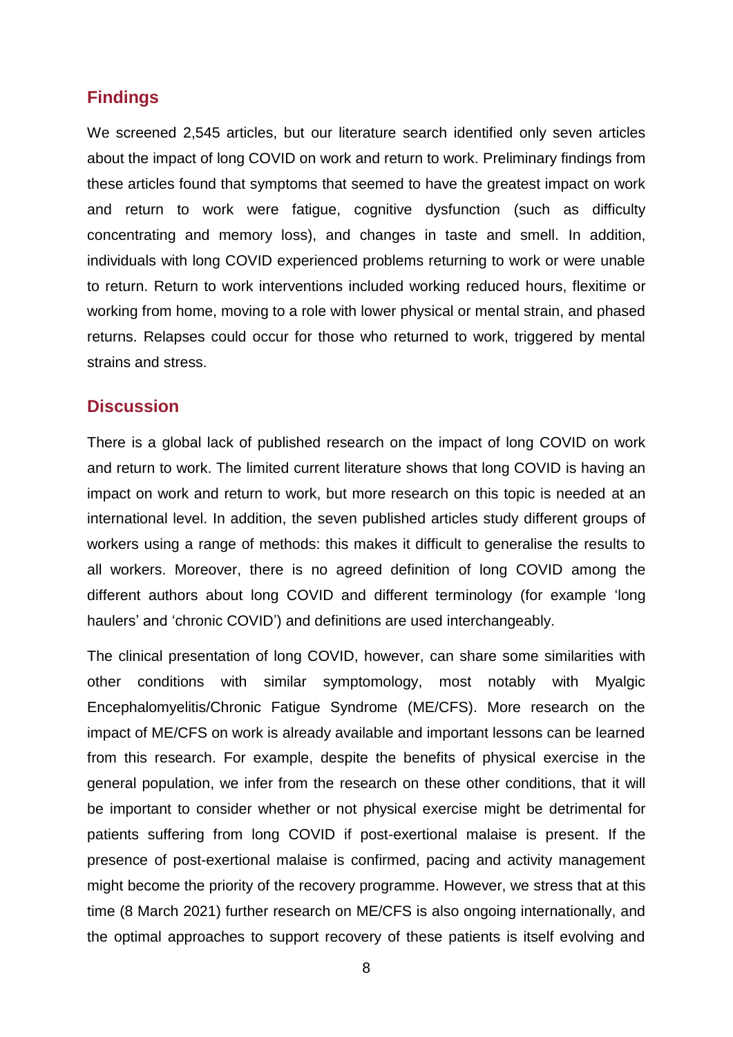## Findings

We screened 2,545 articles, but our literature search identified only seven articles about the impact of long COVID on work and return to work. Preliminary findings from these articles found that symptoms that seemed to have the greatest impact on work and return to work were fatigue, cognitive dysfunction (such as difficulty concentrating and memory loss), and changes in taste and smell. In addition, individuals with long COVID experienced problems returning to work or were unable to return. Return to work interventions included working reduced hours, flexitime or working from home, moving to a role with lower physical or mental strain, and phased returns. Relapses could occur for those who returned to work, triggered by mental strains and stress.

## Discussion

There is a global lack of published research on the impact of long COVID on work and return to work. The limited current literature shows that long COVID is having an impact on work and return to work, but more research on this topic is needed at an international level. In addition, the seven published articles study different groups of workers using a range of methods: this makes it difficult to generalise the results to all workers. Moreover, there is no agreed definition of long COVID among the different authors about long COVID and different terminology (for example 'long haulers' and 'chronic COVID') and definitions are used interchangeably.

The clinical presentation of long COVID, however, can share some similarities with other conditions with similar symptomology, most notably with Myalgic Encephalomyelitis/Chronic Fatigue Syndrome (ME/CFS). More research on the impact of ME/CFS on work is already available and important lessons can be learned from this research. For example, despite the benefits of physical exercise in the general population, we infer from the research on these other conditions, that it will be important to consider whether or not physical exercise might be detrimental for patients suffering from long COVID if post-exertional malaise is present. If the presence of post-exertional malaise is confirmed, pacing and activity management might become the priority of the recovery programme. However, we stress that at this time (8 March 2021) further research on ME/CFS is also ongoing internationally, and the optimal approaches to support recovery of these patients is itself evolving and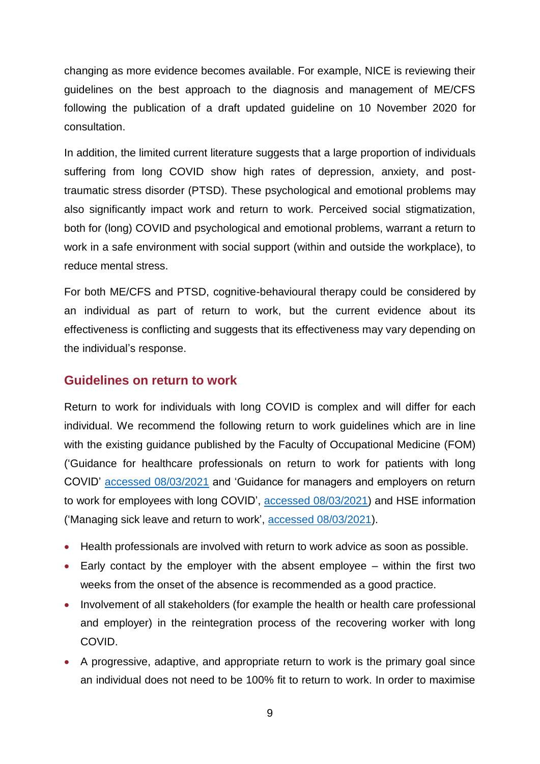changing as more evidence becomes available. For example, NICE is reviewing their guidelines on the best approach to the diagnosis and management of ME/CFS following the publication of a draft updated guideline on 10 November 2020 for consultation.

In addition, the limited current literature suggests that a large proportion of individuals suffering from long COVID show high rates of depression, anxiety, and post-traumatic stress disorder (PTSD). These psychological and emotional problems may also significantly impact work and return to work. Perceived social stigmatization, both for (long) COVID and psychological and emotional problems, warrant a return to work in a safe environment with social support (within and outside the workplace), to reduce mental stress.

For both ME/CFS and PTSD, cognitive-behavioural therapy could be considered by an individual as part of return to work, but the current evidence about its effectiveness is conflicting and suggests that its effectiveness may vary depending on the individual's response.

## Guidelines on return to work

Return to work for individuals with long COVID is complex and will differ for each individual. We recommend the following return to work guidelines which are in line with the existing guidance published by the Faculty of Occupational Medicine (FOM) ('Guidance for healthcare professionals on return to work for patients with long COVID' accessed 08/03/2021 and 'Guidance for managers and employers on return to work for employees with long COVID', accessed 08/03/2021) and HSE information ('Managing sick leave and return to work', accessed 08/03/2021).

- Health professionals are involved with return to work advice as soon as possible.
- Early contact by the employer with the absent employee – within the first two weeks from the onset of the absence is recommended as a good practice.
- Involvement of all stakeholders (for example the health or health care professional and employer) in the reintegration process of the recovering worker with long COVID.
- A progressive, adaptive, and appropriate return to work is the primary goal since an individual does not need to be 100% fit to return to work. In order to maximise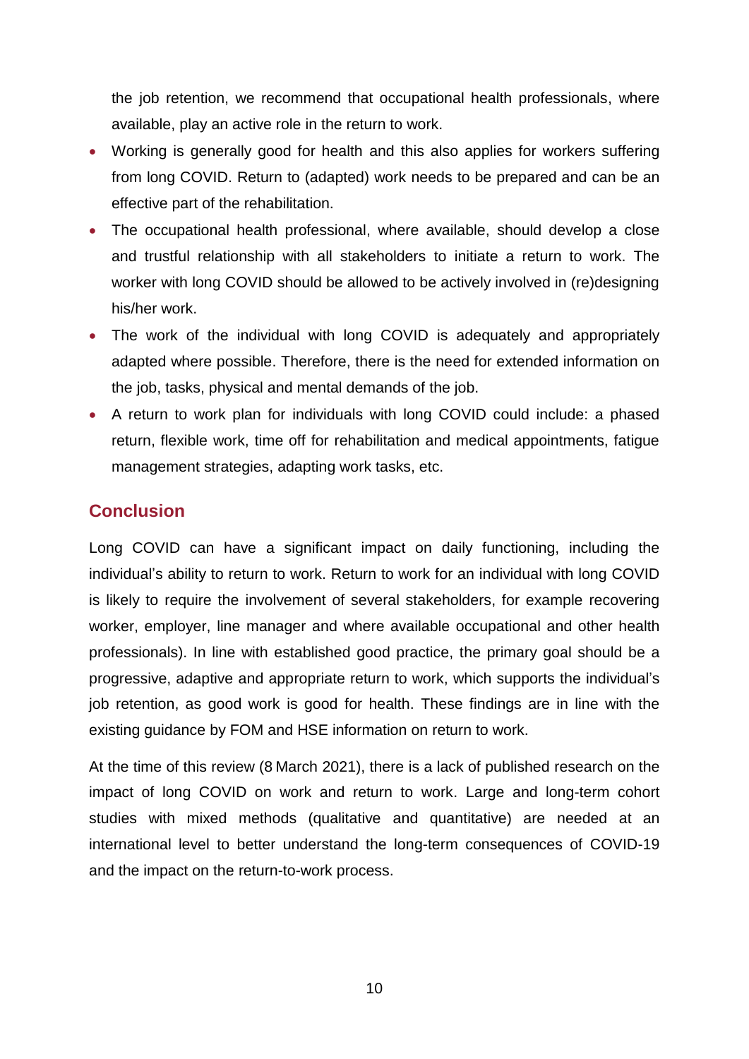the job retention, we recommend that occupational health professionals, where available, play an active role in the return to work.

- Working is generally good for health and this also applies for workers suffering from long COVID. Return to (adapted) work needs to be prepared and can be an effective part of the rehabilitation.
- The occupational health professional, where available, should develop a close and trustful relationship with all stakeholders to initiate a return to work. The worker with long COVID should be allowed to be actively involved in (re)designing his/her work.
- The work of the individual with long COVID is adequately and appropriately adapted where possible. Therefore, there is the need for extended information on the job, tasks, physical and mental demands of the job.
- A return to work plan for individuals with long COVID could include: a phased return, flexible work, time off for rehabilitation and medical appointments, fatigue management strategies, adapting work tasks, etc.

## Conclusion

Long COVID can have a significant impact on daily functioning, including the individual's ability to return to work. Return to work for an individual with long COVID is likely to require the involvement of several stakeholders, for example recovering worker, employer, line manager and where available occupational and other health professionals). In line with established good practice, the primary goal should be a progressive, adaptive and appropriate return to work, which supports the individual's job retention, as good work is good for health. These findings are in line with the existing guidance by FOM and HSE information on return to work.

At the time of this review (8 March 2021), there is a lack of published research on the impact of long COVID on work and return to work. Large and long-term cohort studies with mixed methods (qualitative and quantitative) are needed at an international level to better understand the long-term consequences of COVID-19 and the impact on the return-to-work process.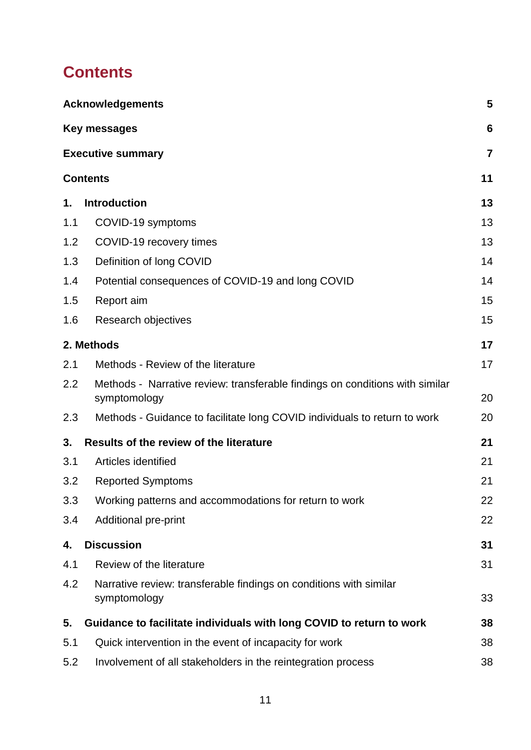# Contents

| | | |
|---|---|---|
| **Acknowledgements** | | **5** |
| **Key messages** | | **6** |
| **Executive summary** | | **7** |
| **Contents** | | **11** |
| **1.** | **Introduction** | **13** |
| 1.1 | COVID-19 symptoms | 13 |
| 1.2 | COVID-19 recovery times | 13 |
| 1.3 | Definition of long COVID | 14 |
| 1.4 | Potential consequences of COVID-19 and long COVID | 14 |
| 1.5 | Report aim | 15 |
| 1.6 | Research objectives | 15 |
| **2.** | **Methods** | **17** |
| 2.1 | Methods - Review of the literature | 17 |
| 2.2 | Methods - Narrative review: transferable findings on conditions with similar symptomology | 20 |
| 2.3 | Methods - Guidance to facilitate long COVID individuals to return to work | 20 |
| **3.** | **Results of the review of the literature** | **21** |
| 3.1 | Articles identified | 21 |
| 3.2 | Reported Symptoms | 21 |
| 3.3 | Working patterns and accommodations for return to work | 22 |
| 3.4 | Additional pre-print | 22 |
| **4.** | **Discussion** | **31** |
| 4.1 | Review of the literature | 31 |
| 4.2 | Narrative review: transferable findings on conditions with similar symptomology | 33 |
| **5.** | **Guidance to facilitate individuals with long COVID to return to work** | **38** |
| 5.1 | Quick intervention in the event of incapacity for work | 38 |
| 5.2 | Involvement of all stakeholders in the reintegration process | 38 |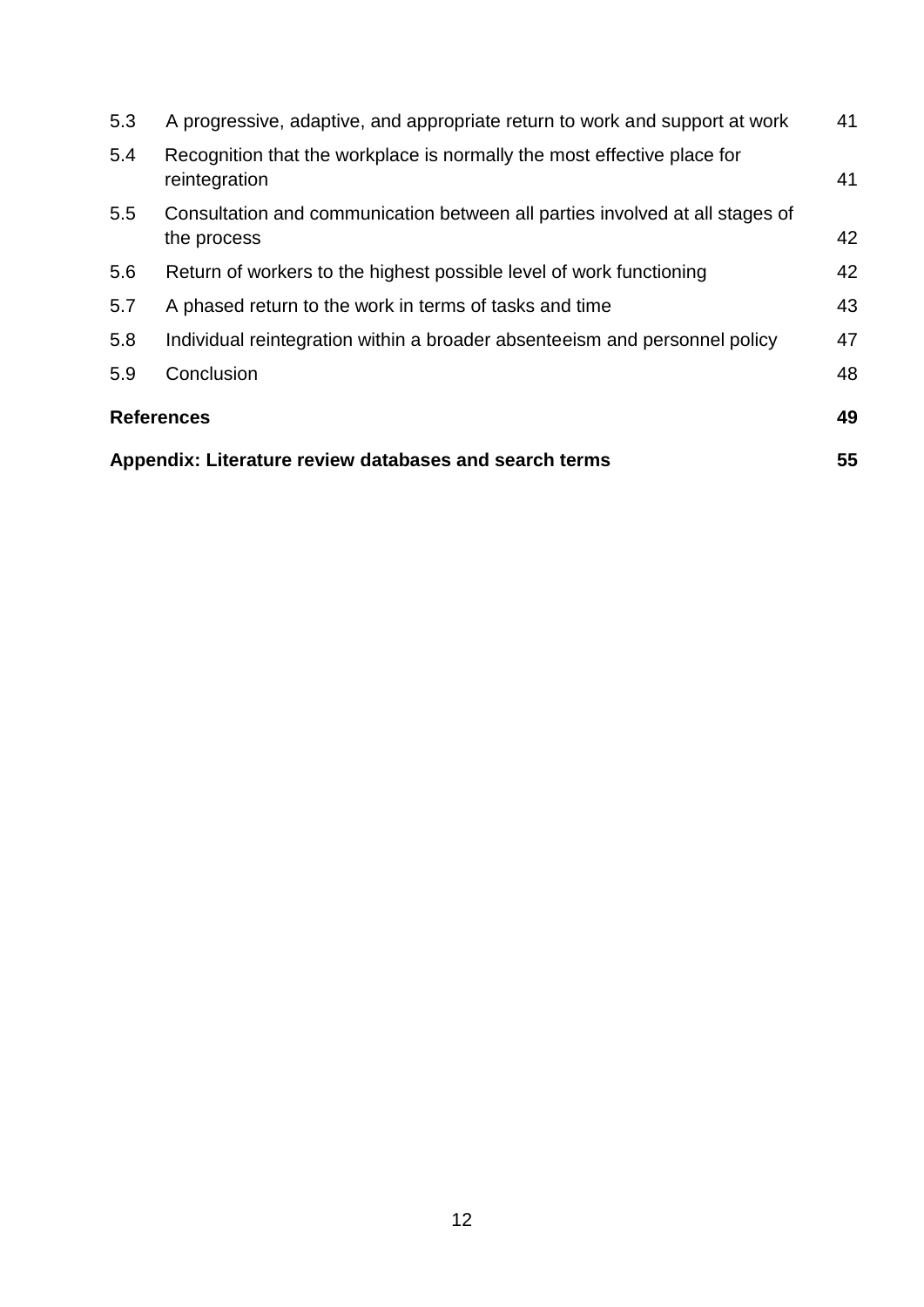| | | |
|---|---|---|
| 5.3 | A progressive, adaptive, and appropriate return to work and support at work | 41 |
| 5.4 | Recognition that the workplace is normally the most effective place for reintegration | 41 |
| 5.5 | Consultation and communication between all parties involved at all stages of the process | 42 |
| 5.6 | Return of workers to the highest possible level of work functioning | 42 |
| 5.7 | A phased return to the work in terms of tasks and time | 43 |
| 5.8 | Individual reintegration within a broader absenteeism and personnel policy | 47 |
| 5.9 | Conclusion | 48 |
| **References** | | **49** |
| **Appendix: Literature review databases and search terms** | | **55** |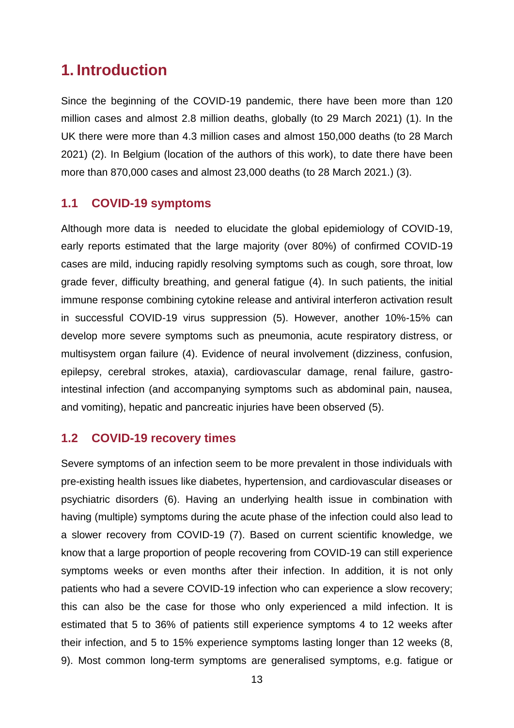# 1. Introduction

Since the beginning of the COVID-19 pandemic, there have been more than 120 million cases and almost 2.8 million deaths, globally (to 29 March 2021) (1). In the UK there were more than 4.3 million cases and almost 150,000 deaths (to 28 March 2021) (2). In Belgium (location of the authors of this work), to date there have been more than 870,000 cases and almost 23,000 deaths (to 28 March 2021.) (3).

## 1.1 COVID-19 symptoms

Although more data is needed to elucidate the global epidemiology of COVID-19, early reports estimated that the large majority (over 80%) of confirmed COVID-19 cases are mild, inducing rapidly resolving symptoms such as cough, sore throat, low grade fever, difficulty breathing, and general fatigue (4). In such patients, the initial immune response combining cytokine release and antiviral interferon activation result in successful COVID-19 virus suppression (5). However, another 10%-15% can develop more severe symptoms such as pneumonia, acute respiratory distress, or multisystem organ failure (4). Evidence of neural involvement (dizziness, confusion, epilepsy, cerebral strokes, ataxia), cardiovascular damage, renal failure, gastro-intestinal infection (and accompanying symptoms such as abdominal pain, nausea, and vomiting), hepatic and pancreatic injuries have been observed (5).

## 1.2 COVID-19 recovery times

Severe symptoms of an infection seem to be more prevalent in those individuals with pre-existing health issues like diabetes, hypertension, and cardiovascular diseases or psychiatric disorders (6). Having an underlying health issue in combination with having (multiple) symptoms during the acute phase of the infection could also lead to a slower recovery from COVID-19 (7). Based on current scientific knowledge, we know that a large proportion of people recovering from COVID-19 can still experience symptoms weeks or even months after their infection. In addition, it is not only patients who had a severe COVID-19 infection who can experience a slow recovery; this can also be the case for those who only experienced a mild infection. It is estimated that 5 to 36% of patients still experience symptoms 4 to 12 weeks after their infection, and 5 to 15% experience symptoms lasting longer than 12 weeks (8, 9). Most common long-term symptoms are generalised symptoms, e.g. fatigue or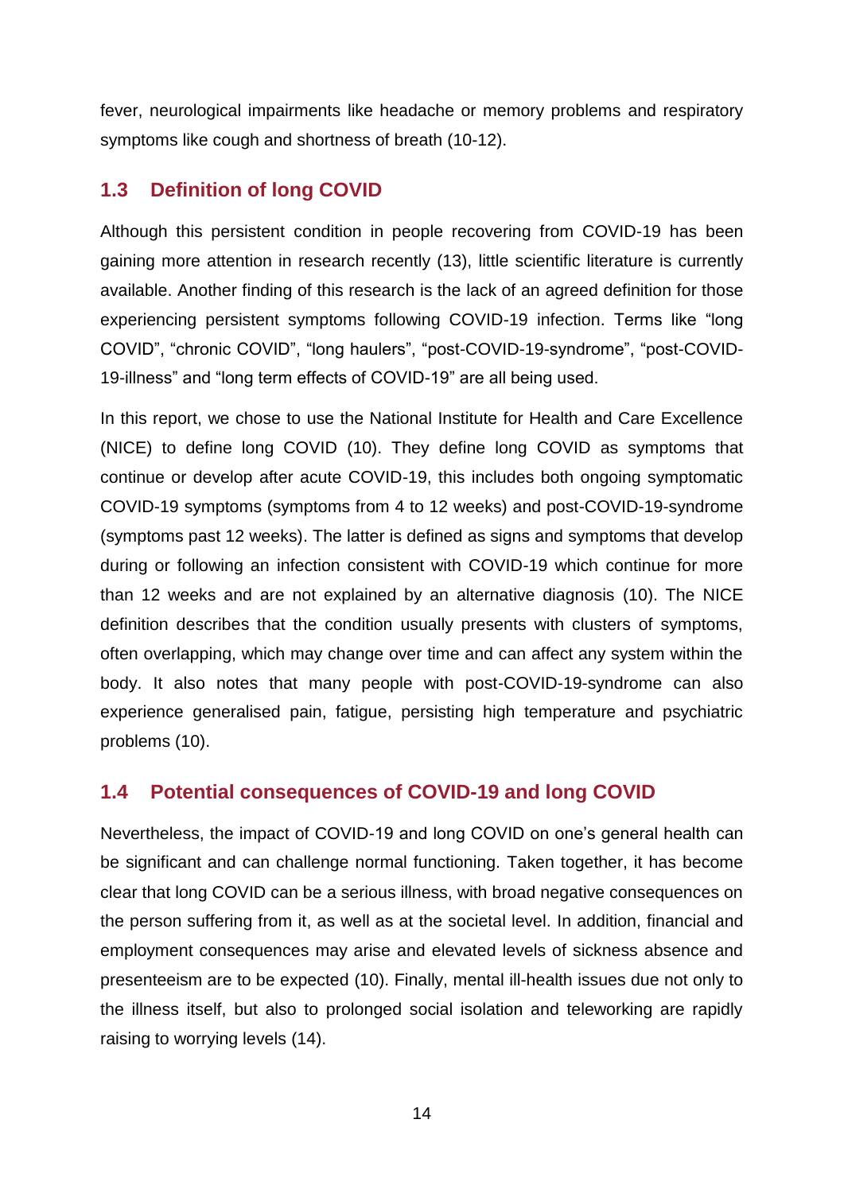fever, neurological impairments like headache or memory problems and respiratory symptoms like cough and shortness of breath (10-12).

## 1.3 Definition of long COVID

Although this persistent condition in people recovering from COVID-19 has been gaining more attention in research recently (13), little scientific literature is currently available. Another finding of this research is the lack of an agreed definition for those experiencing persistent symptoms following COVID-19 infection. Terms like "long COVID", "chronic COVID", "long haulers", "post-COVID-19-syndrome", "post-COVID-19-illness" and "long term effects of COVID-19" are all being used.

In this report, we chose to use the National Institute for Health and Care Excellence (NICE) to define long COVID (10). They define long COVID as symptoms that continue or develop after acute COVID-19, this includes both ongoing symptomatic COVID-19 symptoms (symptoms from 4 to 12 weeks) and post-COVID-19-syndrome (symptoms past 12 weeks). The latter is defined as signs and symptoms that develop during or following an infection consistent with COVID-19 which continue for more than 12 weeks and are not explained by an alternative diagnosis (10). The NICE definition describes that the condition usually presents with clusters of symptoms, often overlapping, which may change over time and can affect any system within the body. It also notes that many people with post-COVID-19-syndrome can also experience generalised pain, fatigue, persisting high temperature and psychiatric problems (10).

## 1.4 Potential consequences of COVID-19 and long COVID

Nevertheless, the impact of COVID-19 and long COVID on one's general health can be significant and can challenge normal functioning. Taken together, it has become clear that long COVID can be a serious illness, with broad negative consequences on the person suffering from it, as well as at the societal level. In addition, financial and employment consequences may arise and elevated levels of sickness absence and presenteeism are to be expected (10). Finally, mental ill-health issues due not only to the illness itself, but also to prolonged social isolation and teleworking are rapidly raising to worrying levels (14).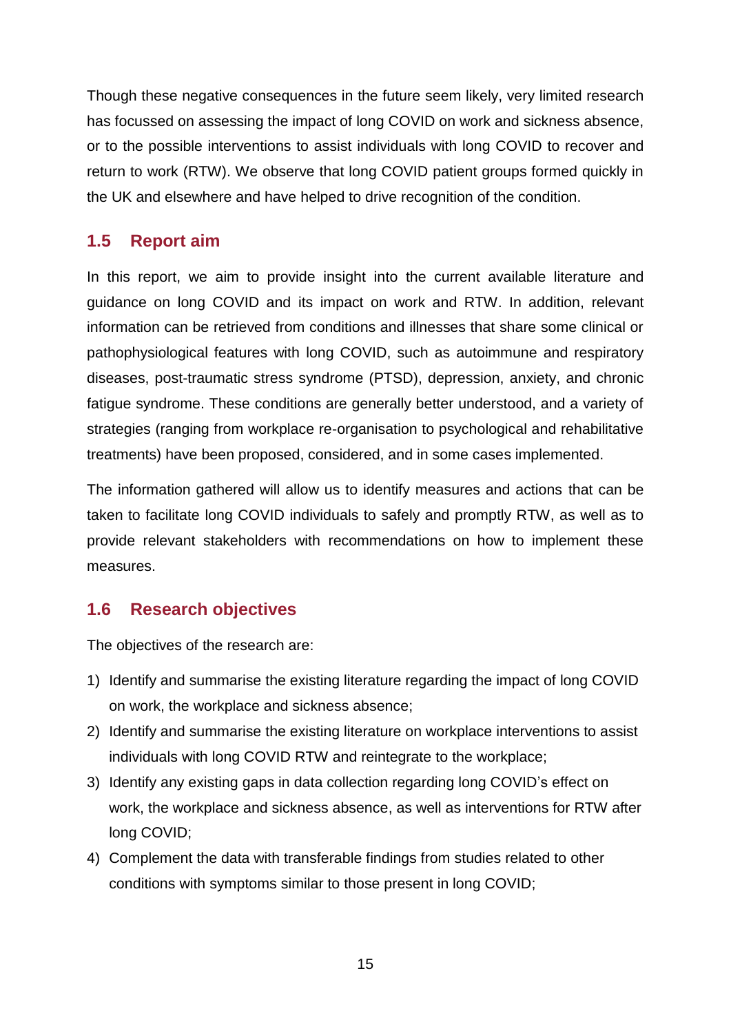Though these negative consequences in the future seem likely, very limited research has focussed on assessing the impact of long COVID on work and sickness absence, or to the possible interventions to assist individuals with long COVID to recover and return to work (RTW). We observe that long COVID patient groups formed quickly in the UK and elsewhere and have helped to drive recognition of the condition.

## 1.5 Report aim

In this report, we aim to provide insight into the current available literature and guidance on long COVID and its impact on work and RTW. In addition, relevant information can be retrieved from conditions and illnesses that share some clinical or pathophysiological features with long COVID, such as autoimmune and respiratory diseases, post-traumatic stress syndrome (PTSD), depression, anxiety, and chronic fatigue syndrome. These conditions are generally better understood, and a variety of strategies (ranging from workplace re-organisation to psychological and rehabilitative treatments) have been proposed, considered, and in some cases implemented.

The information gathered will allow us to identify measures and actions that can be taken to facilitate long COVID individuals to safely and promptly RTW, as well as to provide relevant stakeholders with recommendations on how to implement these measures.

## 1.6 Research objectives

The objectives of the research are:

1) Identify and summarise the existing literature regarding the impact of long COVID on work, the workplace and sickness absence;
2) Identify and summarise the existing literature on workplace interventions to assist individuals with long COVID RTW and reintegrate to the workplace;
3) Identify any existing gaps in data collection regarding long COVID's effect on work, the workplace and sickness absence, as well as interventions for RTW after long COVID;
4) Complement the data with transferable findings from studies related to other conditions with symptoms similar to those present in long COVID;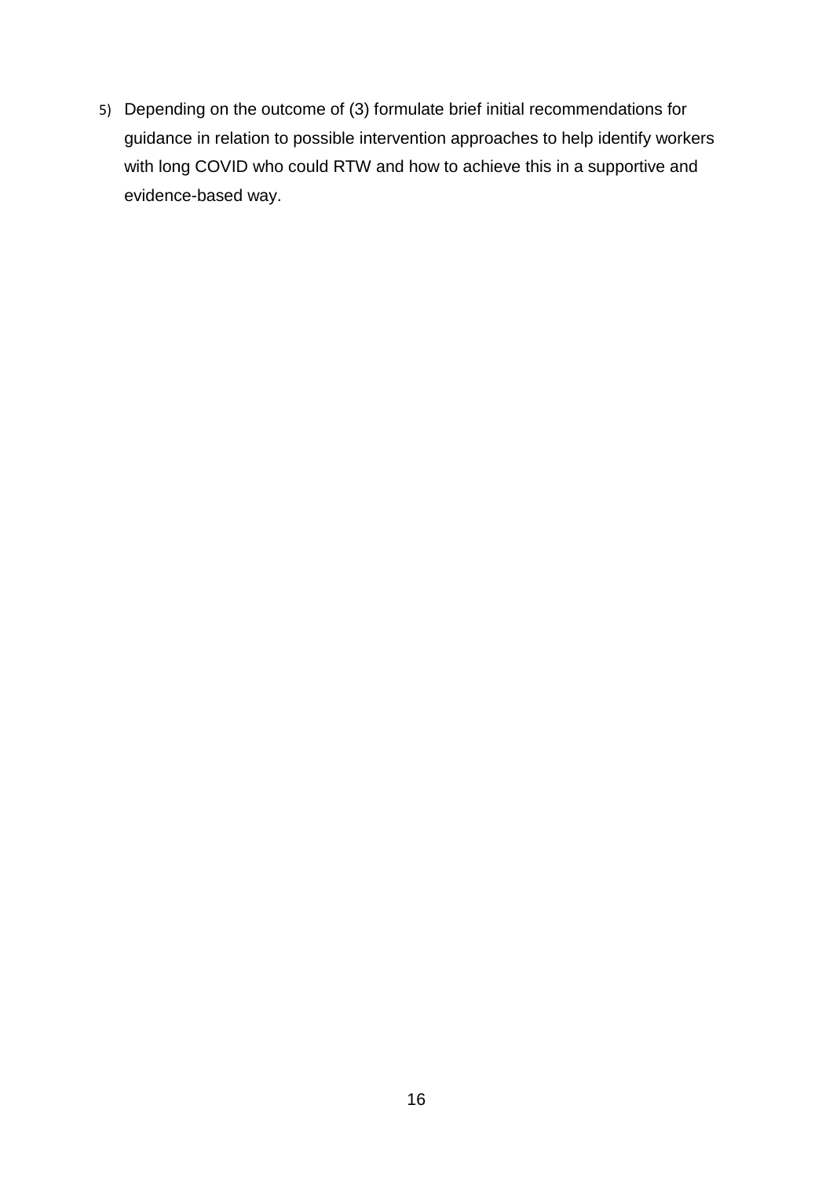5) Depending on the outcome of (3) formulate brief initial recommendations for guidance in relation to possible intervention approaches to help identify workers with long COVID who could RTW and how to achieve this in a supportive and evidence-based way.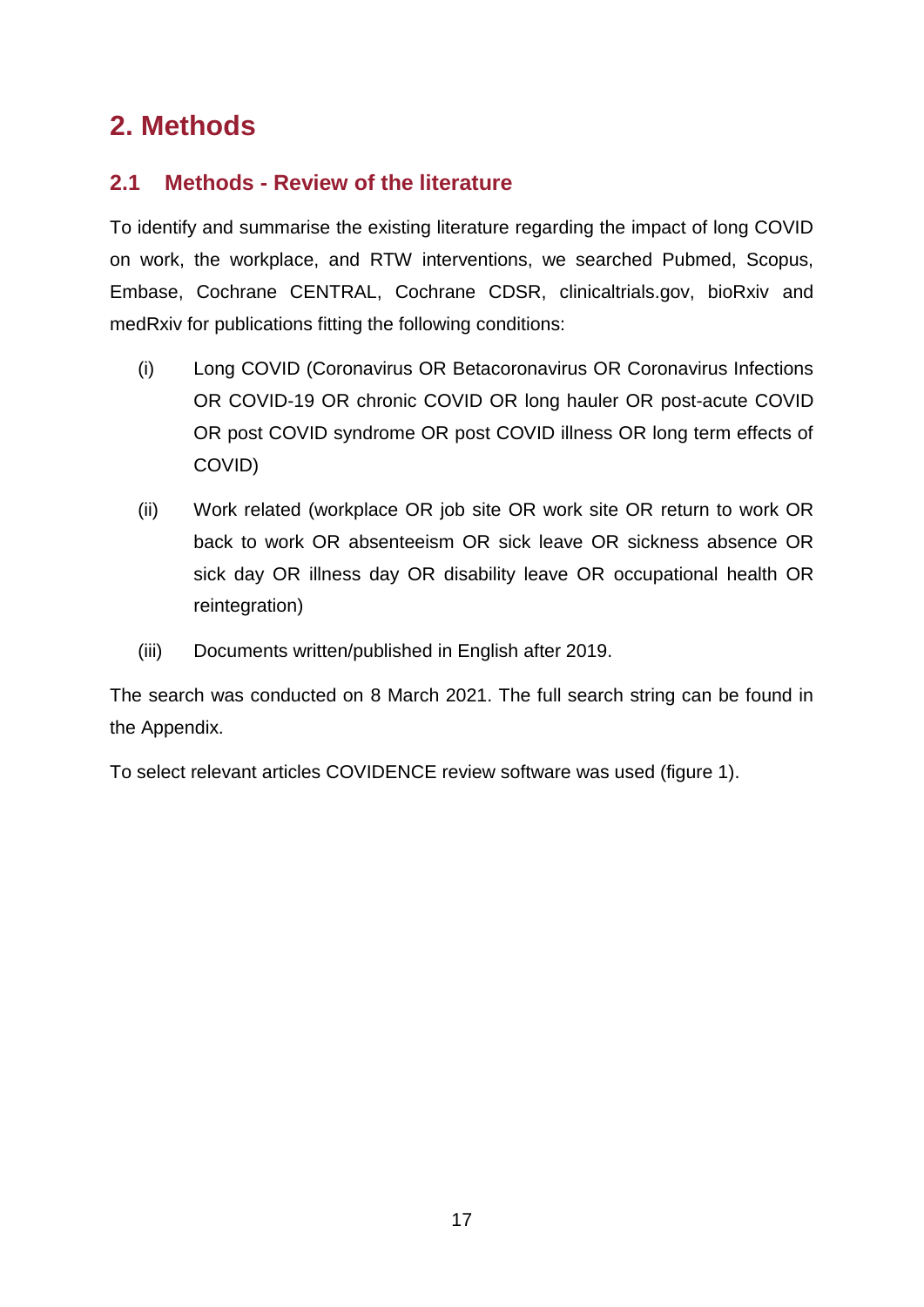# 2. Methods

## 2.1 Methods - Review of the literature

To identify and summarise the existing literature regarding the impact of long COVID on work, the workplace, and RTW interventions, we searched Pubmed, Scopus, Embase, Cochrane CENTRAL, Cochrane CDSR, clinicaltrials.gov, bioRxiv and medRxiv for publications fitting the following conditions:

(i) Long COVID (Coronavirus OR Betacoronavirus OR Coronavirus Infections OR COVID-19 OR chronic COVID OR long hauler OR post-acute COVID OR post COVID syndrome OR post COVID illness OR long term effects of COVID)

(ii) Work related (workplace OR job site OR work site OR return to work OR back to work OR absenteeism OR sick leave OR sickness absence OR sick day OR illness day OR disability leave OR occupational health OR reintegration)

(iii) Documents written/published in English after 2019.

The search was conducted on 8 March 2021. The full search string can be found in the Appendix.

To select relevant articles COVIDENCE review software was used (figure 1).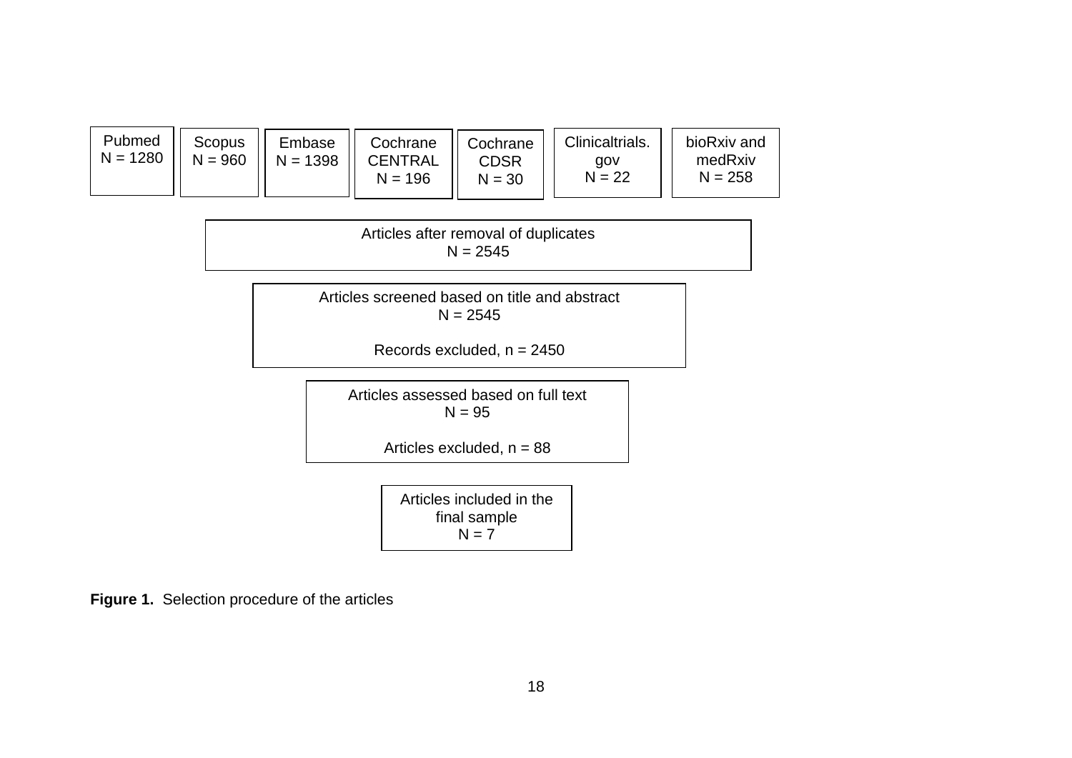Pubmed
N = 1280

Scopus
N = 960

Embase
N = 1398

Cochrane
CENTRAL
N = 196

Cochrane
CDSR
N = 30

Clinicaltrials.
gov
N = 22

bioRxiv and
medRxiv
N = 258

Articles after removal of duplicates
N = 2545

Articles screened based on title and abstract
N = 2545

Records excluded, n = 2450

Articles assessed based on full text
N = 95

Articles excluded, n = 88

Articles included in the
final sample
N = 7

**Figure 1.** Selection procedure of the articles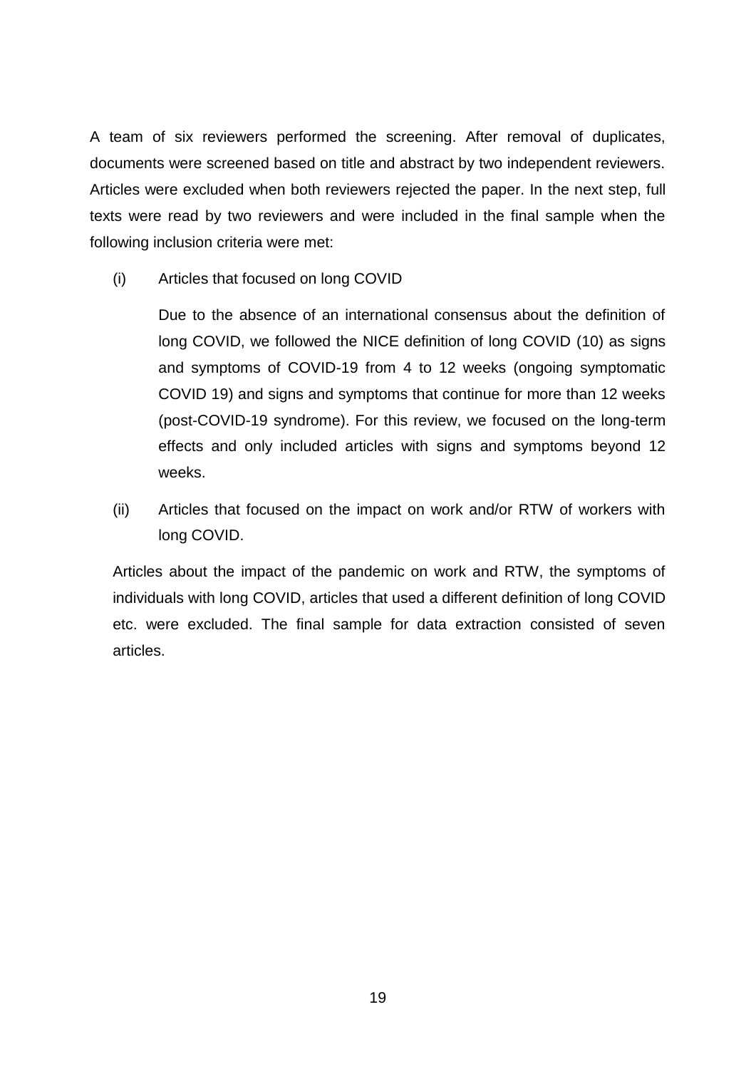A team of six reviewers performed the screening. After removal of duplicates, documents were screened based on title and abstract by two independent reviewers. Articles were excluded when both reviewers rejected the paper. In the next step, full texts were read by two reviewers and were included in the final sample when the following inclusion criteria were met:

(i) Articles that focused on long COVID

Due to the absence of an international consensus about the definition of long COVID, we followed the NICE definition of long COVID (10) as signs and symptoms of COVID-19 from 4 to 12 weeks (ongoing symptomatic COVID 19) and signs and symptoms that continue for more than 12 weeks (post-COVID-19 syndrome). For this review, we focused on the long-term effects and only included articles with signs and symptoms beyond 12 weeks.

(ii) Articles that focused on the impact on work and/or RTW of workers with long COVID.

Articles about the impact of the pandemic on work and RTW, the symptoms of individuals with long COVID, articles that used a different definition of long COVID etc. were excluded. The final sample for data extraction consisted of seven articles.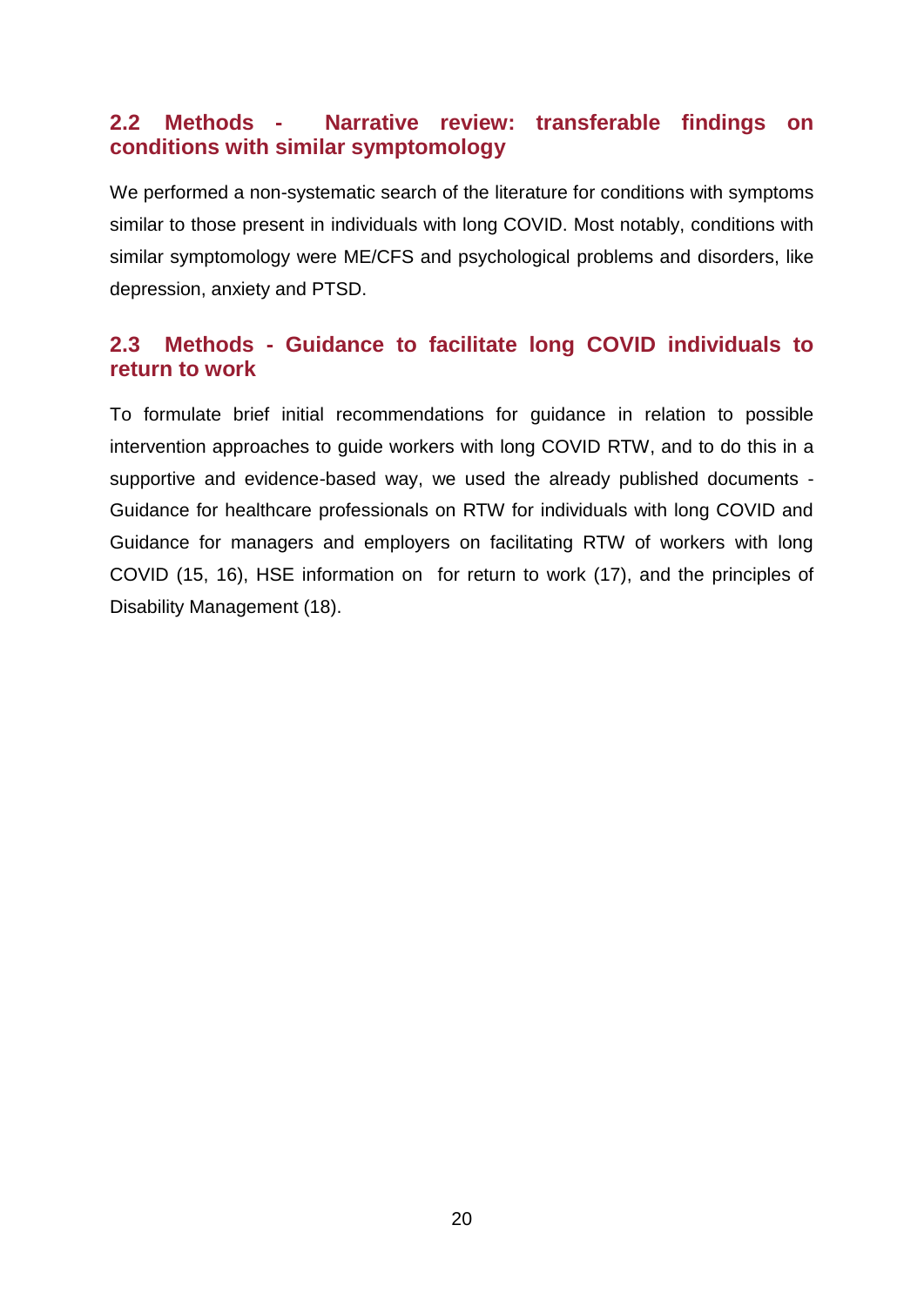### 2.2 Methods - Narrative review: transferable findings on conditions with similar symptomology

We performed a non-systematic search of the literature for conditions with symptoms similar to those present in individuals with long COVID. Most notably, conditions with similar symptomology were ME/CFS and psychological problems and disorders, like depression, anxiety and PTSD.

### 2.3 Methods - Guidance to facilitate long COVID individuals to return to work

To formulate brief initial recommendations for guidance in relation to possible intervention approaches to guide workers with long COVID RTW, and to do this in a supportive and evidence-based way, we used the already published documents - Guidance for healthcare professionals on RTW for individuals with long COVID and Guidance for managers and employers on facilitating RTW of workers with long COVID (15, 16), HSE information on for return to work (17), and the principles of Disability Management (18).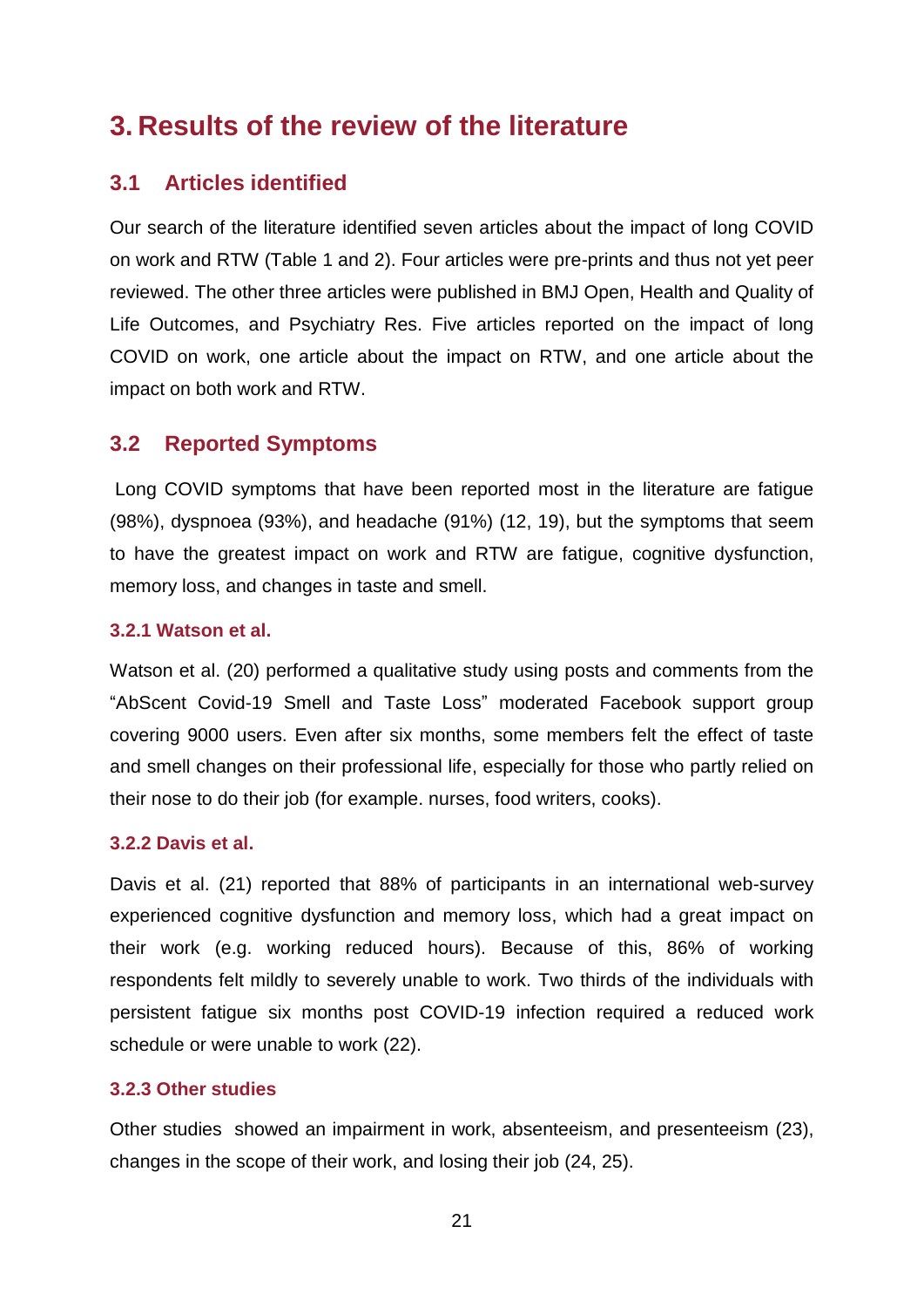# 3. Results of the review of the literature

## 3.1 Articles identified

Our search of the literature identified seven articles about the impact of long COVID on work and RTW (Table 1 and 2). Four articles were pre-prints and thus not yet peer reviewed. The other three articles were published in BMJ Open, Health and Quality of Life Outcomes, and Psychiatry Res. Five articles reported on the impact of long COVID on work, one article about the impact on RTW, and one article about the impact on both work and RTW.

## 3.2 Reported Symptoms

Long COVID symptoms that have been reported most in the literature are fatigue (98%), dyspnoea (93%), and headache (91%) (12, 19), but the symptoms that seem to have the greatest impact on work and RTW are fatigue, cognitive dysfunction, memory loss, and changes in taste and smell.

### 3.2.1 Watson et al.

Watson et al. (20) performed a qualitative study using posts and comments from the "AbScent Covid-19 Smell and Taste Loss" moderated Facebook support group covering 9000 users. Even after six months, some members felt the effect of taste and smell changes on their professional life, especially for those who partly relied on their nose to do their job (for example. nurses, food writers, cooks).

### 3.2.2 Davis et al.

Davis et al. (21) reported that 88% of participants in an international web-survey experienced cognitive dysfunction and memory loss, which had a great impact on their work (e.g. working reduced hours). Because of this, 86% of working respondents felt mildly to severely unable to work. Two thirds of the individuals with persistent fatigue six months post COVID-19 infection required a reduced work schedule or were unable to work (22).

### 3.2.3 Other studies

Other studies showed an impairment in work, absenteeism, and presenteeism (23), changes in the scope of their work, and losing their job (24, 25).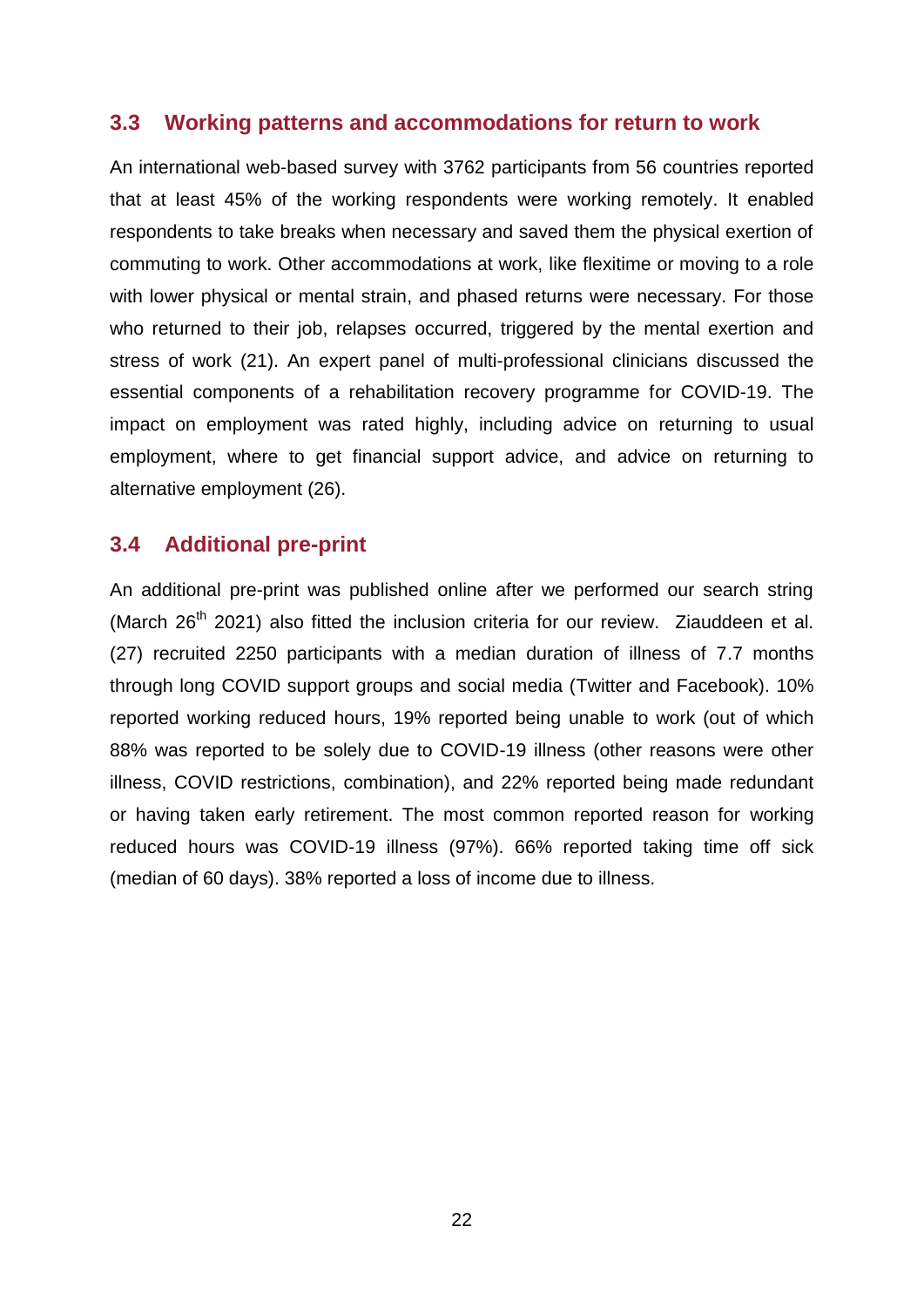## 3.3 Working patterns and accommodations for return to work

An international web-based survey with 3762 participants from 56 countries reported that at least 45% of the working respondents were working remotely. It enabled respondents to take breaks when necessary and saved them the physical exertion of commuting to work. Other accommodations at work, like flexitime or moving to a role with lower physical or mental strain, and phased returns were necessary. For those who returned to their job, relapses occurred, triggered by the mental exertion and stress of work (21). An expert panel of multi-professional clinicians discussed the essential components of a rehabilitation recovery programme for COVID-19. The impact on employment was rated highly, including advice on returning to usual employment, where to get financial support advice, and advice on returning to alternative employment (26).

## 3.4 Additional pre-print

An additional pre-print was published online after we performed our search string (March 26th 2021) also fitted the inclusion criteria for our review. Ziauddeen et al. (27) recruited 2250 participants with a median duration of illness of 7.7 months through long COVID support groups and social media (Twitter and Facebook). 10% reported working reduced hours, 19% reported being unable to work (out of which 88% was reported to be solely due to COVID-19 illness (other reasons were other illness, COVID restrictions, combination), and 22% reported being made redundant or having taken early retirement. The most common reported reason for working reduced hours was COVID-19 illness (97%). 66% reported taking time off sick (median of 60 days). 38% reported a loss of income due to illness.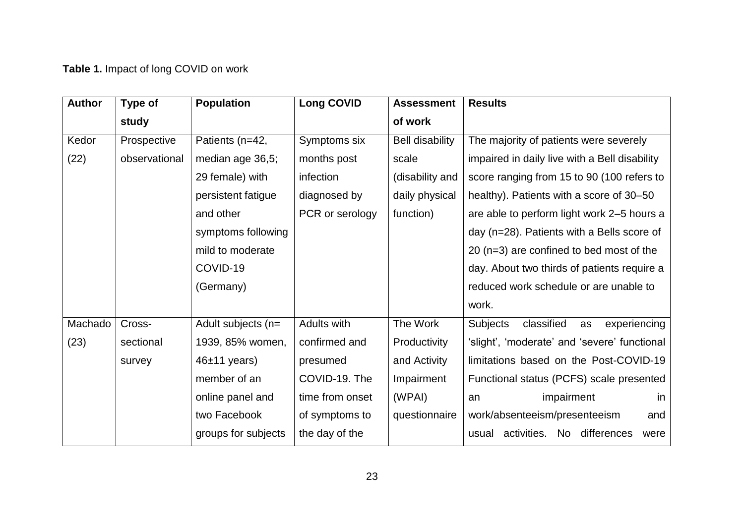**Table 1.** Impact of long COVID on work

| Author | Type of study | Population | Long COVID | Assessment of work | Results |
|---|---|---|---|---|---|
| Kedor (22) | Prospective observational | Patients (n=42, median age 36,5; 29 female) with persistent fatigue and other symptoms following mild to moderate COVID-19 (Germany) | Symptoms six months post infection diagnosed by PCR or serology | Bell disability scale (disability and daily physical function) | The majority of patients were severely impaired in daily live with a Bell disability score ranging from 15 to 90 (100 refers to healthy). Patients with a score of 30–50 are able to perform light work 2–5 hours a day (n=28). Patients with a Bells score of 20 (n=3) are confined to bed most of the day. About two thirds of patients require a reduced work schedule or are unable to work. |
| Machado (23) | Cross-sectional survey | Adult subjects (n= 1939, 85% women, 46±11 years) member of an online panel and two Facebook groups for subjects | Adults with confirmed and presumed COVID-19. The time from onset of symptoms to the day of the | The Work Productivity and Activity Impairment (WPAI) questionnaire | Subjects classified as experiencing 'slight', 'moderate' and 'severe' functional limitations based on the Post-COVID-19 Functional status (PCFS) scale presented an impairment in work/absenteeism/presenteeism and usual activities. No differences were |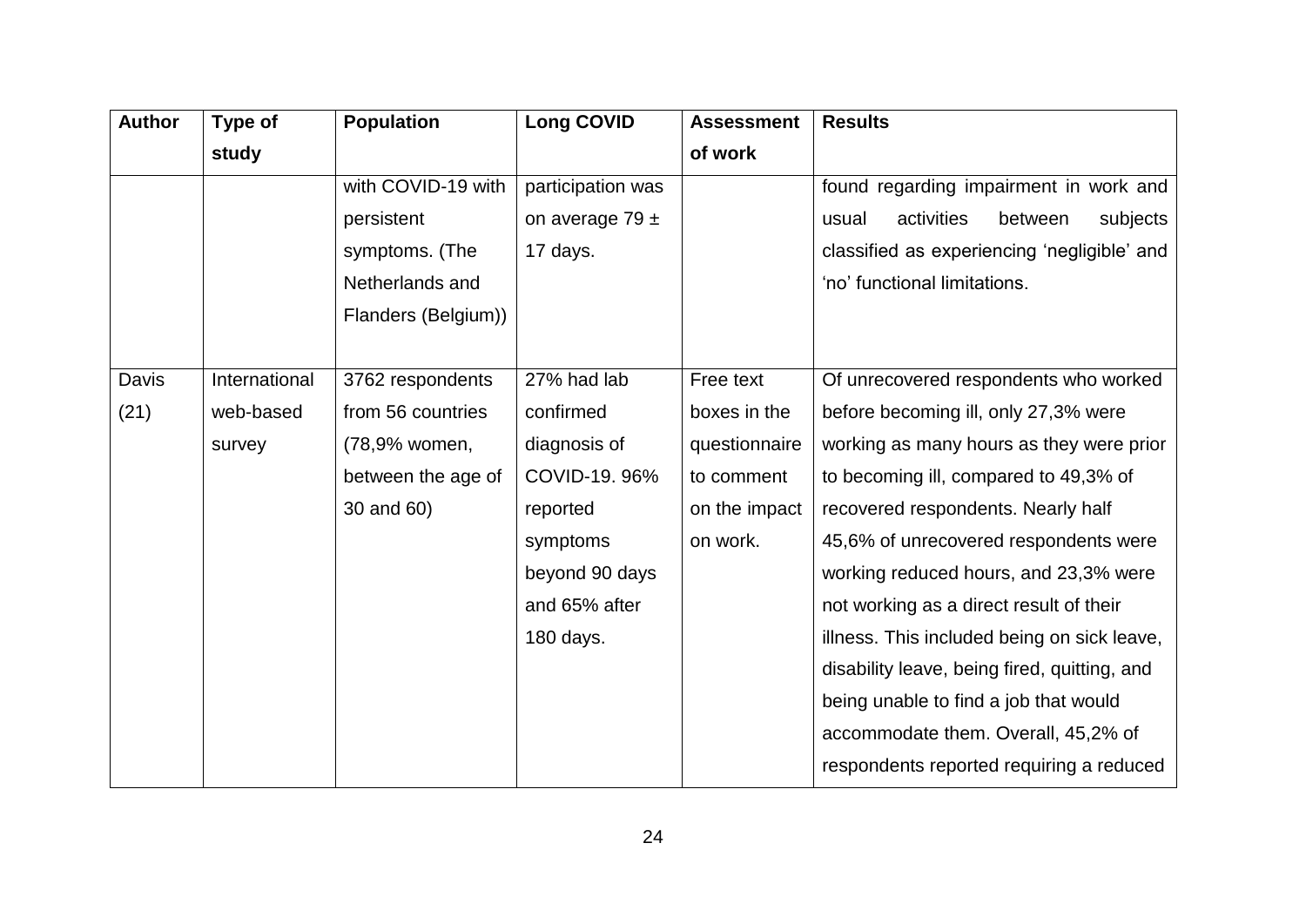| Author | Type of study | Population | Long COVID | Assessment of work | Results |
|---|---|---|---|---|---|
| | | with COVID-19 with persistent symptoms. (The Netherlands and Flanders (Belgium)) | participation was on average 79 ± 17 days. | | found regarding impairment in work and usual activities between subjects classified as experiencing 'negligible' and 'no' functional limitations. |
| Davis (21) | International web-based survey | 3762 respondents from 56 countries (78,9% women, between the age of 30 and 60) | 27% had lab confirmed diagnosis of COVID-19. 96% reported symptoms beyond 90 days and 65% after 180 days. | Free text boxes in the questionnaire to comment on the impact on work. | Of unrecovered respondents who worked before becoming ill, only 27,3% were working as many hours as they were prior to becoming ill, compared to 49,3% of recovered respondents. Nearly half 45,6% of unrecovered respondents were working reduced hours, and 23,3% were not working as a direct result of their illness. This included being on sick leave, disability leave, being fired, quitting, and being unable to find a job that would accommodate them. Overall, 45,2% of respondents reported requiring a reduced |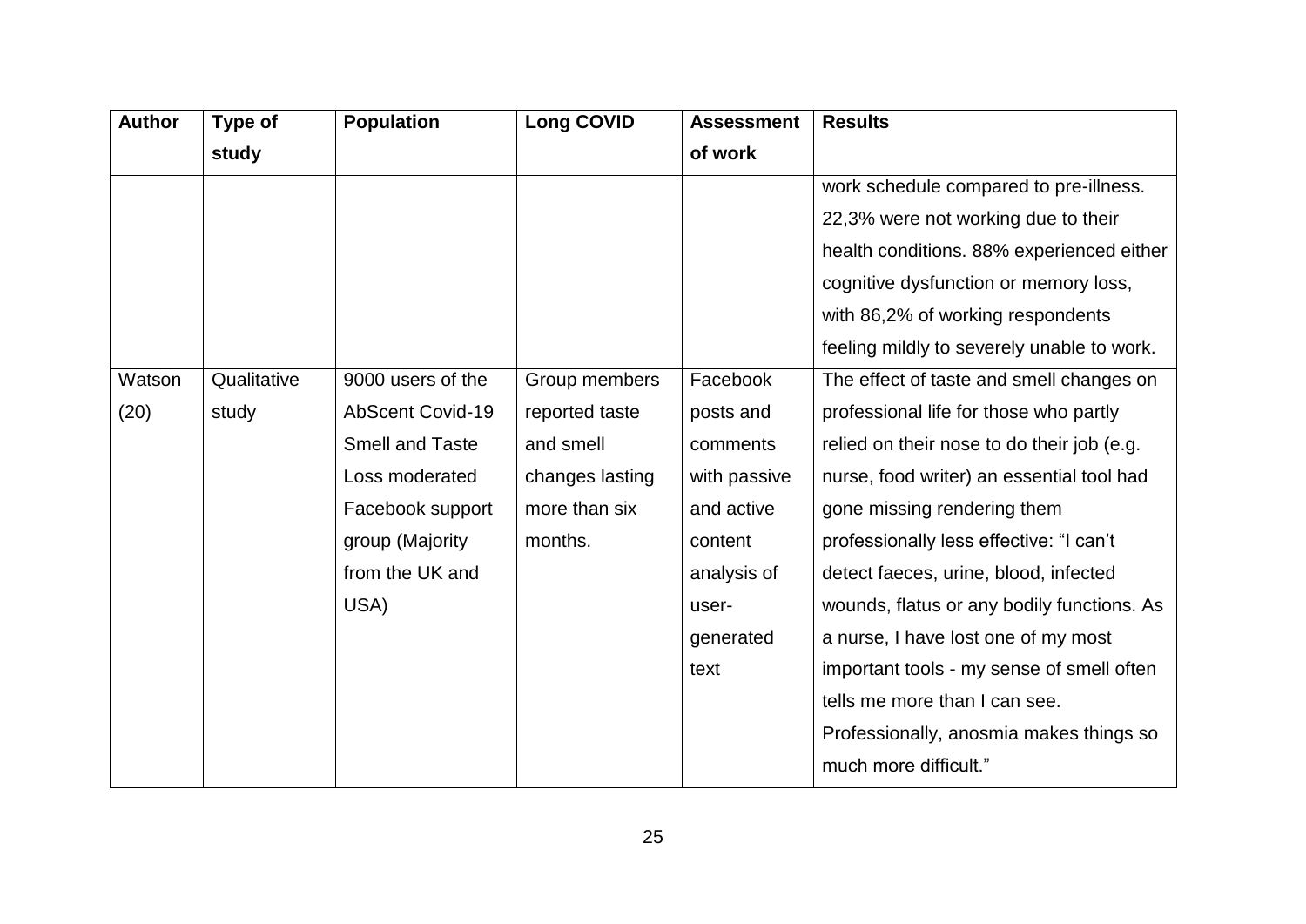| Author | Type of study | Population | Long COVID | Assessment of work | Results |
|---|---|---|---|---|---|
| | | | | | work schedule compared to pre-illness. 22,3% were not working due to their health conditions. 88% experienced either cognitive dysfunction or memory loss, with 86,2% of working respondents feeling mildly to severely unable to work. |
| Watson (20) | Qualitative study | 9000 users of the AbScent Covid-19 Smell and Taste Loss moderated Facebook support group (Majority from the UK and USA) | Group members reported taste and smell changes lasting more than six months. | Facebook posts and comments with passive and active content analysis of user-generated text | The effect of taste and smell changes on professional life for those who partly relied on their nose to do their job (e.g. nurse, food writer) an essential tool had gone missing rendering them professionally less effective: "I can't detect faeces, urine, blood, infected wounds, flatus or any bodily functions. As a nurse, I have lost one of my most important tools - my sense of smell often tells me more than I can see. Professionally, anosmia makes things so much more difficult." |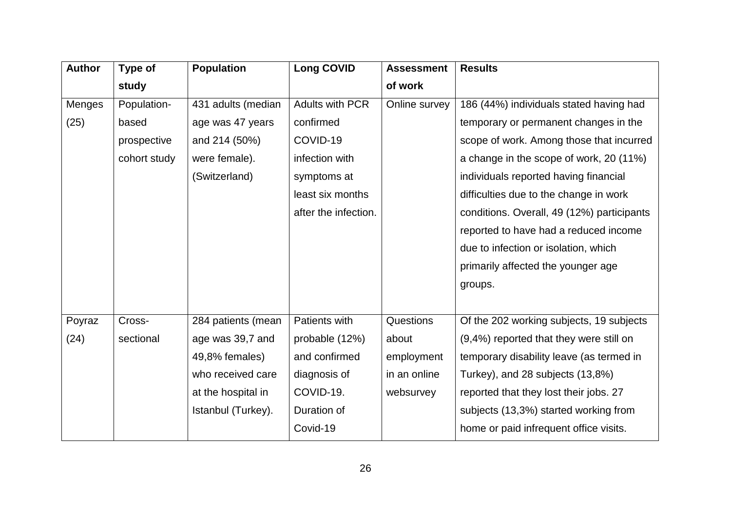| Author | Type of study | Population | Long COVID | Assessment of work | Results |
|---|---|---|---|---|---|
| Menges (25) | Population-based prospective cohort study | 431 adults (median age was 47 years and 214 (50%) were female). (Switzerland) | Adults with PCR confirmed COVID-19 infection with symptoms at least six months after the infection. | Online survey | 186 (44%) individuals stated having had temporary or permanent changes in the scope of work. Among those that incurred a change in the scope of work, 20 (11%) individuals reported having financial difficulties due to the change in work conditions. Overall, 49 (12%) participants reported to have had a reduced income due to infection or isolation, which primarily affected the younger age groups. |
| Poyraz (24) | Cross-sectional | 284 patients (mean age was 39,7 and 49,8% females) who received care at the hospital in Istanbul (Turkey). | Patients with probable (12%) and confirmed diagnosis of COVID-19. Duration of Covid-19 | Questions about employment in an online websurvey | Of the 202 working subjects, 19 subjects (9,4%) reported that they were still on temporary disability leave (as termed in Turkey), and 28 subjects (13,8%) reported that they lost their jobs. 27 subjects (13,3%) started working from home or paid infrequent office visits. |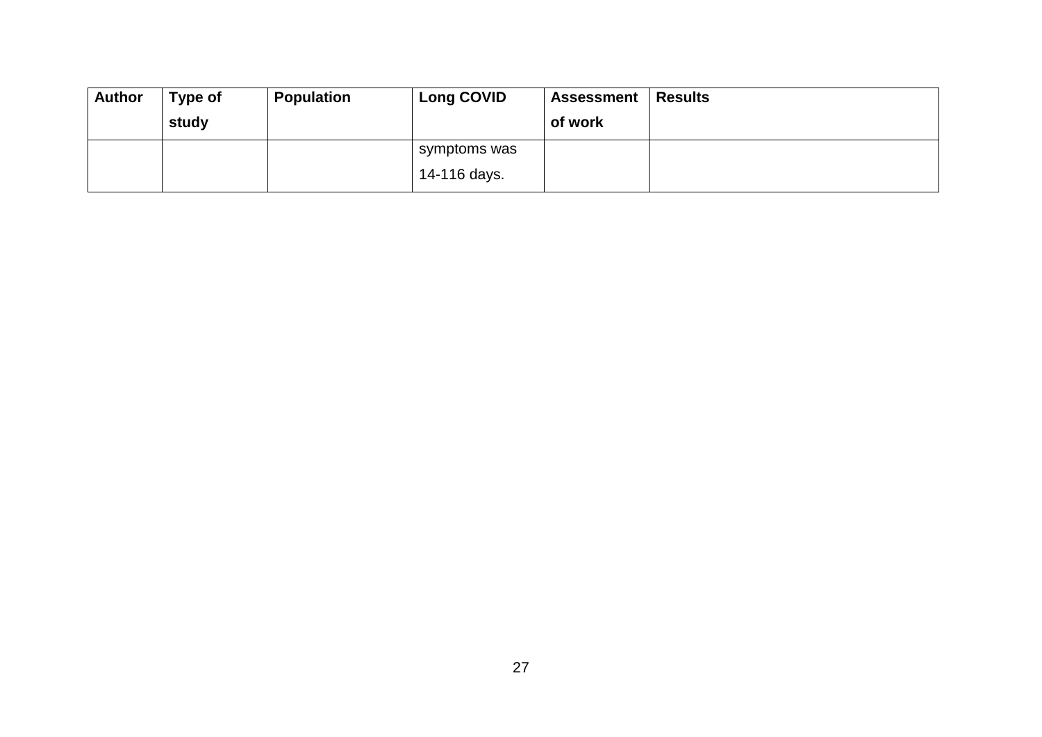| Author | Type of study | Population | Long COVID | Assessment of work | Results |
|---|---|---|---|---|---|
| | | | symptoms was 14-116 days. | | |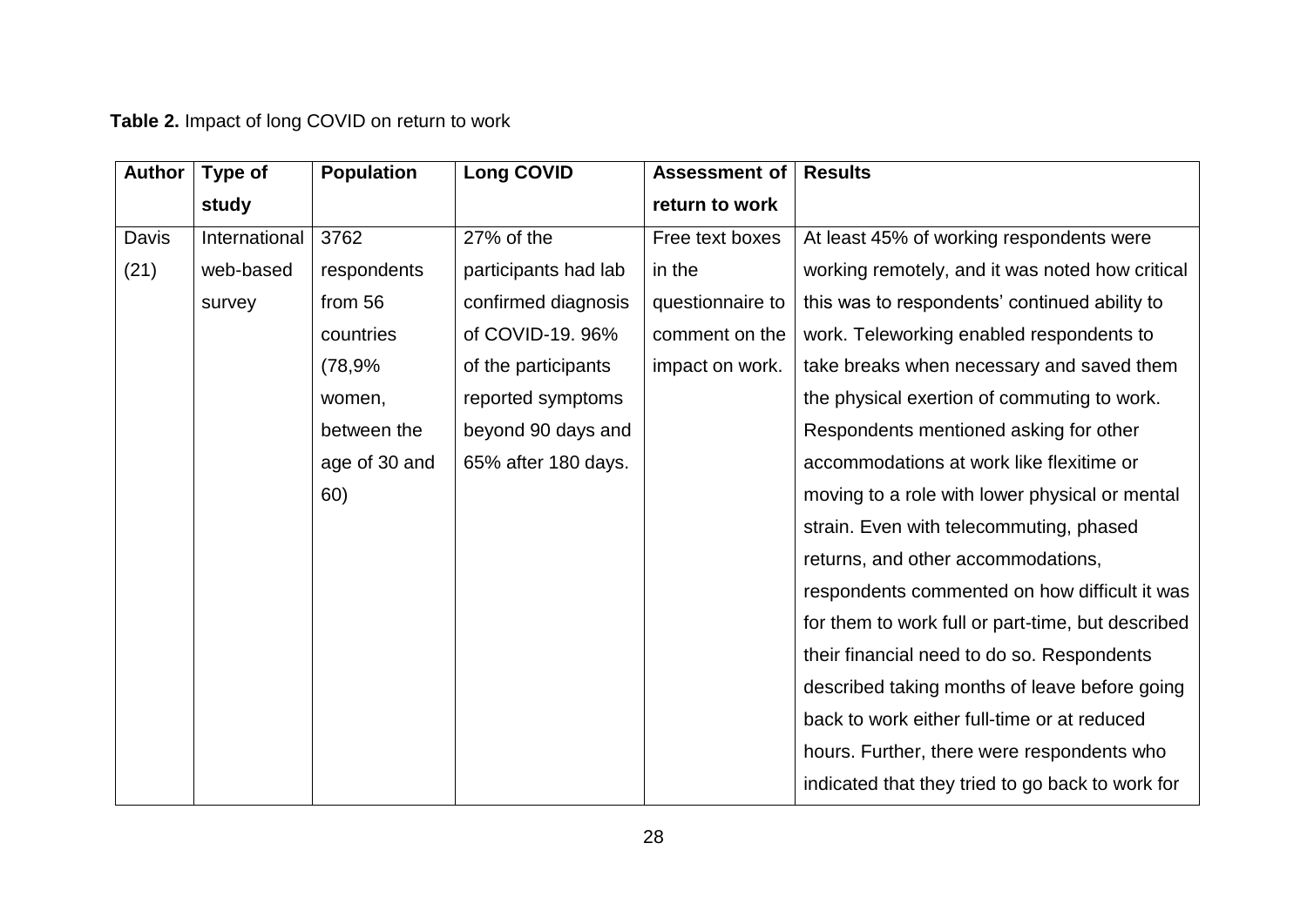**Table 2.** Impact of long COVID on return to work

| Author | Type of study | Population | Long COVID | Assessment of return to work | Results |
|---|---|---|---|---|---|
| Davis (21) | International web-based survey | 3762 respondents from 56 countries (78,9% women, between the age of 30 and 60) | 27% of the participants had lab confirmed diagnosis of COVID-19. 96% of the participants reported symptoms beyond 90 days and 65% after 180 days. | Free text boxes in the questionnaire to comment on the impact on work. | At least 45% of working respondents were working remotely, and it was noted how critical this was to respondents' continued ability to work. Teleworking enabled respondents to take breaks when necessary and saved them the physical exertion of commuting to work. Respondents mentioned asking for other accommodations at work like flexitime or moving to a role with lower physical or mental strain. Even with telecommuting, phased returns, and other accommodations, respondents commented on how difficult it was for them to work full or part-time, but described their financial need to do so. Respondents described taking months of leave before going back to work either full-time or at reduced hours. Further, there were respondents who indicated that they tried to go back to work for |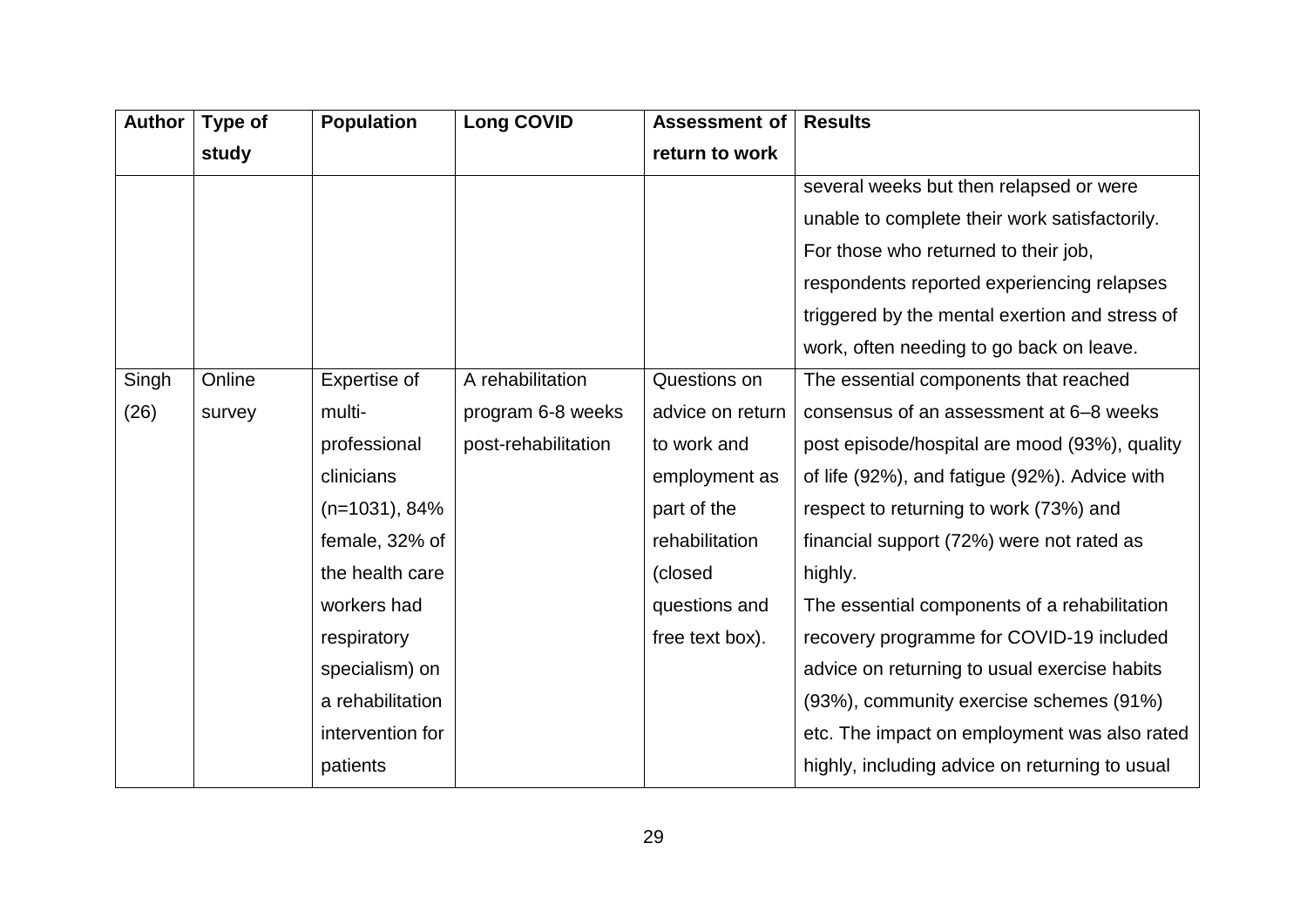| Author | Type of study | Population | Long COVID | Assessment of return to work | Results |
|---|---|---|---|---|---|
| | | | | | several weeks but then relapsed or were unable to complete their work satisfactorily. For those who returned to their job, respondents reported experiencing relapses triggered by the mental exertion and stress of work, often needing to go back on leave. |
| Singh (26) | Online survey | Expertise of multi-professional clinicians (n=1031), 84% female, 32% of the health care workers had respiratory specialism) on a rehabilitation intervention for patients | A rehabilitation program 6-8 weeks post-rehabilitation | Questions on advice on return to work and employment as part of the rehabilitation (closed questions and free text box). | The essential components that reached consensus of an assessment at 6–8 weeks post episode/hospital are mood (93%), quality of life (92%), and fatigue (92%). Advice with respect to returning to work (73%) and financial support (72%) were not rated as highly. The essential components of a rehabilitation recovery programme for COVID-19 included advice on returning to usual exercise habits (93%), community exercise schemes (91%) etc. The impact on employment was also rated highly, including advice on returning to usual |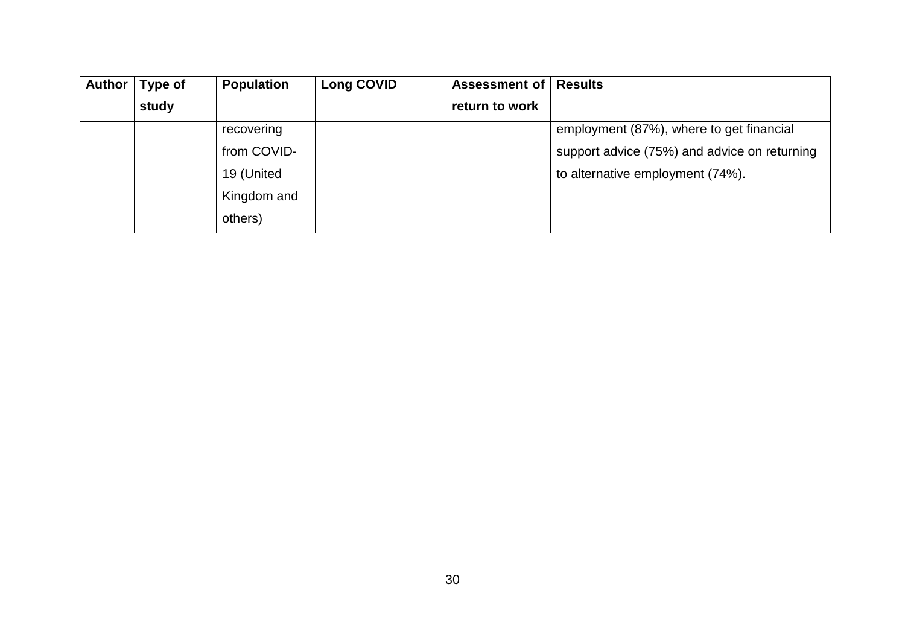| Author | Type of study | Population | Long COVID | Assessment of return to work | Results |
|---|---|---|---|---|---|
| | | recovering from COVID-19 (United Kingdom and others) | | | employment (87%), where to get financial support advice (75%) and advice on returning to alternative employment (74%). |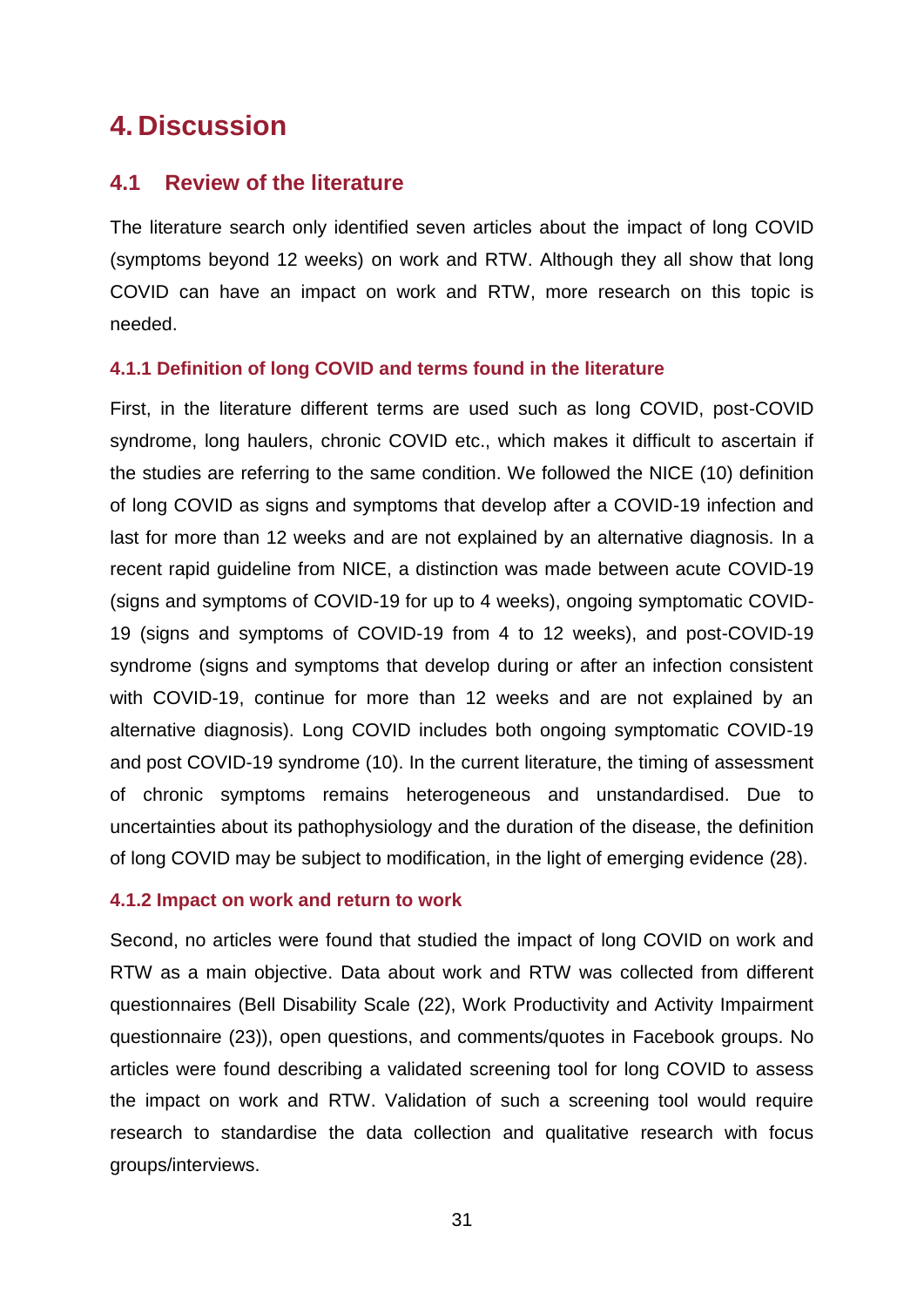# 4. Discussion

## 4.1 Review of the literature

The literature search only identified seven articles about the impact of long COVID (symptoms beyond 12 weeks) on work and RTW. Although they all show that long COVID can have an impact on work and RTW, more research on this topic is needed.

### 4.1.1 Definition of long COVID and terms found in the literature

First, in the literature different terms are used such as long COVID, post-COVID syndrome, long haulers, chronic COVID etc., which makes it difficult to ascertain if the studies are referring to the same condition. We followed the NICE (10) definition of long COVID as signs and symptoms that develop after a COVID-19 infection and last for more than 12 weeks and are not explained by an alternative diagnosis. In a recent rapid guideline from NICE, a distinction was made between acute COVID-19 (signs and symptoms of COVID-19 for up to 4 weeks), ongoing symptomatic COVID-19 (signs and symptoms of COVID-19 from 4 to 12 weeks), and post-COVID-19 syndrome (signs and symptoms that develop during or after an infection consistent with COVID-19, continue for more than 12 weeks and are not explained by an alternative diagnosis). Long COVID includes both ongoing symptomatic COVID-19 and post COVID-19 syndrome (10). In the current literature, the timing of assessment of chronic symptoms remains heterogeneous and unstandardised. Due to uncertainties about its pathophysiology and the duration of the disease, the definition of long COVID may be subject to modification, in the light of emerging evidence (28).

### 4.1.2 Impact on work and return to work

Second, no articles were found that studied the impact of long COVID on work and RTW as a main objective. Data about work and RTW was collected from different questionnaires (Bell Disability Scale (22), Work Productivity and Activity Impairment questionnaire (23)), open questions, and comments/quotes in Facebook groups. No articles were found describing a validated screening tool for long COVID to assess the impact on work and RTW. Validation of such a screening tool would require research to standardise the data collection and qualitative research with focus groups/interviews.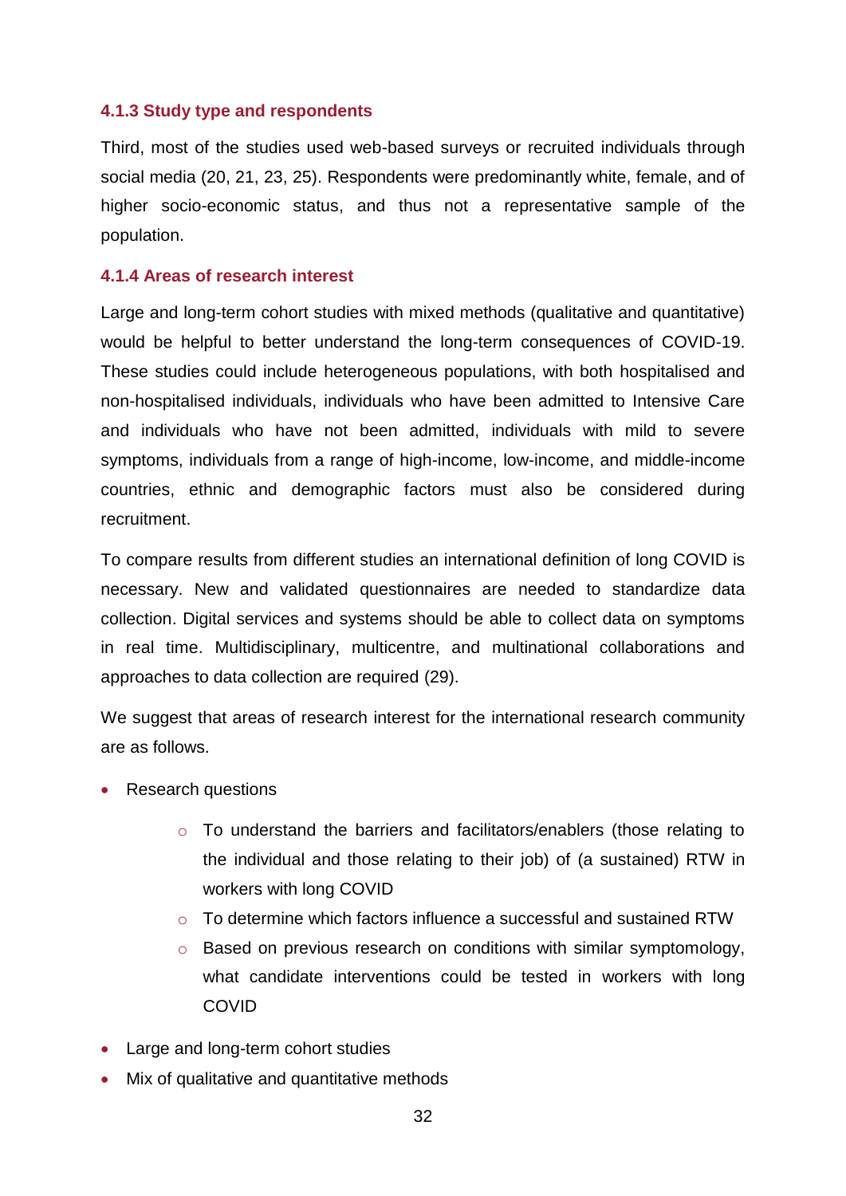### 4.1.3 Study type and respondents

Third, most of the studies used web-based surveys or recruited individuals through social media (20, 21, 23, 25). Respondents were predominantly white, female, and of higher socio-economic status, and thus not a representative sample of the population.

### 4.1.4 Areas of research interest

Large and long-term cohort studies with mixed methods (qualitative and quantitative) would be helpful to better understand the long-term consequences of COVID-19. These studies could include heterogeneous populations, with both hospitalised and non-hospitalised individuals, individuals who have been admitted to Intensive Care and individuals who have not been admitted, individuals with mild to severe symptoms, individuals from a range of high-income, low-income, and middle-income countries, ethnic and demographic factors must also be considered during recruitment.

To compare results from different studies an international definition of long COVID is necessary. New and validated questionnaires are needed to standardize data collection. Digital services and systems should be able to collect data on symptoms in real time. Multidisciplinary, multicentre, and multinational collaborations and approaches to data collection are required (29).

We suggest that areas of research interest for the international research community are as follows.

- Research questions
  - To understand the barriers and facilitators/enablers (those relating to the individual and those relating to their job) of (a sustained) RTW in workers with long COVID
  - To determine which factors influence a successful and sustained RTW
  - Based on previous research on conditions with similar symptomology, what candidate interventions could be tested in workers with long COVID
- Large and long-term cohort studies
- Mix of qualitative and quantitative methods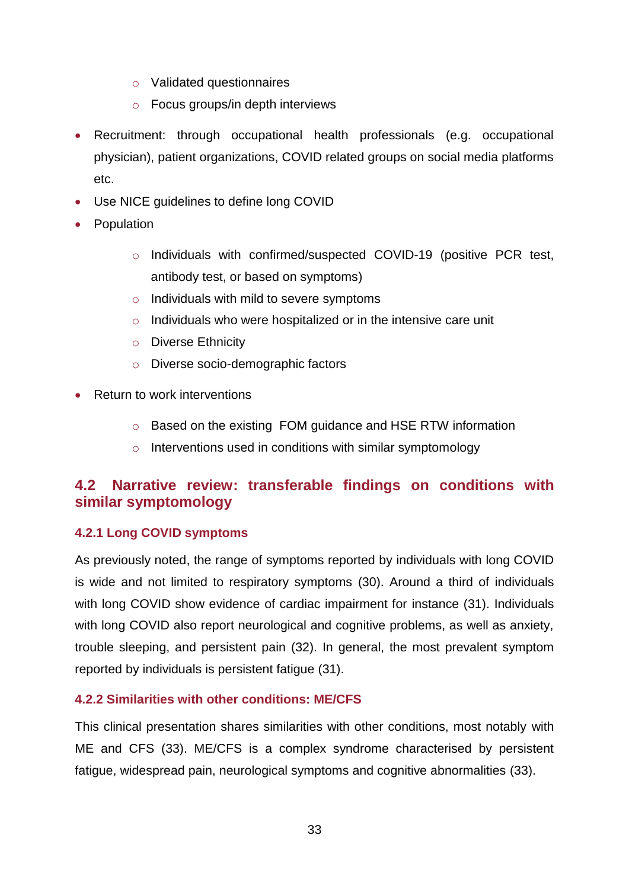- Validated questionnaires
    - Focus groups/in depth interviews
- Recruitment: through occupational health professionals (e.g. occupational physician), patient organizations, COVID related groups on social media platforms etc.
- Use NICE guidelines to define long COVID
- Population
    - Individuals with confirmed/suspected COVID-19 (positive PCR test, antibody test, or based on symptoms)
    - Individuals with mild to severe symptoms
    - Individuals who were hospitalized or in the intensive care unit
    - Diverse Ethnicity
    - Diverse socio-demographic factors
- Return to work interventions
    - Based on the existing FOM guidance and HSE RTW information
    - Interventions used in conditions with similar symptomology

## 4.2 Narrative review: transferable findings on conditions with similar symptomology

### 4.2.1 Long COVID symptoms

As previously noted, the range of symptoms reported by individuals with long COVID is wide and not limited to respiratory symptoms (30). Around a third of individuals with long COVID show evidence of cardiac impairment for instance (31). Individuals with long COVID also report neurological and cognitive problems, as well as anxiety, trouble sleeping, and persistent pain (32). In general, the most prevalent symptom reported by individuals is persistent fatigue (31).

### 4.2.2 Similarities with other conditions: ME/CFS

This clinical presentation shares similarities with other conditions, most notably with ME and CFS (33). ME/CFS is a complex syndrome characterised by persistent fatigue, widespread pain, neurological symptoms and cognitive abnormalities (33).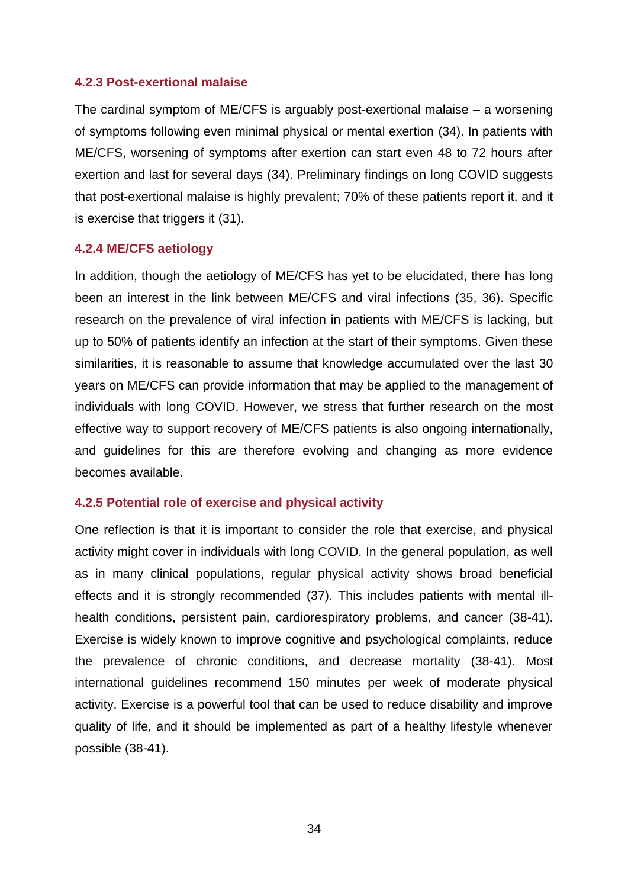### 4.2.3 Post-exertional malaise

The cardinal symptom of ME/CFS is arguably post-exertional malaise – a worsening of symptoms following even minimal physical or mental exertion (34). In patients with ME/CFS, worsening of symptoms after exertion can start even 48 to 72 hours after exertion and last for several days (34). Preliminary findings on long COVID suggests that post-exertional malaise is highly prevalent; 70% of these patients report it, and it is exercise that triggers it (31).

### 4.2.4 ME/CFS aetiology

In addition, though the aetiology of ME/CFS has yet to be elucidated, there has long been an interest in the link between ME/CFS and viral infections (35, 36). Specific research on the prevalence of viral infection in patients with ME/CFS is lacking, but up to 50% of patients identify an infection at the start of their symptoms. Given these similarities, it is reasonable to assume that knowledge accumulated over the last 30 years on ME/CFS can provide information that may be applied to the management of individuals with long COVID. However, we stress that further research on the most effective way to support recovery of ME/CFS patients is also ongoing internationally, and guidelines for this are therefore evolving and changing as more evidence becomes available.

### 4.2.5 Potential role of exercise and physical activity

One reflection is that it is important to consider the role that exercise, and physical activity might cover in individuals with long COVID. In the general population, as well as in many clinical populations, regular physical activity shows broad beneficial effects and it is strongly recommended (37). This includes patients with mental ill-health conditions, persistent pain, cardiorespiratory problems, and cancer (38-41). Exercise is widely known to improve cognitive and psychological complaints, reduce the prevalence of chronic conditions, and decrease mortality (38-41). Most international guidelines recommend 150 minutes per week of moderate physical activity. Exercise is a powerful tool that can be used to reduce disability and improve quality of life, and it should be implemented as part of a healthy lifestyle whenever possible (38-41).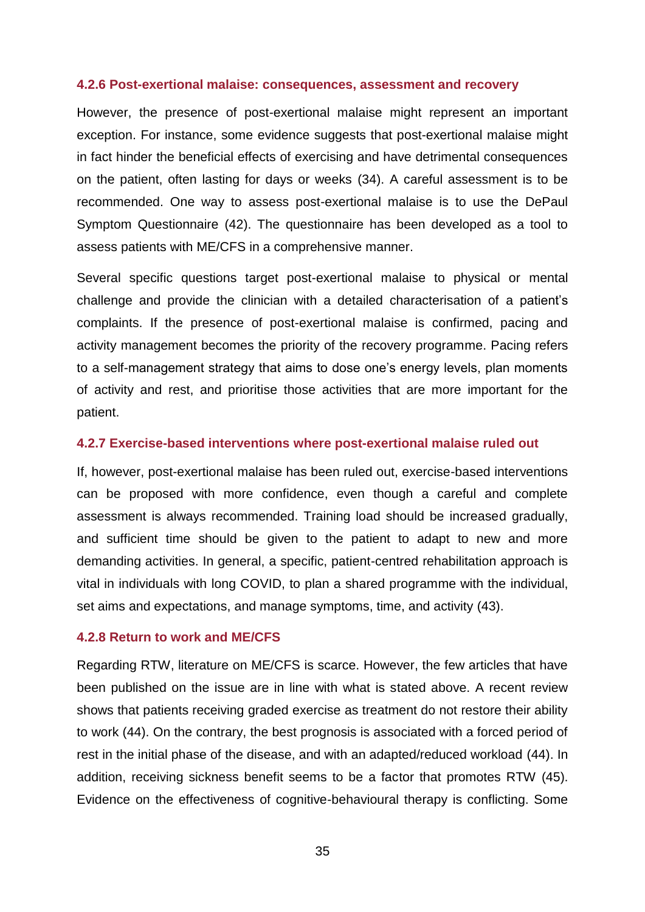### 4.2.6 Post-exertional malaise: consequences, assessment and recovery

However, the presence of post-exertional malaise might represent an important exception. For instance, some evidence suggests that post-exertional malaise might in fact hinder the beneficial effects of exercising and have detrimental consequences on the patient, often lasting for days or weeks (34). A careful assessment is to be recommended. One way to assess post-exertional malaise is to use the DePaul Symptom Questionnaire (42). The questionnaire has been developed as a tool to assess patients with ME/CFS in a comprehensive manner.

Several specific questions target post-exertional malaise to physical or mental challenge and provide the clinician with a detailed characterisation of a patient's complaints. If the presence of post-exertional malaise is confirmed, pacing and activity management becomes the priority of the recovery programme. Pacing refers to a self-management strategy that aims to dose one's energy levels, plan moments of activity and rest, and prioritise those activities that are more important for the patient.

### 4.2.7 Exercise-based interventions where post-exertional malaise ruled out

If, however, post-exertional malaise has been ruled out, exercise-based interventions can be proposed with more confidence, even though a careful and complete assessment is always recommended. Training load should be increased gradually, and sufficient time should be given to the patient to adapt to new and more demanding activities. In general, a specific, patient-centred rehabilitation approach is vital in individuals with long COVID, to plan a shared programme with the individual, set aims and expectations, and manage symptoms, time, and activity (43).

### 4.2.8 Return to work and ME/CFS

Regarding RTW, literature on ME/CFS is scarce. However, the few articles that have been published on the issue are in line with what is stated above. A recent review shows that patients receiving graded exercise as treatment do not restore their ability to work (44). On the contrary, the best prognosis is associated with a forced period of rest in the initial phase of the disease, and with an adapted/reduced workload (44). In addition, receiving sickness benefit seems to be a factor that promotes RTW (45). Evidence on the effectiveness of cognitive-behavioural therapy is conflicting. Some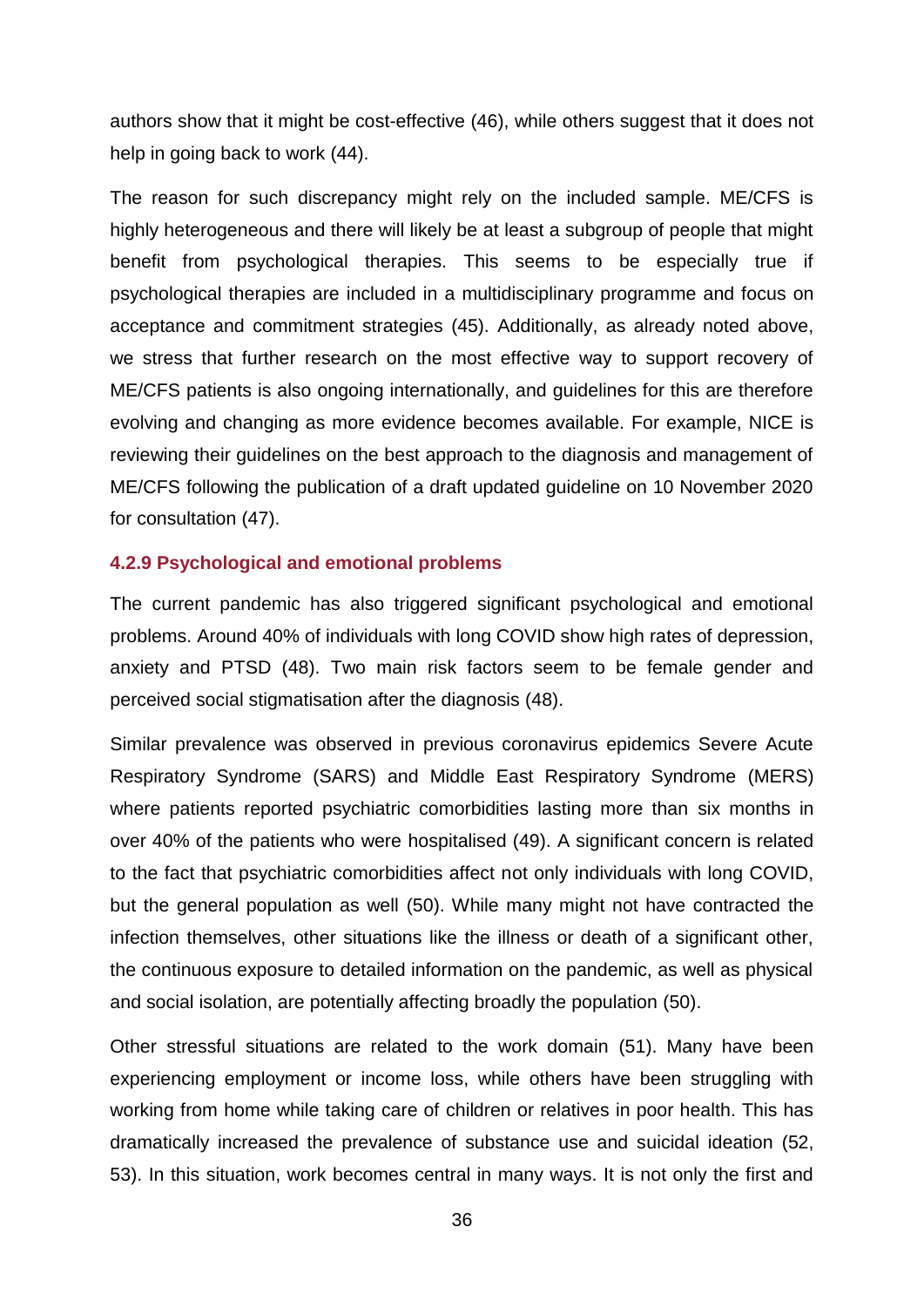authors show that it might be cost-effective (46), while others suggest that it does not help in going back to work (44).

The reason for such discrepancy might rely on the included sample. ME/CFS is highly heterogeneous and there will likely be at least a subgroup of people that might benefit from psychological therapies. This seems to be especially true if psychological therapies are included in a multidisciplinary programme and focus on acceptance and commitment strategies (45). Additionally, as already noted above, we stress that further research on the most effective way to support recovery of ME/CFS patients is also ongoing internationally, and guidelines for this are therefore evolving and changing as more evidence becomes available. For example, NICE is reviewing their guidelines on the best approach to the diagnosis and management of ME/CFS following the publication of a draft updated guideline on 10 November 2020 for consultation (47).

#### 4.2.9 Psychological and emotional problems

The current pandemic has also triggered significant psychological and emotional problems. Around 40% of individuals with long COVID show high rates of depression, anxiety and PTSD (48). Two main risk factors seem to be female gender and perceived social stigmatisation after the diagnosis (48).

Similar prevalence was observed in previous coronavirus epidemics Severe Acute Respiratory Syndrome (SARS) and Middle East Respiratory Syndrome (MERS) where patients reported psychiatric comorbidities lasting more than six months in over 40% of the patients who were hospitalised (49). A significant concern is related to the fact that psychiatric comorbidities affect not only individuals with long COVID, but the general population as well (50). While many might not have contracted the infection themselves, other situations like the illness or death of a significant other, the continuous exposure to detailed information on the pandemic, as well as physical and social isolation, are potentially affecting broadly the population (50).

Other stressful situations are related to the work domain (51). Many have been experiencing employment or income loss, while others have been struggling with working from home while taking care of children or relatives in poor health. This has dramatically increased the prevalence of substance use and suicidal ideation (52, 53). In this situation, work becomes central in many ways. It is not only the first and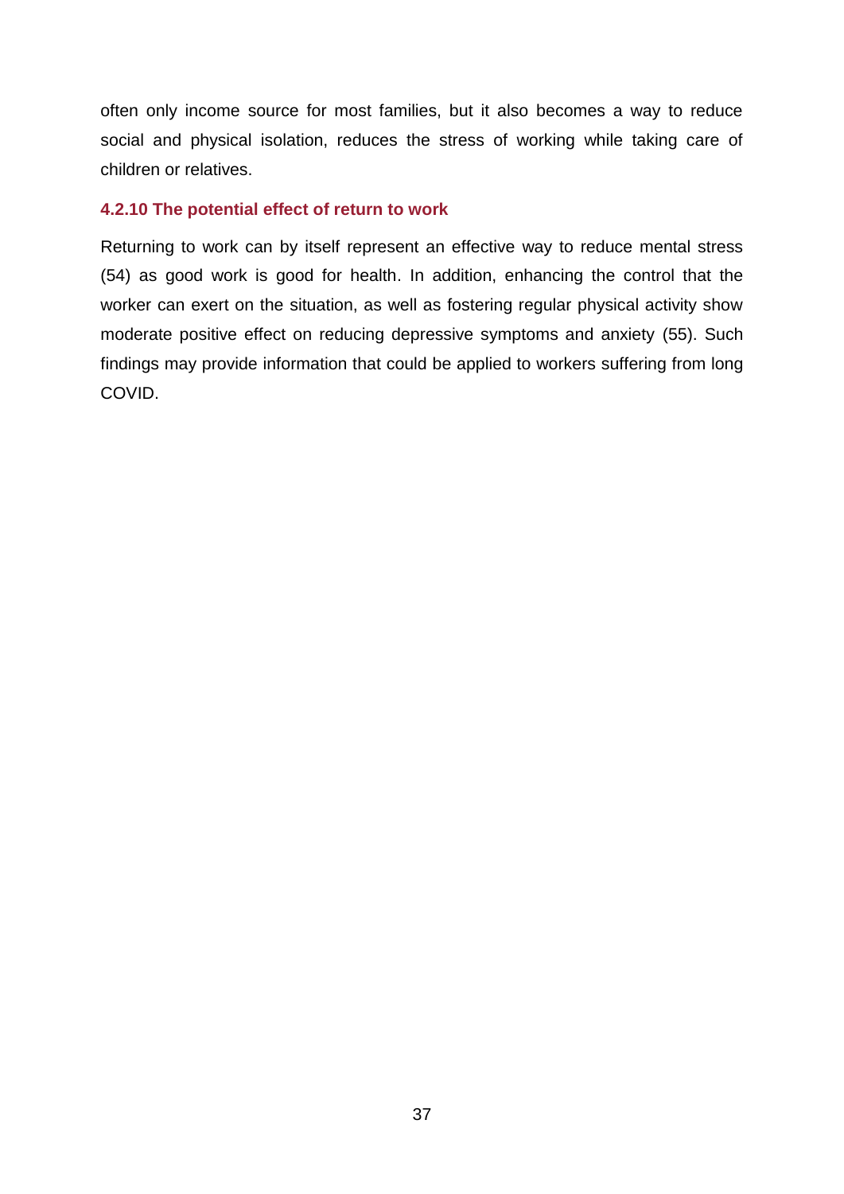often only income source for most families, but it also becomes a way to reduce social and physical isolation, reduces the stress of working while taking care of children or relatives.

#### 4.2.10 The potential effect of return to work

Returning to work can by itself represent an effective way to reduce mental stress (54) as good work is good for health. In addition, enhancing the control that the worker can exert on the situation, as well as fostering regular physical activity show moderate positive effect on reducing depressive symptoms and anxiety (55). Such findings may provide information that could be applied to workers suffering from long COVID.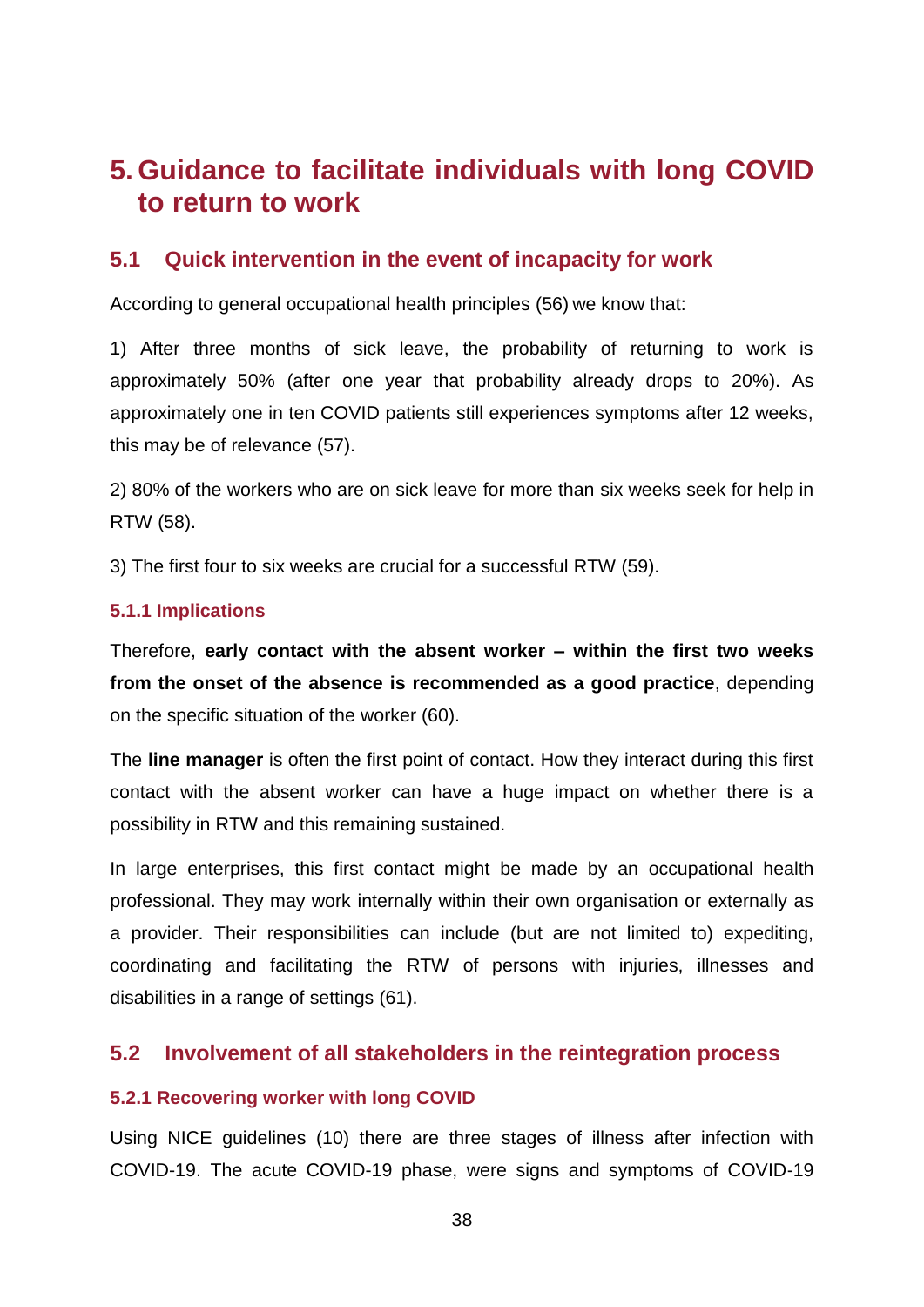# 5. Guidance to facilitate individuals with long COVID to return to work

## 5.1 Quick intervention in the event of incapacity for work

According to general occupational health principles (56) we know that:

1) After three months of sick leave, the probability of returning to work is approximately 50% (after one year that probability already drops to 20%). As approximately one in ten COVID patients still experiences symptoms after 12 weeks, this may be of relevance (57).

2) 80% of the workers who are on sick leave for more than six weeks seek for help in RTW (58).

3) The first four to six weeks are crucial for a successful RTW (59).

### 5.1.1 Implications

Therefore, **early contact with the absent worker – within the first two weeks from the onset of the absence is recommended as a good practice**, depending on the specific situation of the worker (60).

The **line manager** is often the first point of contact. How they interact during this first contact with the absent worker can have a huge impact on whether there is a possibility in RTW and this remaining sustained.

In large enterprises, this first contact might be made by an occupational health professional. They may work internally within their own organisation or externally as a provider. Their responsibilities can include (but are not limited to) expediting, coordinating and facilitating the RTW of persons with injuries, illnesses and disabilities in a range of settings (61).

## 5.2 Involvement of all stakeholders in the reintegration process

### 5.2.1 Recovering worker with long COVID

Using NICE guidelines (10) there are three stages of illness after infection with COVID-19. The acute COVID-19 phase, were signs and symptoms of COVID-19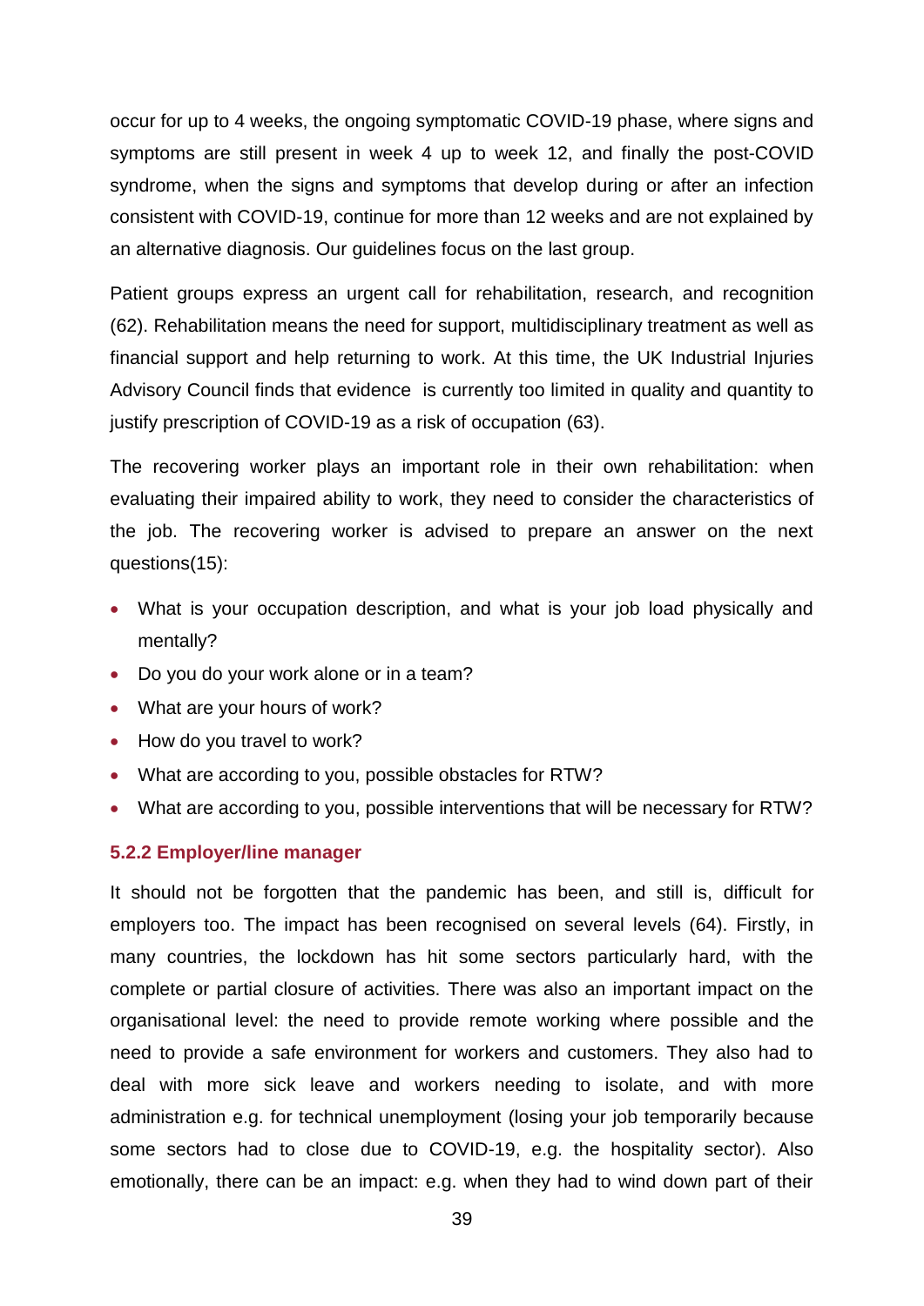occur for up to 4 weeks, the ongoing symptomatic COVID-19 phase, where signs and symptoms are still present in week 4 up to week 12, and finally the post-COVID syndrome, when the signs and symptoms that develop during or after an infection consistent with COVID-19, continue for more than 12 weeks and are not explained by an alternative diagnosis. Our guidelines focus on the last group.

Patient groups express an urgent call for rehabilitation, research, and recognition (62). Rehabilitation means the need for support, multidisciplinary treatment as well as financial support and help returning to work. At this time, the UK Industrial Injuries Advisory Council finds that evidence is currently too limited in quality and quantity to justify prescription of COVID-19 as a risk of occupation (63).

The recovering worker plays an important role in their own rehabilitation: when evaluating their impaired ability to work, they need to consider the characteristics of the job. The recovering worker is advised to prepare an answer on the next questions(15):

- What is your occupation description, and what is your job load physically and mentally?
- Do you do your work alone or in a team?
- What are your hours of work?
- How do you travel to work?
- What are according to you, possible obstacles for RTW?
- What are according to you, possible interventions that will be necessary for RTW?

### 5.2.2 Employer/line manager

It should not be forgotten that the pandemic has been, and still is, difficult for employers too. The impact has been recognised on several levels (64). Firstly, in many countries, the lockdown has hit some sectors particularly hard, with the complete or partial closure of activities. There was also an important impact on the organisational level: the need to provide remote working where possible and the need to provide a safe environment for workers and customers. They also had to deal with more sick leave and workers needing to isolate, and with more administration e.g. for technical unemployment (losing your job temporarily because some sectors had to close due to COVID-19, e.g. the hospitality sector). Also emotionally, there can be an impact: e.g. when they had to wind down part of their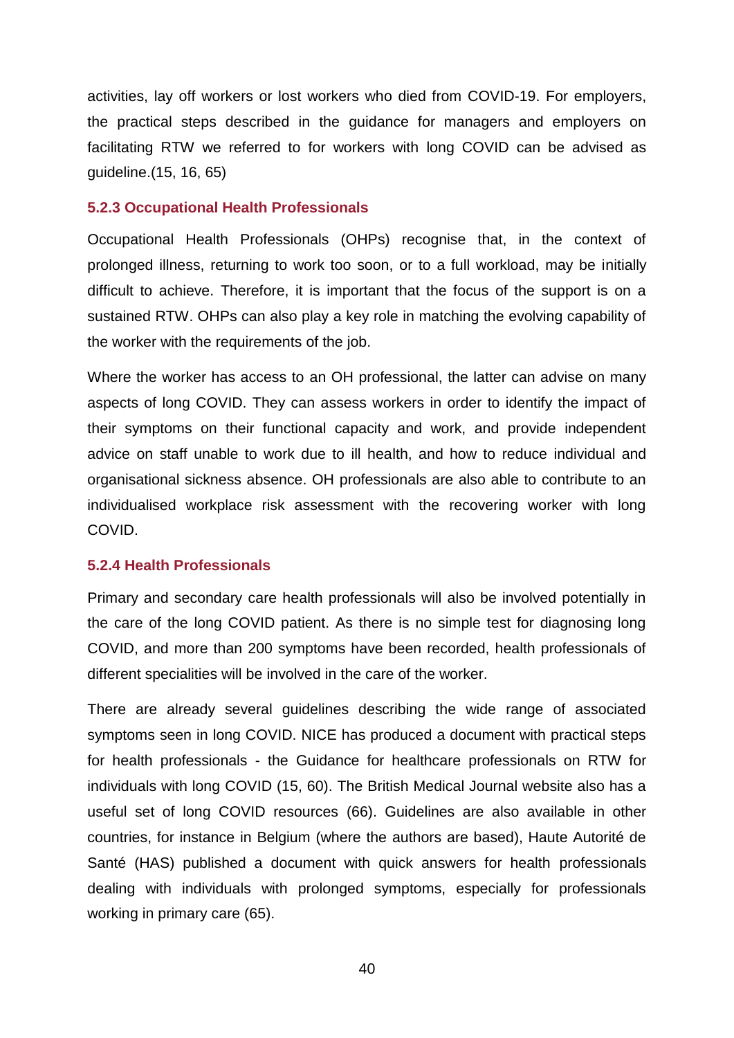activities, lay off workers or lost workers who died from COVID-19. For employers, the practical steps described in the guidance for managers and employers on facilitating RTW we referred to for workers with long COVID can be advised as guideline.(15, 16, 65)

### 5.2.3 Occupational Health Professionals

Occupational Health Professionals (OHPs) recognise that, in the context of prolonged illness, returning to work too soon, or to a full workload, may be initially difficult to achieve. Therefore, it is important that the focus of the support is on a sustained RTW. OHPs can also play a key role in matching the evolving capability of the worker with the requirements of the job.

Where the worker has access to an OH professional, the latter can advise on many aspects of long COVID. They can assess workers in order to identify the impact of their symptoms on their functional capacity and work, and provide independent advice on staff unable to work due to ill health, and how to reduce individual and organisational sickness absence. OH professionals are also able to contribute to an individualised workplace risk assessment with the recovering worker with long COVID.

### 5.2.4 Health Professionals

Primary and secondary care health professionals will also be involved potentially in the care of the long COVID patient. As there is no simple test for diagnosing long COVID, and more than 200 symptoms have been recorded, health professionals of different specialities will be involved in the care of the worker.

There are already several guidelines describing the wide range of associated symptoms seen in long COVID. NICE has produced a document with practical steps for health professionals - the Guidance for healthcare professionals on RTW for individuals with long COVID (15, 60). The British Medical Journal website also has a useful set of long COVID resources (66). Guidelines are also available in other countries, for instance in Belgium (where the authors are based), Haute Autorité de Santé (HAS) published a document with quick answers for health professionals dealing with individuals with prolonged symptoms, especially for professionals working in primary care (65).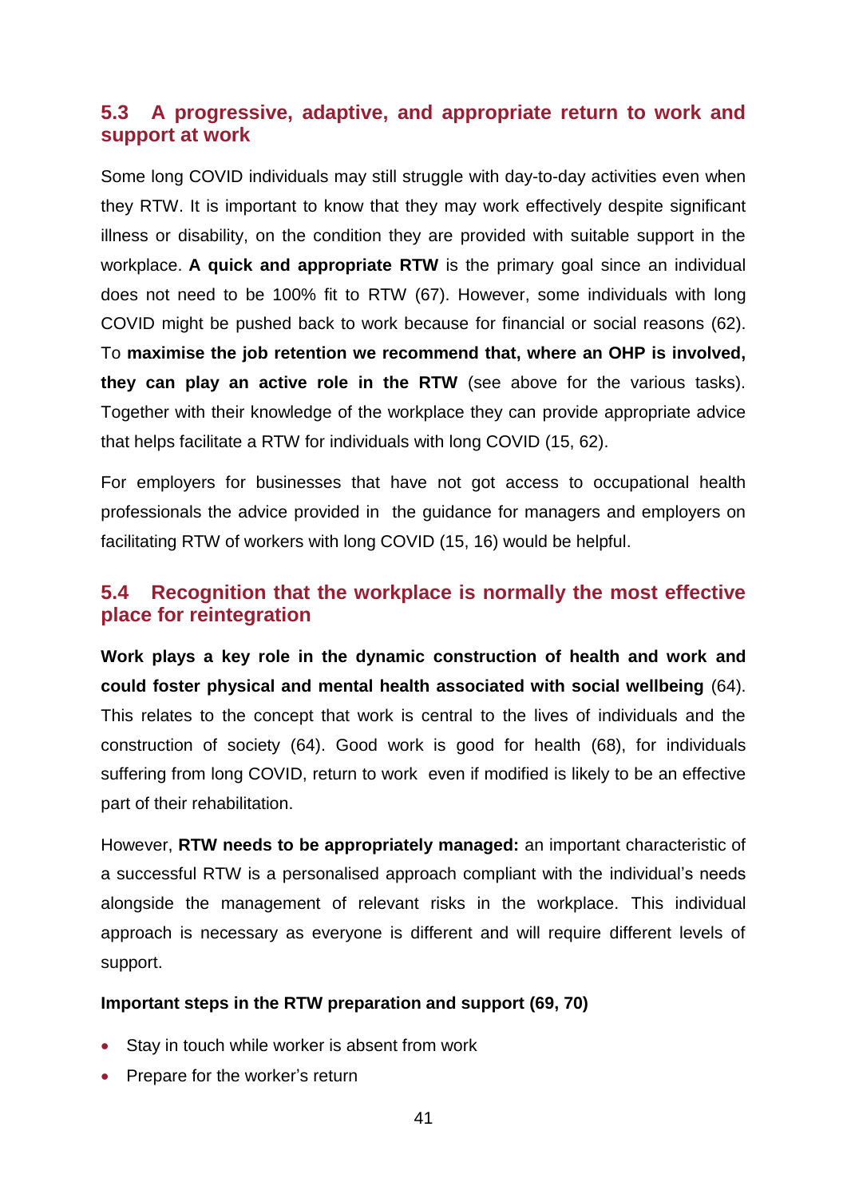## 5.3 A progressive, adaptive, and appropriate return to work and support at work

Some long COVID individuals may still struggle with day-to-day activities even when they RTW. It is important to know that they may work effectively despite significant illness or disability, on the condition they are provided with suitable support in the workplace. **A quick and appropriate RTW** is the primary goal since an individual does not need to be 100% fit to RTW (67). However, some individuals with long COVID might be pushed back to work because for financial or social reasons (62). To **maximise the job retention we recommend that, where an OHP is involved, they can play an active role in the RTW** (see above for the various tasks). Together with their knowledge of the workplace they can provide appropriate advice that helps facilitate a RTW for individuals with long COVID (15, 62).

For employers for businesses that have not got access to occupational health professionals the advice provided in the guidance for managers and employers on facilitating RTW of workers with long COVID (15, 16) would be helpful.

## 5.4 Recognition that the workplace is normally the most effective place for reintegration

**Work plays a key role in the dynamic construction of health and work and could foster physical and mental health associated with social wellbeing** (64). This relates to the concept that work is central to the lives of individuals and the construction of society (64). Good work is good for health (68), for individuals suffering from long COVID, return to work even if modified is likely to be an effective part of their rehabilitation.

However, **RTW needs to be appropriately managed:** an important characteristic of a successful RTW is a personalised approach compliant with the individual's needs alongside the management of relevant risks in the workplace. This individual approach is necessary as everyone is different and will require different levels of support.

**Important steps in the RTW preparation and support (69, 70)**

- Stay in touch while worker is absent from work
- Prepare for the worker's return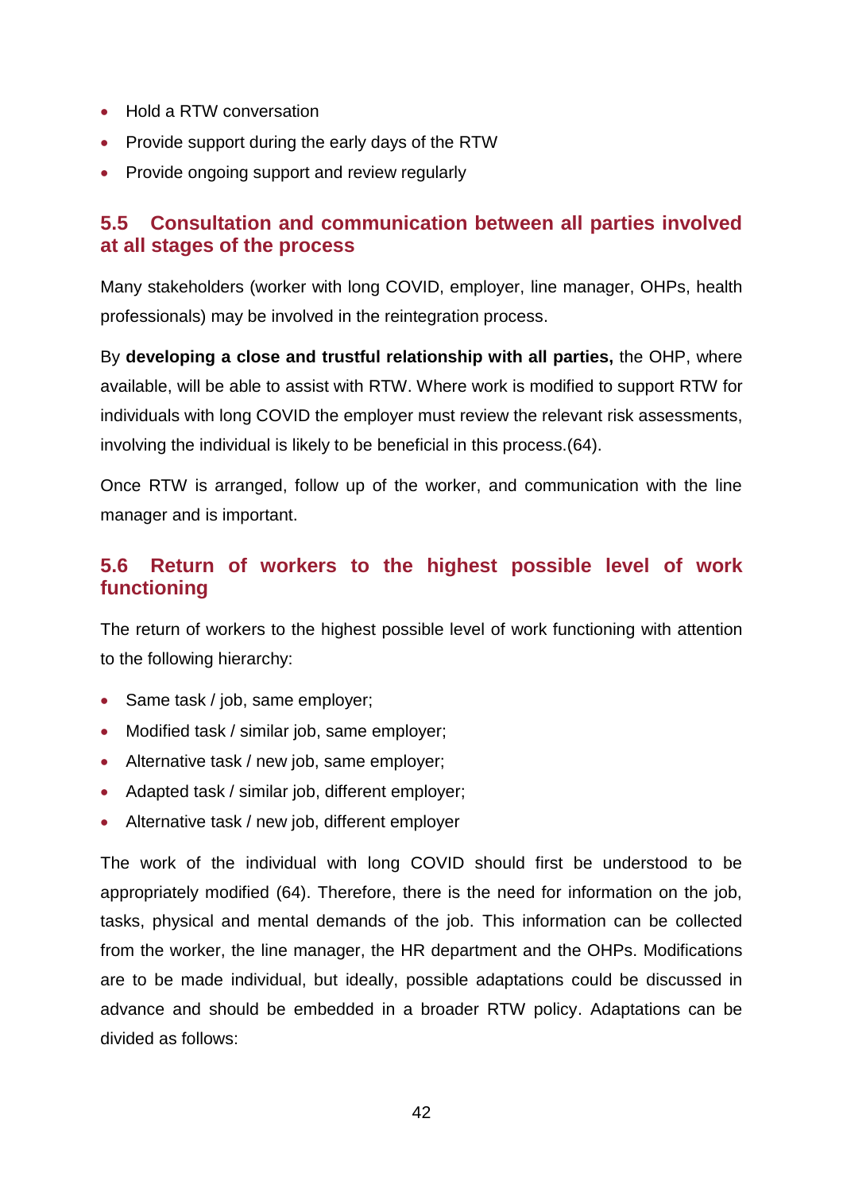- Hold a RTW conversation
- Provide support during the early days of the RTW
- Provide ongoing support and review regularly

## 5.5 Consultation and communication between all parties involved at all stages of the process

Many stakeholders (worker with long COVID, employer, line manager, OHPs, health professionals) may be involved in the reintegration process.

By **developing a close and trustful relationship with all parties,** the OHP, where available, will be able to assist with RTW. Where work is modified to support RTW for individuals with long COVID the employer must review the relevant risk assessments, involving the individual is likely to be beneficial in this process.(64).

Once RTW is arranged, follow up of the worker, and communication with the line manager and is important.

## 5.6 Return of workers to the highest possible level of work functioning

The return of workers to the highest possible level of work functioning with attention to the following hierarchy:

- Same task / job, same employer;
- Modified task / similar job, same employer;
- Alternative task / new job, same employer;
- Adapted task / similar job, different employer;
- Alternative task / new job, different employer

The work of the individual with long COVID should first be understood to be appropriately modified (64). Therefore, there is the need for information on the job, tasks, physical and mental demands of the job. This information can be collected from the worker, the line manager, the HR department and the OHPs. Modifications are to be made individual, but ideally, possible adaptations could be discussed in advance and should be embedded in a broader RTW policy. Adaptations can be divided as follows: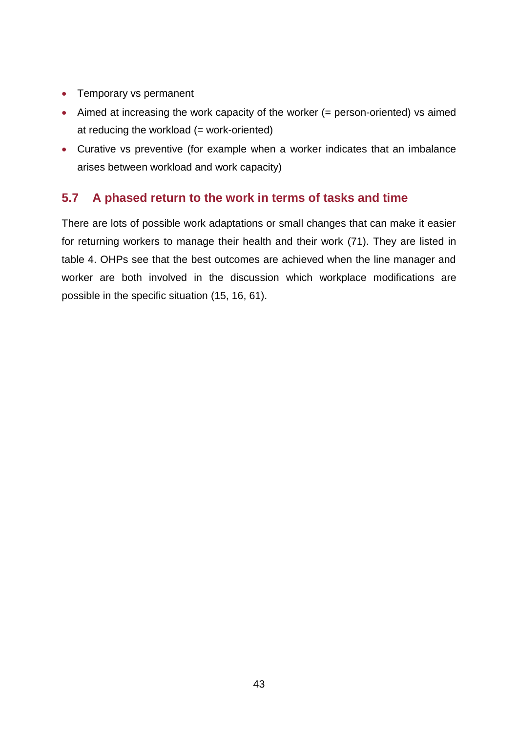- Temporary vs permanent
- Aimed at increasing the work capacity of the worker (= person-oriented) vs aimed at reducing the workload (= work-oriented)
- Curative vs preventive (for example when a worker indicates that an imbalance arises between workload and work capacity)

## 5.7 A phased return to the work in terms of tasks and time

There are lots of possible work adaptations or small changes that can make it easier for returning workers to manage their health and their work (71). They are listed in table 4. OHPs see that the best outcomes are achieved when the line manager and worker are both involved in the discussion which workplace modifications are possible in the specific situation (15, 16, 61).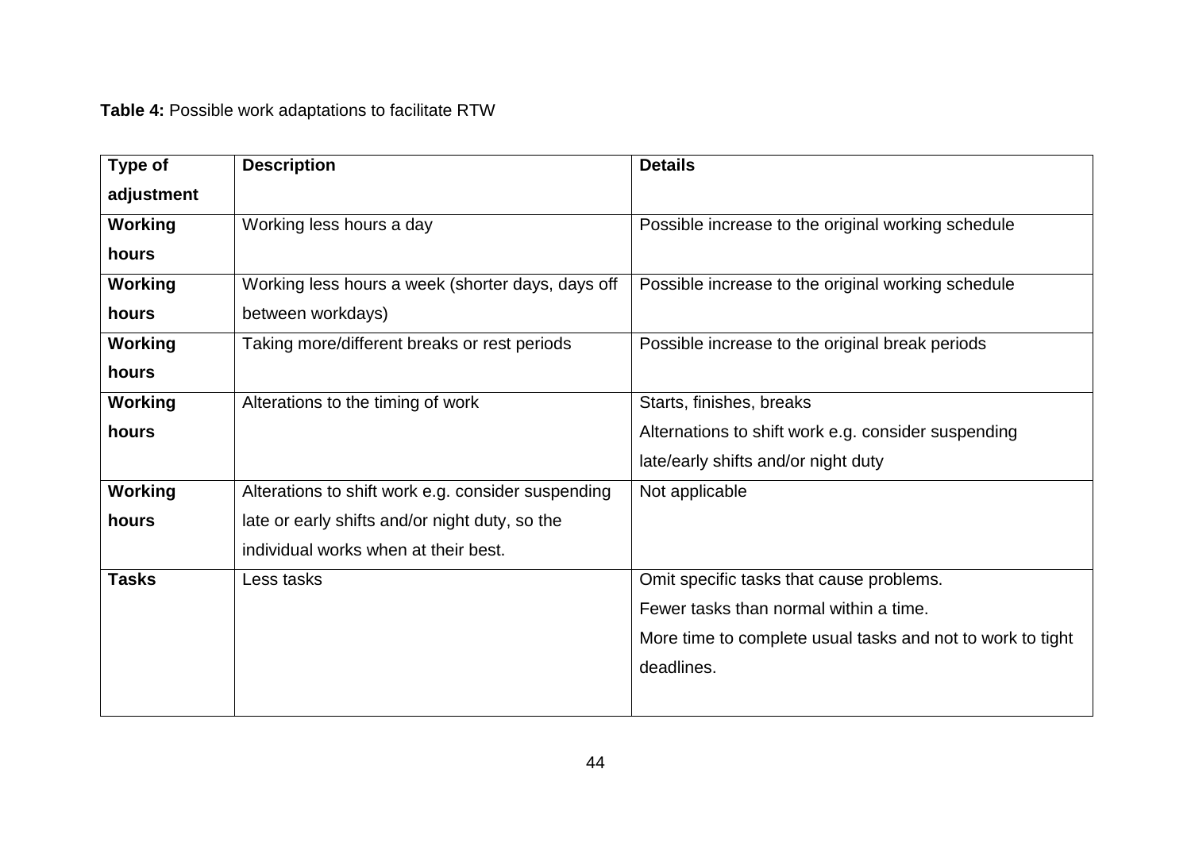**Table 4:** Possible work adaptations to facilitate RTW

| Type of adjustment | Description | Details |
|---|---|---|
| **Working hours** | Working less hours a day | Possible increase to the original working schedule |
| **Working hours** | Working less hours a week (shorter days, days off between workdays) | Possible increase to the original working schedule |
| **Working hours** | Taking more/different breaks or rest periods | Possible increase to the original break periods |
| **Working hours** | Alterations to the timing of work | Starts, finishes, breaks<br>Alternations to shift work e.g. consider suspending late/early shifts and/or night duty |
| **Working hours** | Alterations to shift work e.g. consider suspending late or early shifts and/or night duty, so the individual works when at their best. | Not applicable |
| **Tasks** | Less tasks | Omit specific tasks that cause problems.<br>Fewer tasks than normal within a time.<br>More time to complete usual tasks and not to work to tight deadlines. |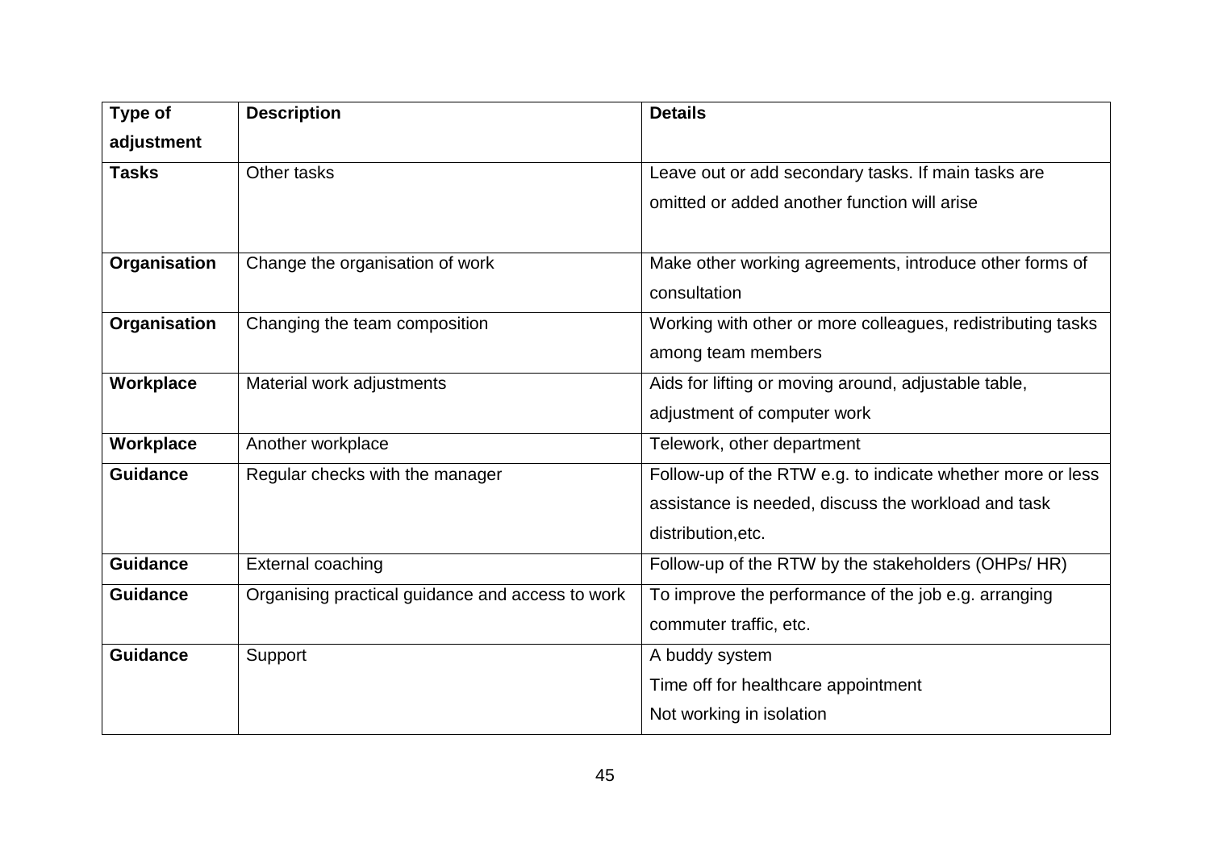| Type of adjustment | Description | Details |
|---|---|---|
| **Tasks** | Other tasks | Leave out or add secondary tasks. If main tasks are omitted or added another function will arise |
| **Organisation** | Change the organisation of work | Make other working agreements, introduce other forms of consultation |
| **Organisation** | Changing the team composition | Working with other or more colleagues, redistributing tasks among team members |
| **Workplace** | Material work adjustments | Aids for lifting or moving around, adjustable table, adjustment of computer work |
| **Workplace** | Another workplace | Telework, other department |
| **Guidance** | Regular checks with the manager | Follow-up of the RTW e.g. to indicate whether more or less assistance is needed, discuss the workload and task distribution,etc. |
| **Guidance** | External coaching | Follow-up of the RTW by the stakeholders (OHPs/ HR) |
| **Guidance** | Organising practical guidance and access to work | To improve the performance of the job e.g. arranging commuter traffic, etc. |
| **Guidance** | Support | A buddy system<br>Time off for healthcare appointment<br>Not working in isolation |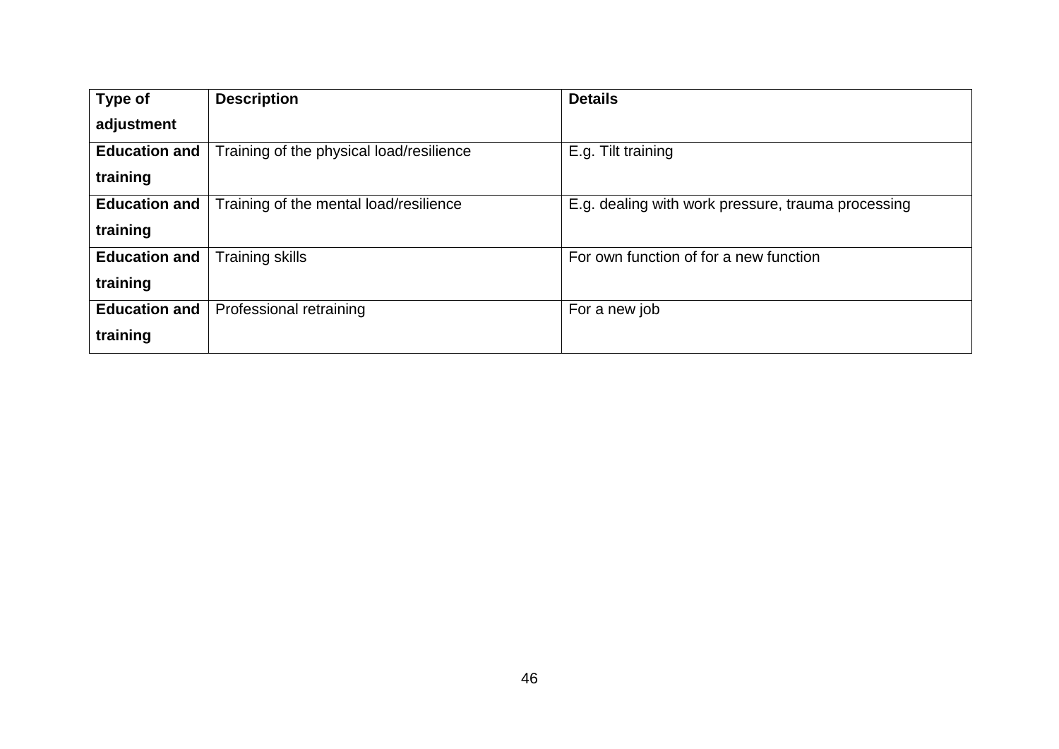| **Type of adjustment** | **Description** | **Details** |
|---|---|---|
| **Education and training** | Training of the physical load/resilience | E.g. Tilt training |
| **Education and training** | Training of the mental load/resilience | E.g. dealing with work pressure, trauma processing |
| **Education and training** | Training skills | For own function of for a new function |
| **Education and training** | Professional retraining | For a new job |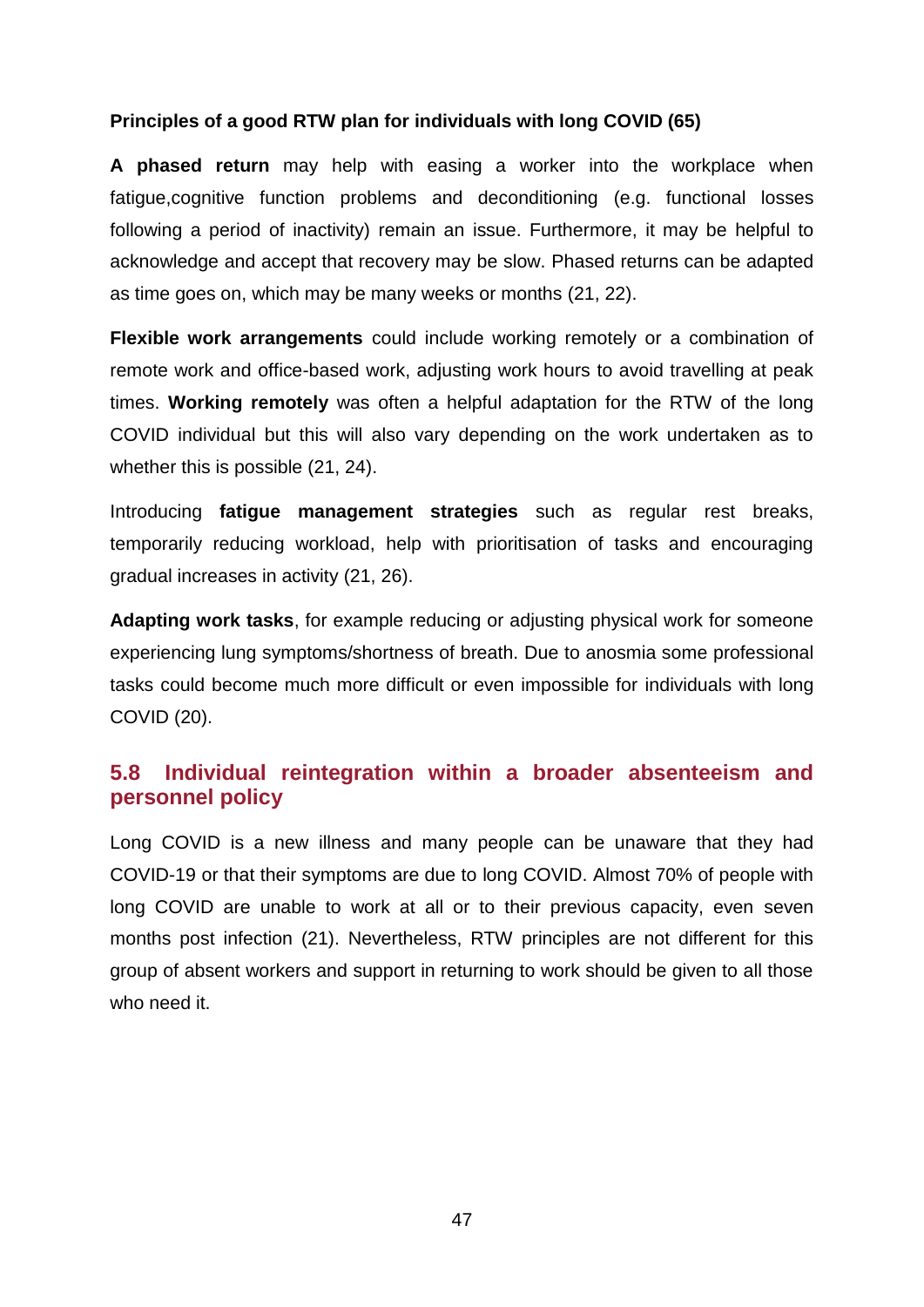**Principles of a good RTW plan for individuals with long COVID (65)**

**A phased return** may help with easing a worker into the workplace when fatigue,cognitive function problems and deconditioning (e.g. functional losses following a period of inactivity) remain an issue. Furthermore, it may be helpful to acknowledge and accept that recovery may be slow. Phased returns can be adapted as time goes on, which may be many weeks or months (21, 22).

**Flexible work arrangements** could include working remotely or a combination of remote work and office-based work, adjusting work hours to avoid travelling at peak times. **Working remotely** was often a helpful adaptation for the RTW of the long COVID individual but this will also vary depending on the work undertaken as to whether this is possible (21, 24).

Introducing **fatigue management strategies** such as regular rest breaks, temporarily reducing workload, help with prioritisation of tasks and encouraging gradual increases in activity (21, 26).

**Adapting work tasks**, for example reducing or adjusting physical work for someone experiencing lung symptoms/shortness of breath. Due to anosmia some professional tasks could become much more difficult or even impossible for individuals with long COVID (20).

## 5.8 Individual reintegration within a broader absenteeism and personnel policy

Long COVID is a new illness and many people can be unaware that they had COVID-19 or that their symptoms are due to long COVID. Almost 70% of people with long COVID are unable to work at all or to their previous capacity, even seven months post infection (21). Nevertheless, RTW principles are not different for this group of absent workers and support in returning to work should be given to all those who need it.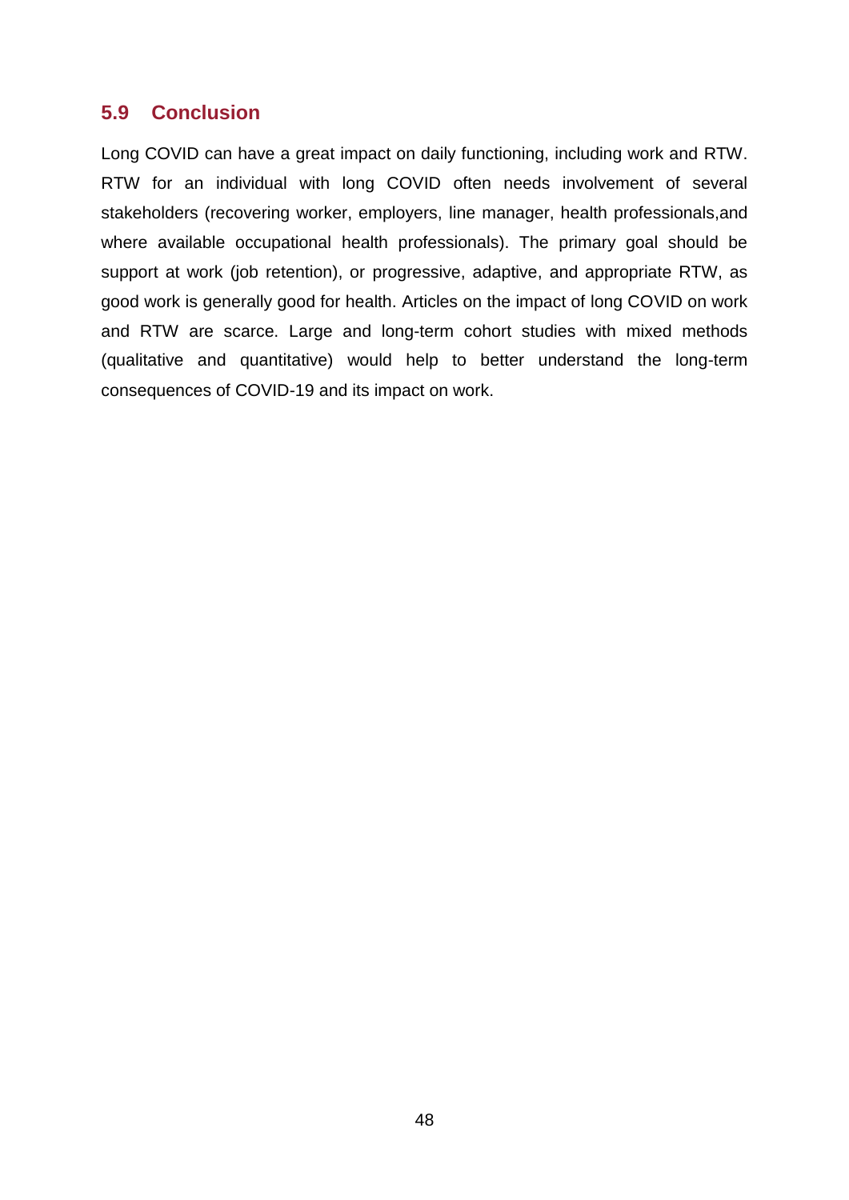## 5.9 Conclusion

Long COVID can have a great impact on daily functioning, including work and RTW. RTW for an individual with long COVID often needs involvement of several stakeholders (recovering worker, employers, line manager, health professionals,and where available occupational health professionals). The primary goal should be support at work (job retention), or progressive, adaptive, and appropriate RTW, as good work is generally good for health. Articles on the impact of long COVID on work and RTW are scarce. Large and long-term cohort studies with mixed methods (qualitative and quantitative) would help to better understand the long-term consequences of COVID-19 and its impact on work.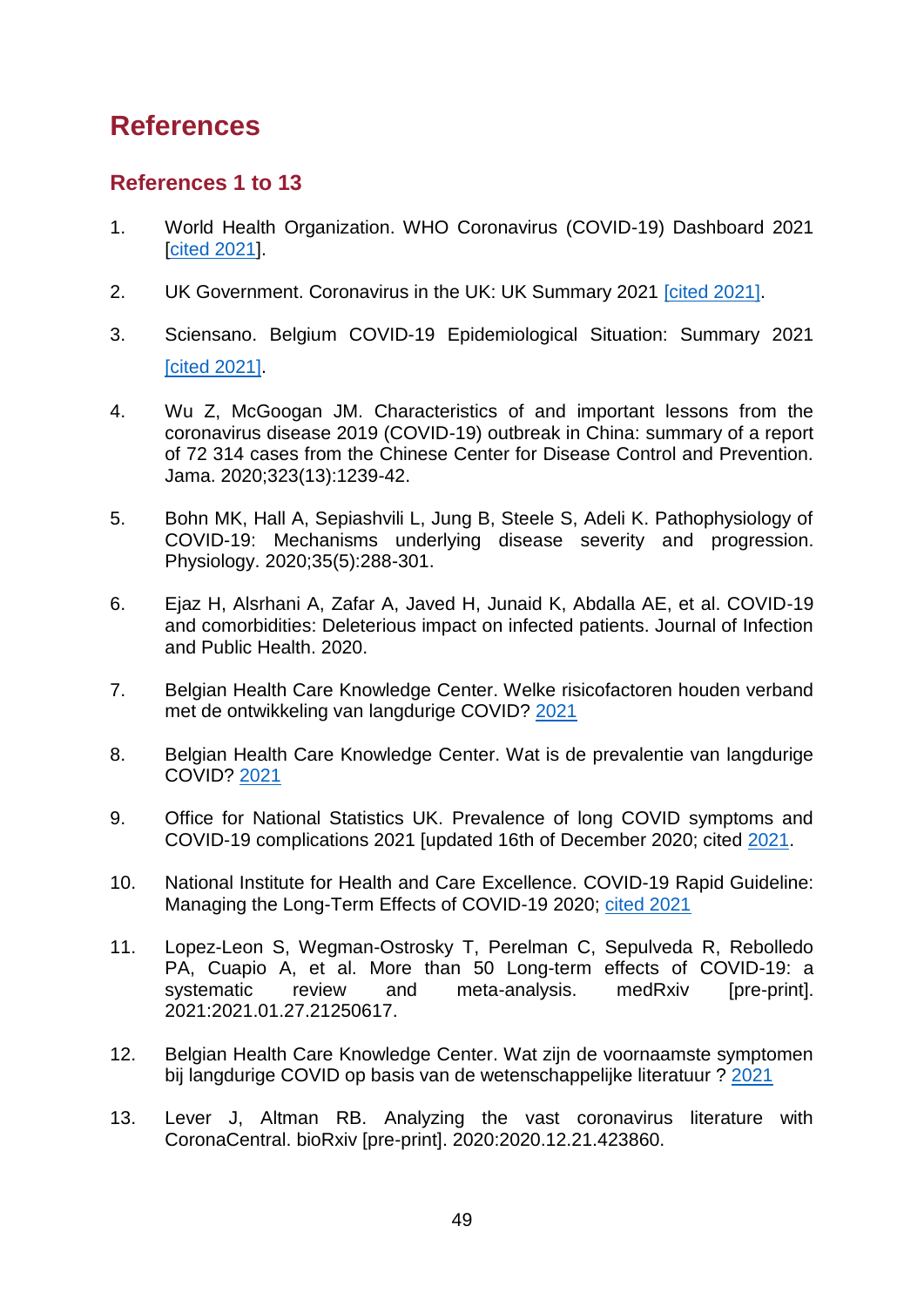# References

## References 1 to 13

1. World Health Organization. WHO Coronavirus (COVID-19) Dashboard 2021 [cited 2021].

2. UK Government. Coronavirus in the UK: UK Summary 2021 [cited 2021].

3. Sciensano. Belgium COVID-19 Epidemiological Situation: Summary 2021 [cited 2021].

4. Wu Z, McGoogan JM. Characteristics of and important lessons from the coronavirus disease 2019 (COVID-19) outbreak in China: summary of a report of 72 314 cases from the Chinese Center for Disease Control and Prevention. Jama. 2020;323(13):1239-42.

5. Bohn MK, Hall A, Sepiashvili L, Jung B, Steele S, Adeli K. Pathophysiology of COVID-19: Mechanisms underlying disease severity and progression. Physiology. 2020;35(5):288-301.

6. Ejaz H, Alsrhani A, Zafar A, Javed H, Junaid K, Abdalla AE, et al. COVID-19 and comorbidities: Deleterious impact on infected patients. Journal of Infection and Public Health. 2020.

7. Belgian Health Care Knowledge Center. Welke risicofactoren houden verband met de ontwikkeling van langdurige COVID? 2021

8. Belgian Health Care Knowledge Center. Wat is de prevalentie van langdurige COVID? 2021

9. Office for National Statistics UK. Prevalence of long COVID symptoms and COVID-19 complications 2021 [updated 16th of December 2020; cited 2021.

10. National Institute for Health and Care Excellence. COVID-19 Rapid Guideline: Managing the Long-Term Effects of COVID-19 2020; cited 2021

11. Lopez-Leon S, Wegman-Ostrosky T, Perelman C, Sepulveda R, Rebolledo PA, Cuapio A, et al. More than 50 Long-term effects of COVID-19: a systematic review and meta-analysis. medRxiv [pre-print]. 2021:2021.01.27.21250617.

12. Belgian Health Care Knowledge Center. Wat zijn de voornaamste symptomen bij langdurige COVID op basis van de wetenschappelijke literatuur ? 2021

13. Lever J, Altman RB. Analyzing the vast coronavirus literature with CoronaCentral. bioRxiv [pre-print]. 2020:2020.12.21.423860.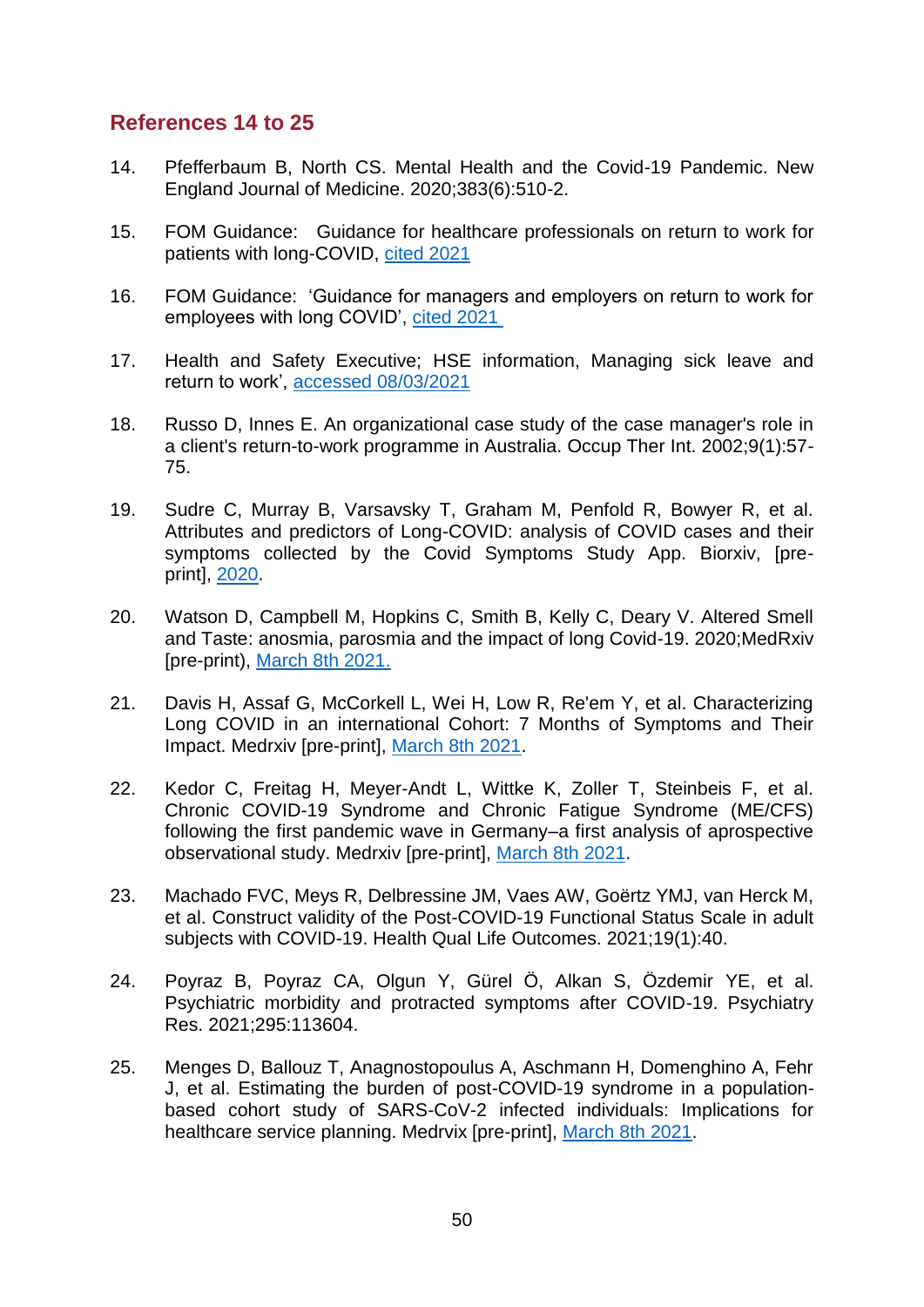## References 14 to 25

14. Pfefferbaum B, North CS. Mental Health and the Covid-19 Pandemic. New England Journal of Medicine. 2020;383(6):510-2.

15. FOM Guidance: Guidance for healthcare professionals on return to work for patients with long-COVID, cited 2021

16. FOM Guidance: 'Guidance for managers and employers on return to work for employees with long COVID', cited 2021

17. Health and Safety Executive; HSE information, Managing sick leave and return to work', accessed 08/03/2021

18. Russo D, Innes E. An organizational case study of the case manager's role in a client's return-to-work programme in Australia. Occup Ther Int. 2002;9(1):57-75.

19. Sudre C, Murray B, Varsavsky T, Graham M, Penfold R, Bowyer R, et al. Attributes and predictors of Long-COVID: analysis of COVID cases and their symptoms collected by the Covid Symptoms Study App. Biorxiv, [pre-print], 2020.

20. Watson D, Campbell M, Hopkins C, Smith B, Kelly C, Deary V. Altered Smell and Taste: anosmia, parosmia and the impact of long Covid-19. 2020;MedRxiv [pre-print), March 8th 2021.

21. Davis H, Assaf G, McCorkell L, Wei H, Low R, Re'em Y, et al. Characterizing Long COVID in an international Cohort: 7 Months of Symptoms and Their Impact. Medrxiv [pre-print], March 8th 2021.

22. Kedor C, Freitag H, Meyer-Andt L, Wittke K, Zoller T, Steinbeis F, et al. Chronic COVID-19 Syndrome and Chronic Fatigue Syndrome (ME/CFS) following the first pandemic wave in Germany–a first analysis of aprospective observational study. Medrxiv [pre-print], March 8th 2021.

23. Machado FVC, Meys R, Delbressine JM, Vaes AW, Goërtz YMJ, van Herck M, et al. Construct validity of the Post-COVID-19 Functional Status Scale in adult subjects with COVID-19. Health Qual Life Outcomes. 2021;19(1):40.

24. Poyraz B, Poyraz CA, Olgun Y, Gürel Ö, Alkan S, Özdemir YE, et al. Psychiatric morbidity and protracted symptoms after COVID-19. Psychiatry Res. 2021;295:113604.

25. Menges D, Ballouz T, Anagnostopoulus A, Aschmann H, Domenghino A, Fehr J, et al. Estimating the burden of post-COVID-19 syndrome in a population-based cohort study of SARS-CoV-2 infected individuals: Implications for healthcare service planning. Medrvix [pre-print], March 8th 2021.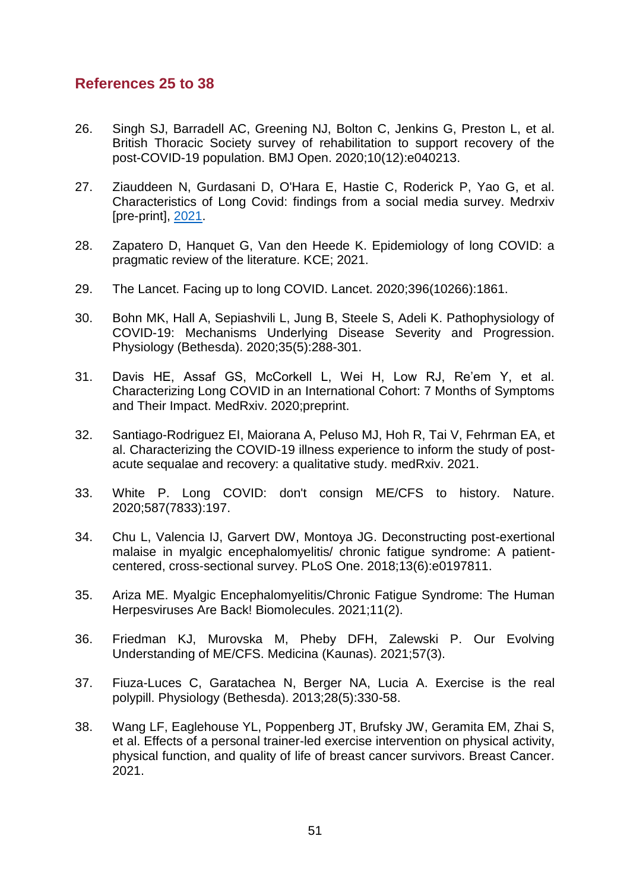## References 25 to 38

26. Singh SJ, Barradell AC, Greening NJ, Bolton C, Jenkins G, Preston L, et al. British Thoracic Society survey of rehabilitation to support recovery of the post-COVID-19 population. BMJ Open. 2020;10(12):e040213.

27. Ziauddeen N, Gurdasani D, O'Hara E, Hastie C, Roderick P, Yao G, et al. Characteristics of Long Covid: findings from a social media survey. Medrxiv [pre-print], 2021.

28. Zapatero D, Hanquet G, Van den Heede K. Epidemiology of long COVID: a pragmatic review of the literature. KCE; 2021.

29. The Lancet. Facing up to long COVID. Lancet. 2020;396(10266):1861.

30. Bohn MK, Hall A, Sepiashvili L, Jung B, Steele S, Adeli K. Pathophysiology of COVID-19: Mechanisms Underlying Disease Severity and Progression. Physiology (Bethesda). 2020;35(5):288-301.

31. Davis HE, Assaf GS, McCorkell L, Wei H, Low RJ, Re'em Y, et al. Characterizing Long COVID in an International Cohort: 7 Months of Symptoms and Their Impact. MedRxiv. 2020;preprint.

32. Santiago-Rodriguez EI, Maiorana A, Peluso MJ, Hoh R, Tai V, Fehrman EA, et al. Characterizing the COVID-19 illness experience to inform the study of post-acute sequalae and recovery: a qualitative study. medRxiv. 2021.

33. White P. Long COVID: don't consign ME/CFS to history. Nature. 2020;587(7833):197.

34. Chu L, Valencia IJ, Garvert DW, Montoya JG. Deconstructing post-exertional malaise in myalgic encephalomyelitis/ chronic fatigue syndrome: A patient-centered, cross-sectional survey. PLoS One. 2018;13(6):e0197811.

35. Ariza ME. Myalgic Encephalomyelitis/Chronic Fatigue Syndrome: The Human Herpesviruses Are Back! Biomolecules. 2021;11(2).

36. Friedman KJ, Murovska M, Pheby DFH, Zalewski P. Our Evolving Understanding of ME/CFS. Medicina (Kaunas). 2021;57(3).

37. Fiuza-Luces C, Garatachea N, Berger NA, Lucia A. Exercise is the real polypill. Physiology (Bethesda). 2013;28(5):330-58.

38. Wang LF, Eaglehouse YL, Poppenberg JT, Brufsky JW, Geramita EM, Zhai S, et al. Effects of a personal trainer-led exercise intervention on physical activity, physical function, and quality of life of breast cancer survivors. Breast Cancer. 2021.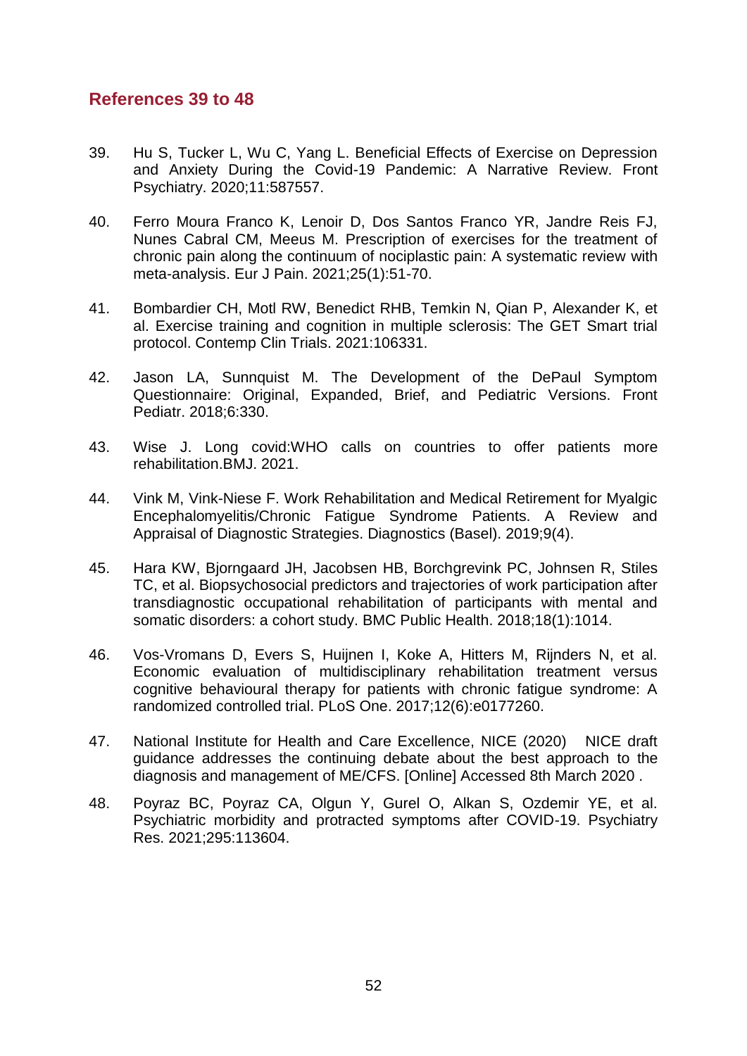## References 39 to 48

39. Hu S, Tucker L, Wu C, Yang L. Beneficial Effects of Exercise on Depression and Anxiety During the Covid-19 Pandemic: A Narrative Review. Front Psychiatry. 2020;11:587557.

40. Ferro Moura Franco K, Lenoir D, Dos Santos Franco YR, Jandre Reis FJ, Nunes Cabral CM, Meeus M. Prescription of exercises for the treatment of chronic pain along the continuum of nociplastic pain: A systematic review with meta-analysis. Eur J Pain. 2021;25(1):51-70.

41. Bombardier CH, Motl RW, Benedict RHB, Temkin N, Qian P, Alexander K, et al. Exercise training and cognition in multiple sclerosis: The GET Smart trial protocol. Contemp Clin Trials. 2021:106331.

42. Jason LA, Sunnquist M. The Development of the DePaul Symptom Questionnaire: Original, Expanded, Brief, and Pediatric Versions. Front Pediatr. 2018;6:330.

43. Wise J. Long covid:WHO calls on countries to offer patients more rehabilitation.BMJ. 2021.

44. Vink M, Vink-Niese F. Work Rehabilitation and Medical Retirement for Myalgic Encephalomyelitis/Chronic Fatigue Syndrome Patients. A Review and Appraisal of Diagnostic Strategies. Diagnostics (Basel). 2019;9(4).

45. Hara KW, Bjorngaard JH, Jacobsen HB, Borchgrevink PC, Johnsen R, Stiles TC, et al. Biopsychosocial predictors and trajectories of work participation after transdiagnostic occupational rehabilitation of participants with mental and somatic disorders: a cohort study. BMC Public Health. 2018;18(1):1014.

46. Vos-Vromans D, Evers S, Huijnen I, Koke A, Hitters M, Rijnders N, et al. Economic evaluation of multidisciplinary rehabilitation treatment versus cognitive behavioural therapy for patients with chronic fatigue syndrome: A randomized controlled trial. PLoS One. 2017;12(6):e0177260.

47. National Institute for Health and Care Excellence, NICE (2020) NICE draft guidance addresses the continuing debate about the best approach to the diagnosis and management of ME/CFS. [Online] Accessed 8th March 2020 .

48. Poyraz BC, Poyraz CA, Olgun Y, Gurel O, Alkan S, Ozdemir YE, et al. Psychiatric morbidity and protracted symptoms after COVID-19. Psychiatry Res. 2021;295:113604.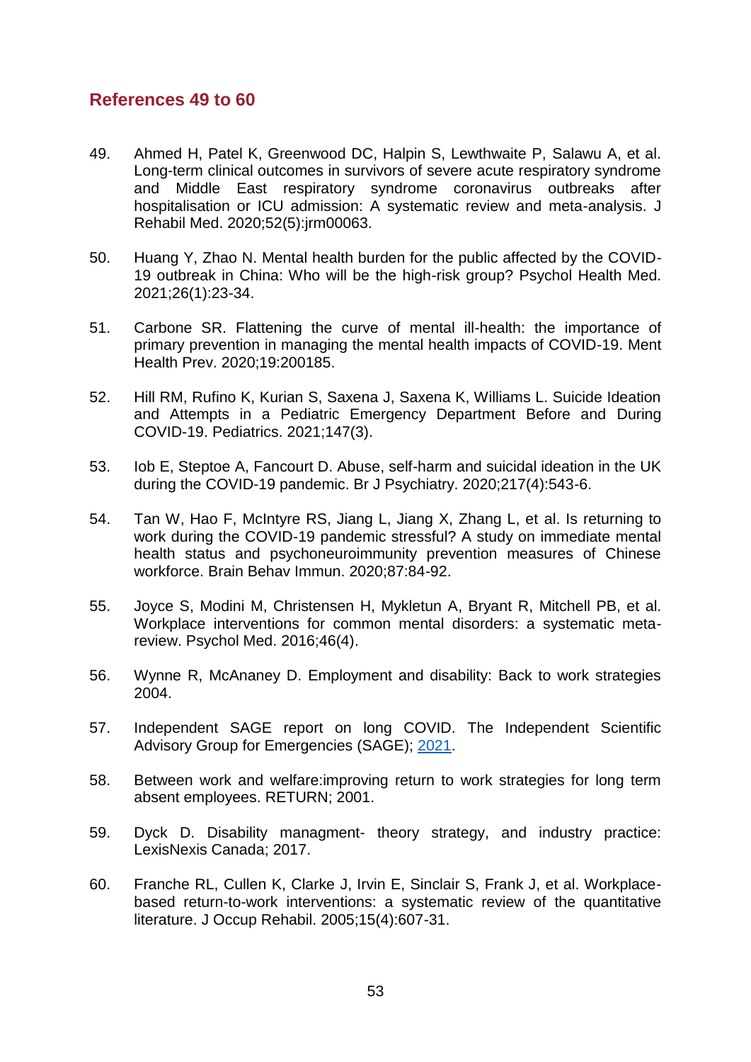## References 49 to 60

49. Ahmed H, Patel K, Greenwood DC, Halpin S, Lewthwaite P, Salawu A, et al. Long-term clinical outcomes in survivors of severe acute respiratory syndrome and Middle East respiratory syndrome coronavirus outbreaks after hospitalisation or ICU admission: A systematic review and meta-analysis. J Rehabil Med. 2020;52(5):jrm00063.

50. Huang Y, Zhao N. Mental health burden for the public affected by the COVID-19 outbreak in China: Who will be the high-risk group? Psychol Health Med. 2021;26(1):23-34.

51. Carbone SR. Flattening the curve of mental ill-health: the importance of primary prevention in managing the mental health impacts of COVID-19. Ment Health Prev. 2020;19:200185.

52. Hill RM, Rufino K, Kurian S, Saxena J, Saxena K, Williams L. Suicide Ideation and Attempts in a Pediatric Emergency Department Before and During COVID-19. Pediatrics. 2021;147(3).

53. Iob E, Steptoe A, Fancourt D. Abuse, self-harm and suicidal ideation in the UK during the COVID-19 pandemic. Br J Psychiatry. 2020;217(4):543-6.

54. Tan W, Hao F, McIntyre RS, Jiang L, Jiang X, Zhang L, et al. Is returning to work during the COVID-19 pandemic stressful? A study on immediate mental health status and psychoneuroimmunity prevention measures of Chinese workforce. Brain Behav Immun. 2020;87:84-92.

55. Joyce S, Modini M, Christensen H, Mykletun A, Bryant R, Mitchell PB, et al. Workplace interventions for common mental disorders: a systematic meta-review. Psychol Med. 2016;46(4).

56. Wynne R, McAnaney D. Employment and disability: Back to work strategies 2004.

57. Independent SAGE report on long COVID. The Independent Scientific Advisory Group for Emergencies (SAGE); 2021.

58. Between work and welfare:improving return to work strategies for long term absent employees. RETURN; 2001.

59. Dyck D. Disability managment- theory strategy, and industry practice: LexisNexis Canada; 2017.

60. Franche RL, Cullen K, Clarke J, Irvin E, Sinclair S, Frank J, et al. Workplace-based return-to-work interventions: a systematic review of the quantitative literature. J Occup Rehabil. 2005;15(4):607-31.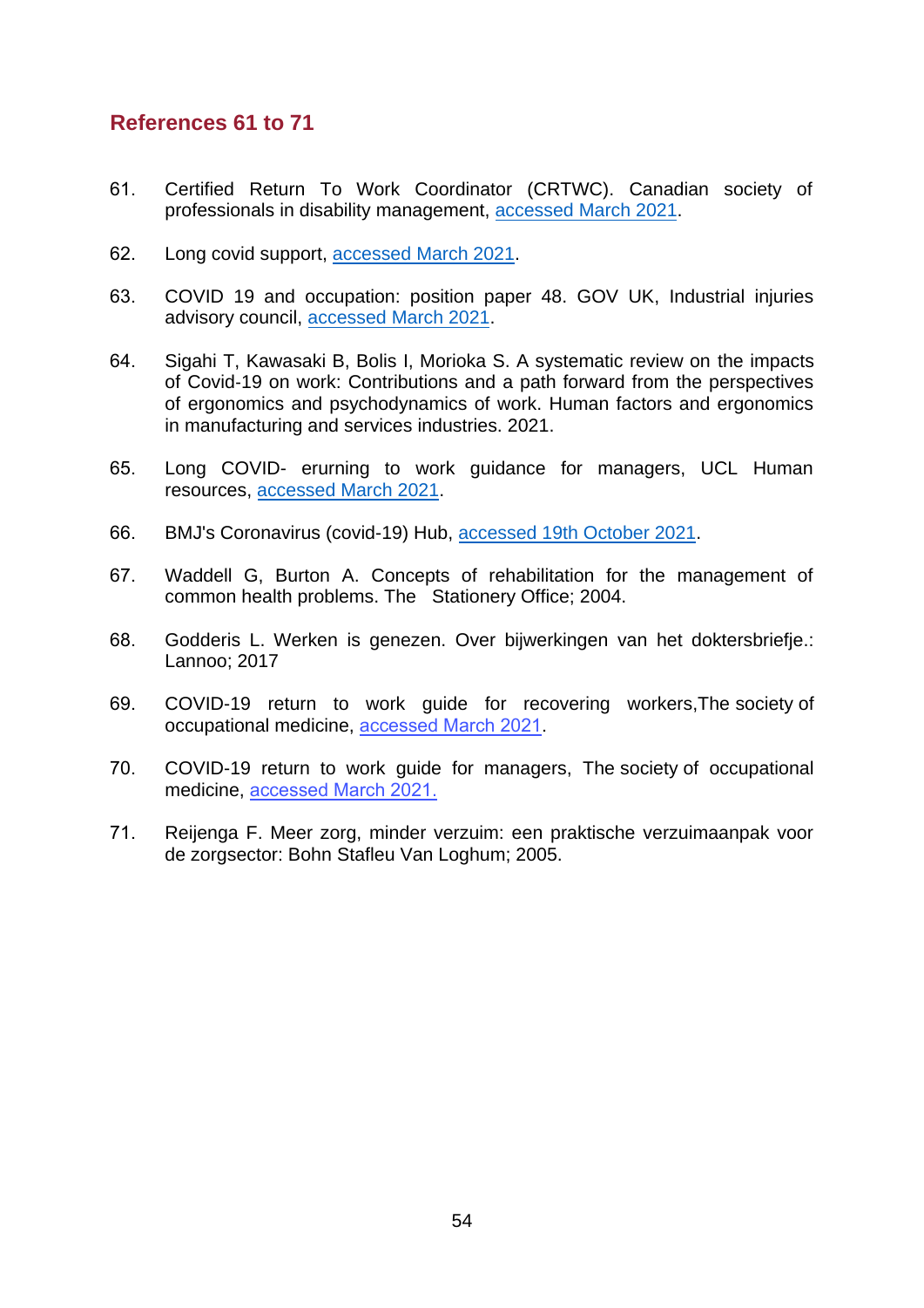## References 61 to 71

61. Certified Return To Work Coordinator (CRTWC). Canadian society of professionals in disability management, accessed March 2021.

62. Long covid support, accessed March 2021.

63. COVID 19 and occupation: position paper 48. GOV UK, Industrial injuries advisory council, accessed March 2021.

64. Sigahi T, Kawasaki B, Bolis I, Morioka S. A systematic review on the impacts of Covid-19 on work: Contributions and a path forward from the perspectives of ergonomics and psychodynamics of work. Human factors and ergonomics in manufacturing and services industries. 2021.

65. Long COVID- erurning to work guidance for managers, UCL Human resources, accessed March 2021.

66. BMJ's Coronavirus (covid-19) Hub, accessed 19th October 2021.

67. Waddell G, Burton A. Concepts of rehabilitation for the management of common health problems. The Stationery Office; 2004.

68. Godderis L. Werken is genezen. Over bijwerkingen van het doktersbriefje.: Lannoo; 2017

69. COVID-19 return to work guide for recovering workers,The society of occupational medicine, accessed March 2021.

70. COVID-19 return to work guide for managers, The society of occupational medicine, accessed March 2021.

71. Reijenga F. Meer zorg, minder verzuim: een praktische verzuimaanpak voor de zorgsector: Bohn Stafleu Van Loghum; 2005.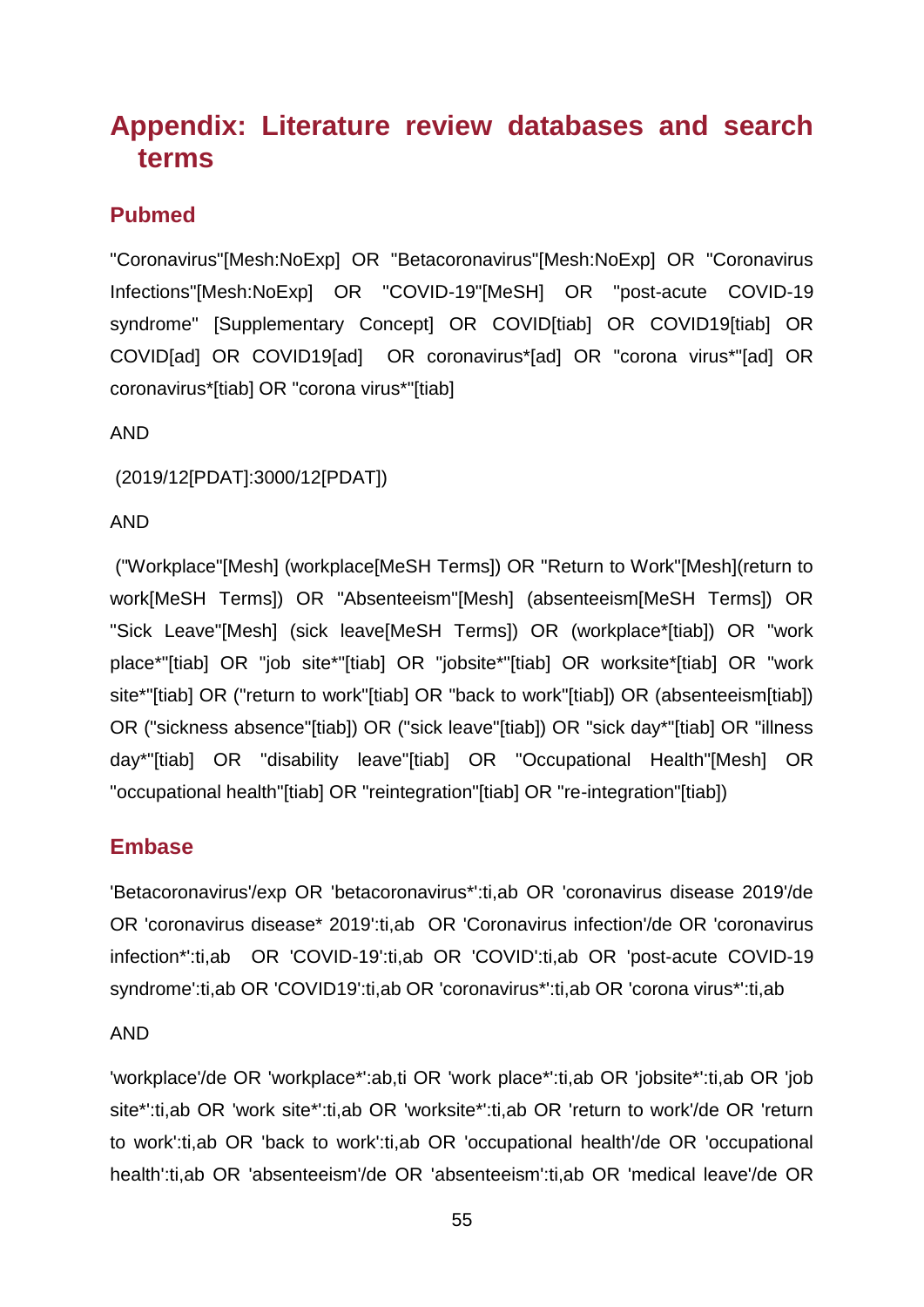# Appendix: Literature review databases and search terms

## Pubmed

"Coronavirus"[Mesh:NoExp] OR "Betacoronavirus"[Mesh:NoExp] OR "Coronavirus Infections"[Mesh:NoExp] OR "COVID-19"[MeSH] OR "post-acute COVID-19 syndrome" [Supplementary Concept] OR COVID[tiab] OR COVID19[tiab] OR COVID[ad] OR COVID19[ad] OR coronavirus*[ad] OR "corona virus*"[ad] OR coronavirus*[tiab] OR "corona virus*"[tiab]

AND

(2019/12[PDAT]:3000/12[PDAT])

AND

("Workplace"[Mesh] (workplace[MeSH Terms]) OR "Return to Work"[Mesh](return to work[MeSH Terms]) OR "Absenteeism"[Mesh] (absenteeism[MeSH Terms]) OR "Sick Leave"[Mesh] (sick leave[MeSH Terms]) OR (workplace*[tiab]) OR "work place*"[tiab] OR "job site*"[tiab] OR "jobsite*"[tiab] OR worksite*[tiab] OR "work site*"[tiab] OR ("return to work"[tiab] OR "back to work"[tiab]) OR (absenteeism[tiab]) OR ("sickness absence"[tiab]) OR ("sick leave"[tiab]) OR "sick day*"[tiab] OR "illness day*"[tiab] OR "disability leave"[tiab] OR "Occupational Health"[Mesh] OR "occupational health"[tiab] OR "reintegration"[tiab] OR "re-integration"[tiab])

## Embase

'Betacoronavirus'/exp OR 'betacoronavirus*':ti,ab OR 'coronavirus disease 2019'/de OR 'coronavirus disease* 2019':ti,ab OR 'Coronavirus infection'/de OR 'coronavirus infection*':ti,ab OR 'COVID-19':ti,ab OR 'COVID':ti,ab OR 'post-acute COVID-19 syndrome':ti,ab OR 'COVID19':ti,ab OR 'coronavirus*':ti,ab OR 'corona virus*':ti,ab

AND

'workplace'/de OR 'workplace*':ab,ti OR 'work place*':ti,ab OR 'jobsite*':ti,ab OR 'job site*':ti,ab OR 'work site*':ti,ab OR 'worksite*':ti,ab OR 'return to work'/de OR 'return to work':ti,ab OR 'back to work':ti,ab OR 'occupational health'/de OR 'occupational health':ti,ab OR 'absenteeism'/de OR 'absenteeism':ti,ab OR 'medical leave'/de OR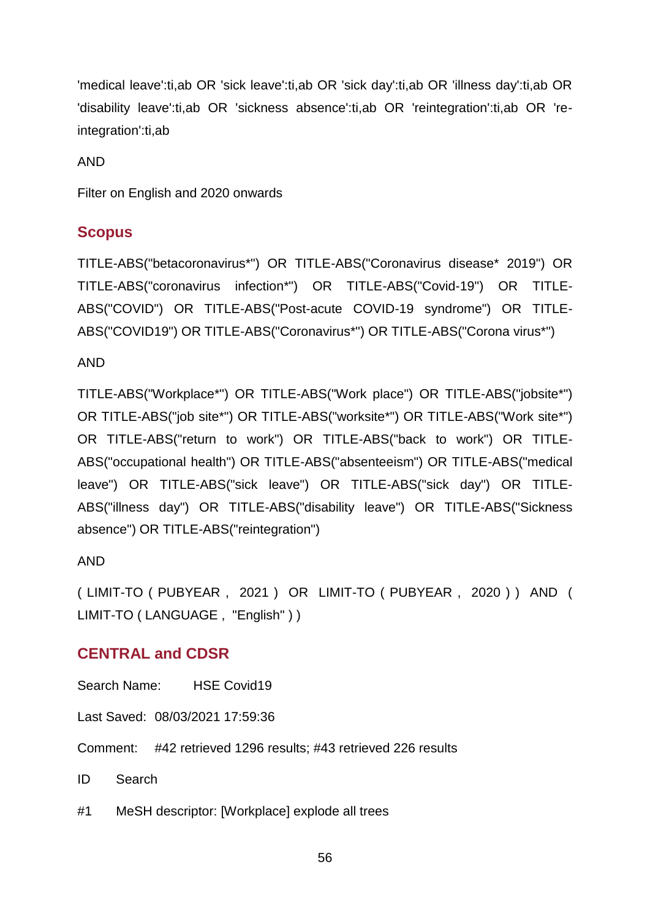'medical leave':ti,ab OR 'sick leave':ti,ab OR 'sick day':ti,ab OR 'illness day':ti,ab OR 'disability leave':ti,ab OR 'sickness absence':ti,ab OR 'reintegration':ti,ab OR 're-integration':ti,ab

AND

Filter on English and 2020 onwards

## Scopus

TITLE-ABS("betacoronavirus*") OR TITLE-ABS("Coronavirus disease* 2019") OR TITLE-ABS("coronavirus infection*") OR TITLE-ABS("Covid-19") OR TITLE-ABS("COVID") OR TITLE-ABS("Post-acute COVID-19 syndrome") OR TITLE-ABS("COVID19") OR TITLE-ABS("Coronavirus*") OR TITLE-ABS("Corona virus*")

AND

TITLE-ABS("Workplace*") OR TITLE-ABS("Work place") OR TITLE-ABS("jobsite*") OR TITLE-ABS("job site*") OR TITLE-ABS("worksite*") OR TITLE-ABS("Work site*") OR TITLE-ABS("return to work") OR TITLE-ABS("back to work") OR TITLE-ABS("occupational health") OR TITLE-ABS("absenteeism") OR TITLE-ABS("medical leave") OR TITLE-ABS("sick leave") OR TITLE-ABS("sick day") OR TITLE-ABS("illness day") OR TITLE-ABS("disability leave") OR TITLE-ABS("Sickness absence") OR TITLE-ABS("reintegration")

AND

( LIMIT-TO ( PUBYEAR , 2021 ) OR LIMIT-TO ( PUBYEAR , 2020 ) ) AND ( LIMIT-TO ( LANGUAGE , "English" ) )

## CENTRAL and CDSR

Search Name: HSE Covid19

Last Saved: 08/03/2021 17:59:36

Comment: #42 retrieved 1296 results; #43 retrieved 226 results

ID Search

#1 MeSH descriptor: [Workplace] explode all trees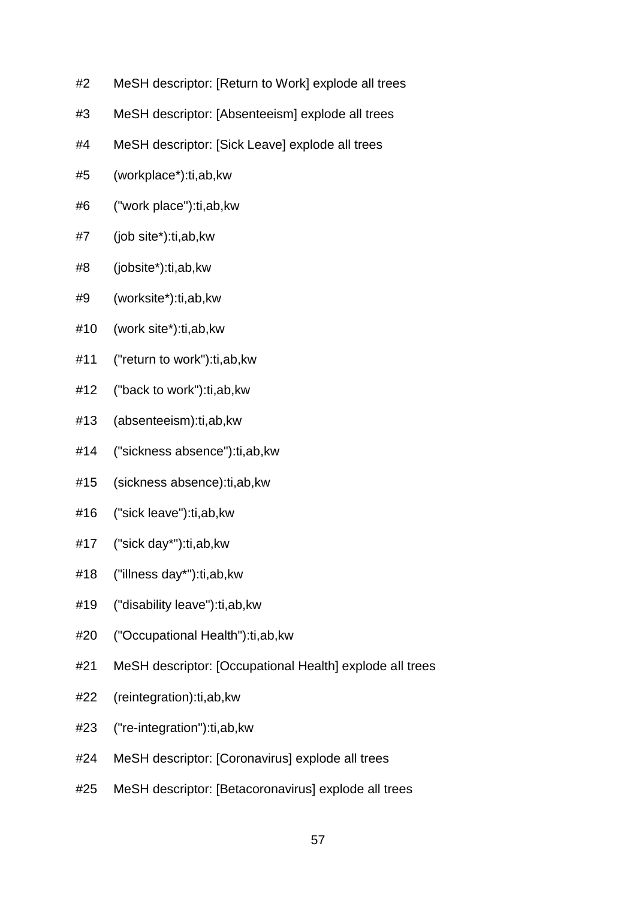#2 MeSH descriptor: [Return to Work] explode all trees

#3 MeSH descriptor: [Absenteeism] explode all trees

#4 MeSH descriptor: [Sick Leave] explode all trees

#5 (workplace*):ti,ab,kw

#6 ("work place"):ti,ab,kw

#7 (job site*):ti,ab,kw

#8 (jobsite*):ti,ab,kw

#9 (worksite*):ti,ab,kw

#10 (work site*):ti,ab,kw

#11 ("return to work"):ti,ab,kw

#12 ("back to work"):ti,ab,kw

#13 (absenteeism):ti,ab,kw

#14 ("sickness absence"):ti,ab,kw

#15 (sickness absence):ti,ab,kw

#16 ("sick leave"):ti,ab,kw

#17 ("sick day*"):ti,ab,kw

#18 ("illness day*"):ti,ab,kw

#19 ("disability leave"):ti,ab,kw

#20 ("Occupational Health"):ti,ab,kw

#21 MeSH descriptor: [Occupational Health] explode all trees

#22 (reintegration):ti,ab,kw

#23 ("re-integration"):ti,ab,kw

#24 MeSH descriptor: [Coronavirus] explode all trees

#25 MeSH descriptor: [Betacoronavirus] explode all trees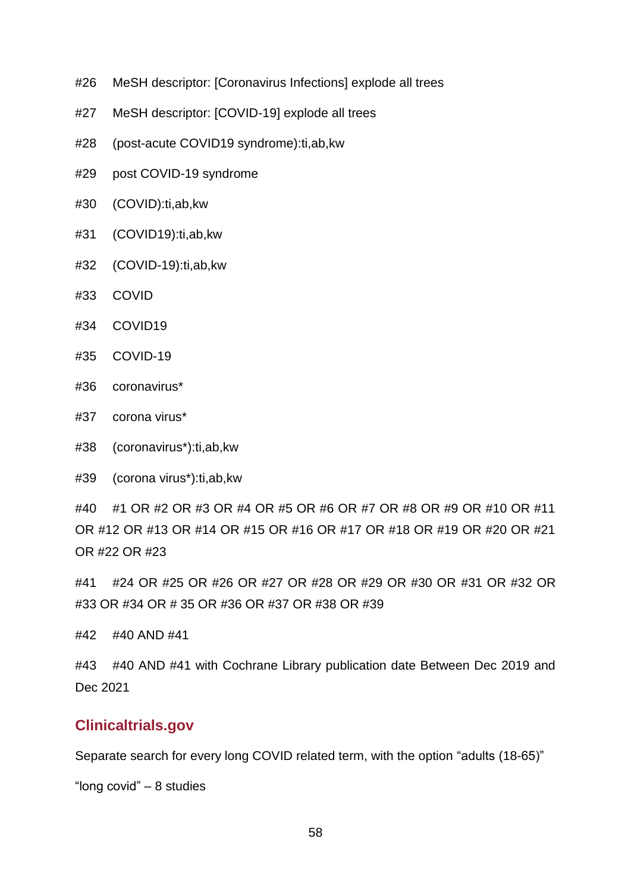#26 MeSH descriptor: [Coronavirus Infections] explode all trees

#27 MeSH descriptor: [COVID-19] explode all trees

#28 (post-acute COVID19 syndrome):ti,ab,kw

#29 post COVID-19 syndrome

#30 (COVID):ti,ab,kw

#31 (COVID19):ti,ab,kw

#32 (COVID-19):ti,ab,kw

#33 COVID

#34 COVID19

#35 COVID-19

#36 coronavirus*

#37 corona virus*

#38 (coronavirus*):ti,ab,kw

#39 (corona virus*):ti,ab,kw

#40 #1 OR #2 OR #3 OR #4 OR #5 OR #6 OR #7 OR #8 OR #9 OR #10 OR #11 OR #12 OR #13 OR #14 OR #15 OR #16 OR #17 OR #18 OR #19 OR #20 OR #21 OR #22 OR #23

#41 #24 OR #25 OR #26 OR #27 OR #28 OR #29 OR #30 OR #31 OR #32 OR #33 OR #34 OR # 35 OR #36 OR #37 OR #38 OR #39

#42 #40 AND #41

#43 #40 AND #41 with Cochrane Library publication date Between Dec 2019 and Dec 2021

## Clinicaltrials.gov

Separate search for every long COVID related term, with the option "adults (18-65)"

"long covid" – 8 studies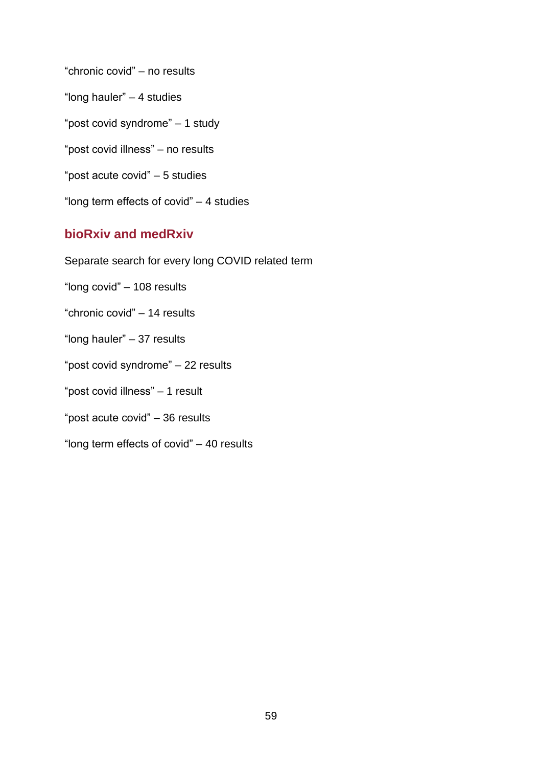"chronic covid" – no results

"long hauler" – 4 studies

"post covid syndrome" – 1 study

"post covid illness" – no results

"post acute covid" – 5 studies

"long term effects of covid" – 4 studies

## bioRxiv and medRxiv

Separate search for every long COVID related term

"long covid" – 108 results

"chronic covid" – 14 results

"long hauler" – 37 results

"post covid syndrome" – 22 results

"post covid illness" – 1 result

"post acute covid" – 36 results

"long term effects of covid" – 40 results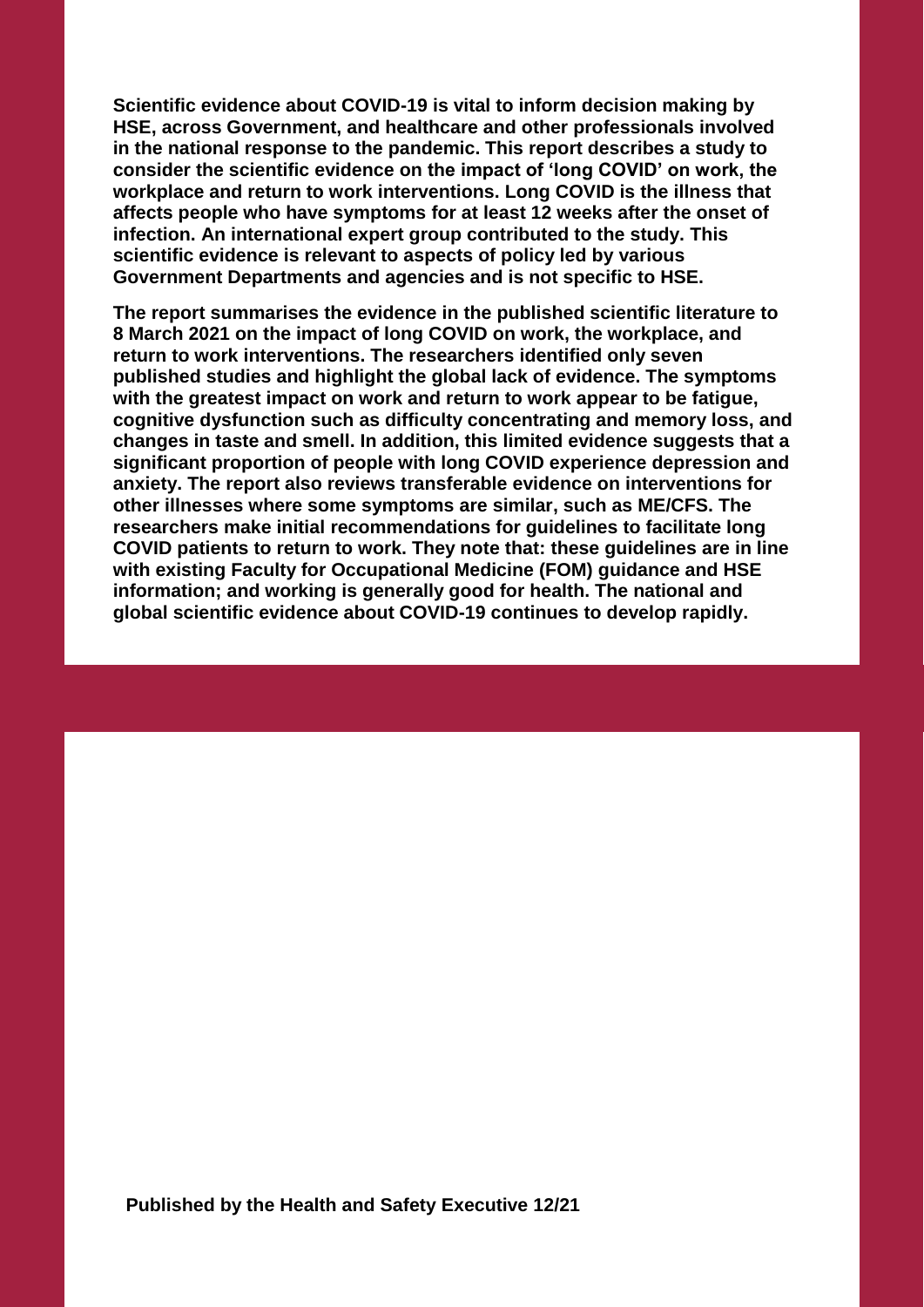**Scientific evidence about COVID-19 is vital to inform decision making by HSE, across Government, and healthcare and other professionals involved in the national response to the pandemic. This report describes a study to consider the scientific evidence on the impact of 'long COVID' on work, the workplace and return to work interventions. Long COVID is the illness that affects people who have symptoms for at least 12 weeks after the onset of infection. An international expert group contributed to the study. This scientific evidence is relevant to aspects of policy led by various Government Departments and agencies and is not specific to HSE.**

**The report summarises the evidence in the published scientific literature to 8 March 2021 on the impact of long COVID on work, the workplace, and return to work interventions. The researchers identified only seven published studies and highlight the global lack of evidence. The symptoms with the greatest impact on work and return to work appear to be fatigue, cognitive dysfunction such as difficulty concentrating and memory loss, and changes in taste and smell. In addition, this limited evidence suggests that a significant proportion of people with long COVID experience depression and anxiety. The report also reviews transferable evidence on interventions for other illnesses where some symptoms are similar, such as ME/CFS. The researchers make initial recommendations for guidelines to facilitate long COVID patients to return to work. They note that: these guidelines are in line with existing Faculty for Occupational Medicine (FOM) guidance and HSE information; and working is generally good for health. The national and global scientific evidence about COVID-19 continues to develop rapidly.**

**Published by the Health and Safety Executive 12/21**